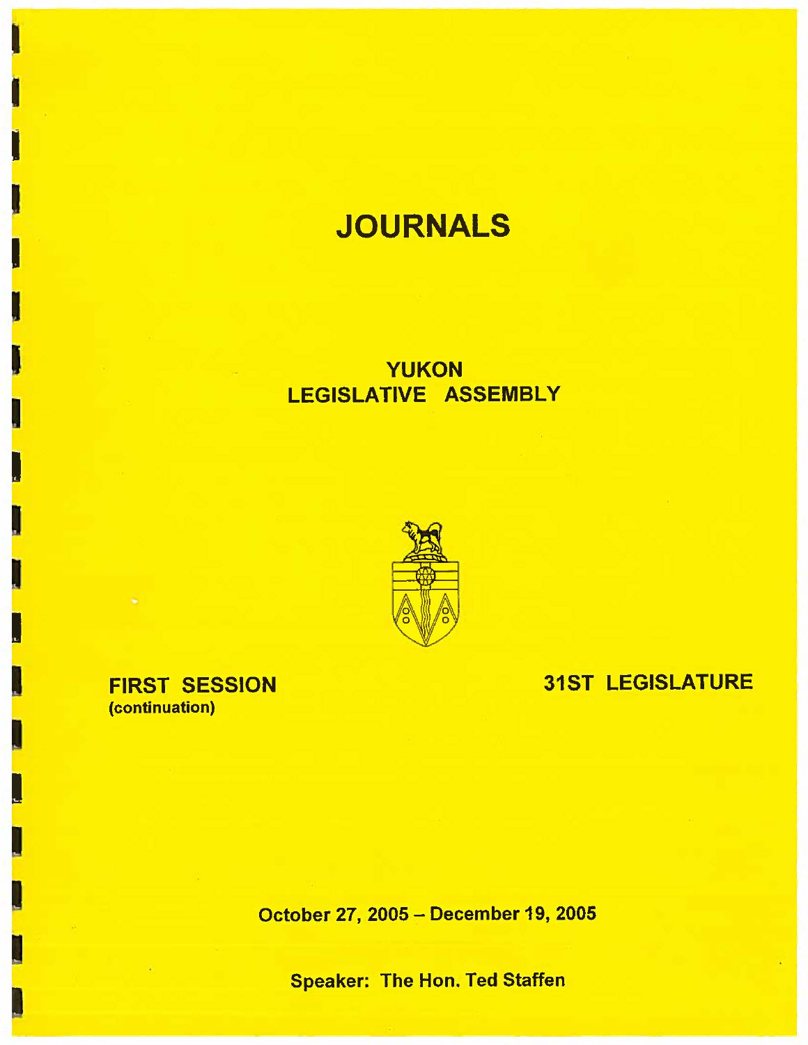# JOURNALS

## YUKON LEGISLATIVE ASSEMBLY

**FIRST SESSION**
**(continuation)**

**31ST LEGISLATURE**

**October 27, 2005 – December 19, 2005**

**Speaker: The Hon. Ted Staffen**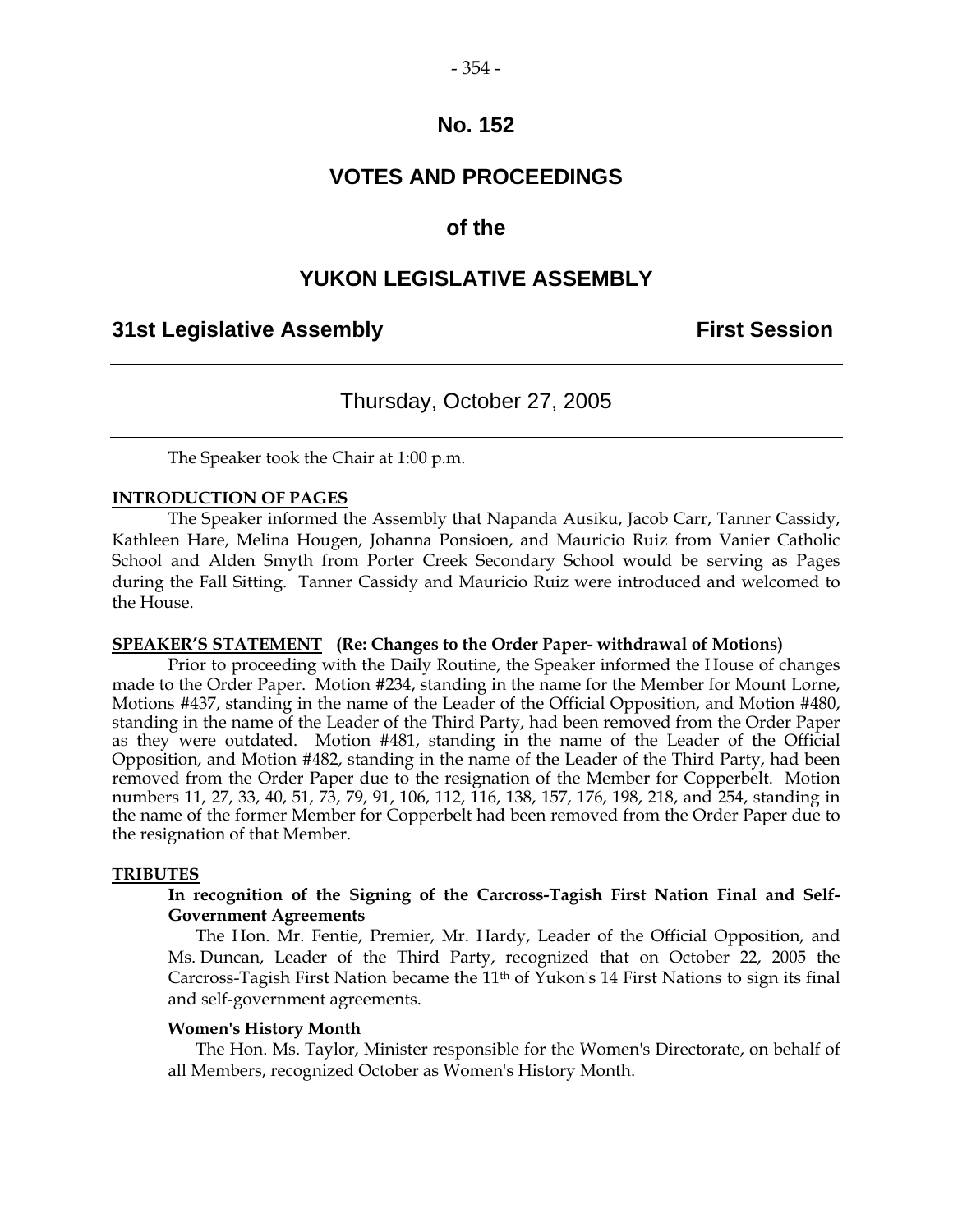# No. 152

# VOTES AND PROCEEDINGS

## of the

# YUKON LEGISLATIVE ASSEMBLY

**31st Legislative Assembly** **First Session**

---

Thursday, October 27, 2005

---

The Speaker took the Chair at 1:00 p.m.

**INTRODUCTION OF PAGES**

The Speaker informed the Assembly that Napanda Ausiku, Jacob Carr, Tanner Cassidy, Kathleen Hare, Melina Hougen, Johanna Ponsioen, and Mauricio Ruiz from Vanier Catholic School and Alden Smyth from Porter Creek Secondary School would be serving as Pages during the Fall Sitting. Tanner Cassidy and Mauricio Ruiz were introduced and welcomed to the House.

**SPEAKER'S STATEMENT (Re: Changes to the Order Paper- withdrawal of Motions)**

Prior to proceeding with the Daily Routine, the Speaker informed the House of changes made to the Order Paper. Motion #234, standing in the name for the Member for Mount Lorne, Motions #437, standing in the name of the Leader of the Official Opposition, and Motion #480, standing in the name of the Leader of the Third Party, had been removed from the Order Paper as they were outdated. Motion #481, standing in the name of the Leader of the Official Opposition, and Motion #482, standing in the name of the Leader of the Third Party, had been removed from the Order Paper due to the resignation of the Member for Copperbelt. Motion numbers 11, 27, 33, 40, 51, 73, 79, 91, 106, 112, 116, 138, 157, 176, 198, 218, and 254, standing in the name of the former Member for Copperbelt had been removed from the Order Paper due to the resignation of that Member.

**TRIBUTES**

**In recognition of the Signing of the Carcross-Tagish First Nation Final and Self-Government Agreements**

The Hon. Mr. Fentie, Premier, Mr. Hardy, Leader of the Official Opposition, and Ms. Duncan, Leader of the Third Party, recognized that on October 22, 2005 the Carcross-Tagish First Nation became the 11th of Yukon's 14 First Nations to sign its final and self-government agreements.

**Women's History Month**

The Hon. Ms. Taylor, Minister responsible for the Women's Directorate, on behalf of all Members, recognized October as Women's History Month.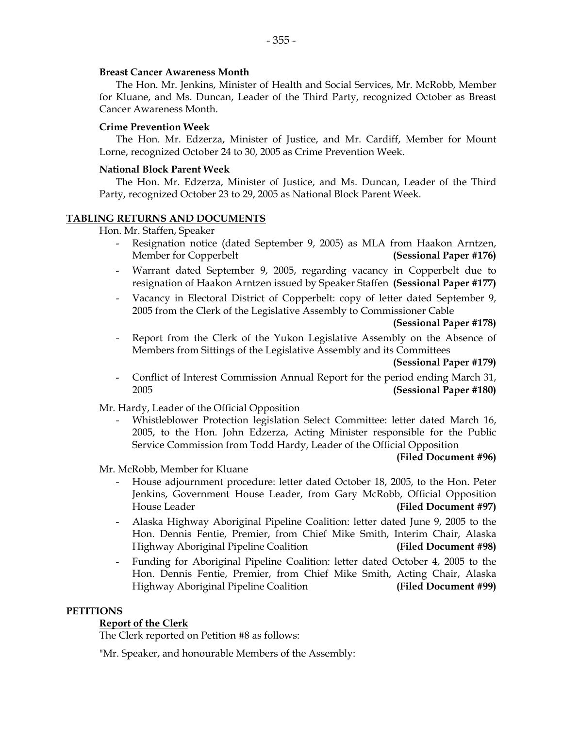**Breast Cancer Awareness Month**

The Hon. Mr. Jenkins, Minister of Health and Social Services, Mr. McRobb, Member for Kluane, and Ms. Duncan, Leader of the Third Party, recognized October as Breast Cancer Awareness Month.

**Crime Prevention Week**

The Hon. Mr. Edzerza, Minister of Justice, and Mr. Cardiff, Member for Mount Lorne, recognized October 24 to 30, 2005 as Crime Prevention Week.

**National Block Parent Week**

The Hon. Mr. Edzerza, Minister of Justice, and Ms. Duncan, Leader of the Third Party, recognized October 23 to 29, 2005 as National Block Parent Week.

## TABLING RETURNS AND DOCUMENTS

Hon. Mr. Staffen, Speaker

- Resignation notice (dated September 9, 2005) as MLA from Haakon Arntzen, Member for Copperbelt **(Sessional Paper #176)**
- Warrant dated September 9, 2005, regarding vacancy in Copperbelt due to resignation of Haakon Arntzen issued by Speaker Staffen **(Sessional Paper #177)**
- Vacancy in Electoral District of Copperbelt: copy of letter dated September 9, 2005 from the Clerk of the Legislative Assembly to Commissioner Cable **(Sessional Paper #178)**
- Report from the Clerk of the Yukon Legislative Assembly on the Absence of Members from Sittings of the Legislative Assembly and its Committees **(Sessional Paper #179)**
- Conflict of Interest Commission Annual Report for the period ending March 31, 2005 **(Sessional Paper #180)**

Mr. Hardy, Leader of the Official Opposition

- Whistleblower Protection legislation Select Committee: letter dated March 16, 2005, to the Hon. John Edzerza, Acting Minister responsible for the Public Service Commission from Todd Hardy, Leader of the Official Opposition **(Filed Document #96)**

Mr. McRobb, Member for Kluane

- House adjournment procedure: letter dated October 18, 2005, to the Hon. Peter Jenkins, Government House Leader, from Gary McRobb, Official Opposition House Leader **(Filed Document #97)**
- Alaska Highway Aboriginal Pipeline Coalition: letter dated June 9, 2005 to the Hon. Dennis Fentie, Premier, from Chief Mike Smith, Interim Chair, Alaska Highway Aboriginal Pipeline Coalition **(Filed Document #98)**
- Funding for Aboriginal Pipeline Coalition: letter dated October 4, 2005 to the Hon. Dennis Fentie, Premier, from Chief Mike Smith, Acting Chair, Alaska Highway Aboriginal Pipeline Coalition **(Filed Document #99)**

## PETITIONS

**Report of the Clerk**

The Clerk reported on Petition #8 as follows:

"Mr. Speaker, and honourable Members of the Assembly: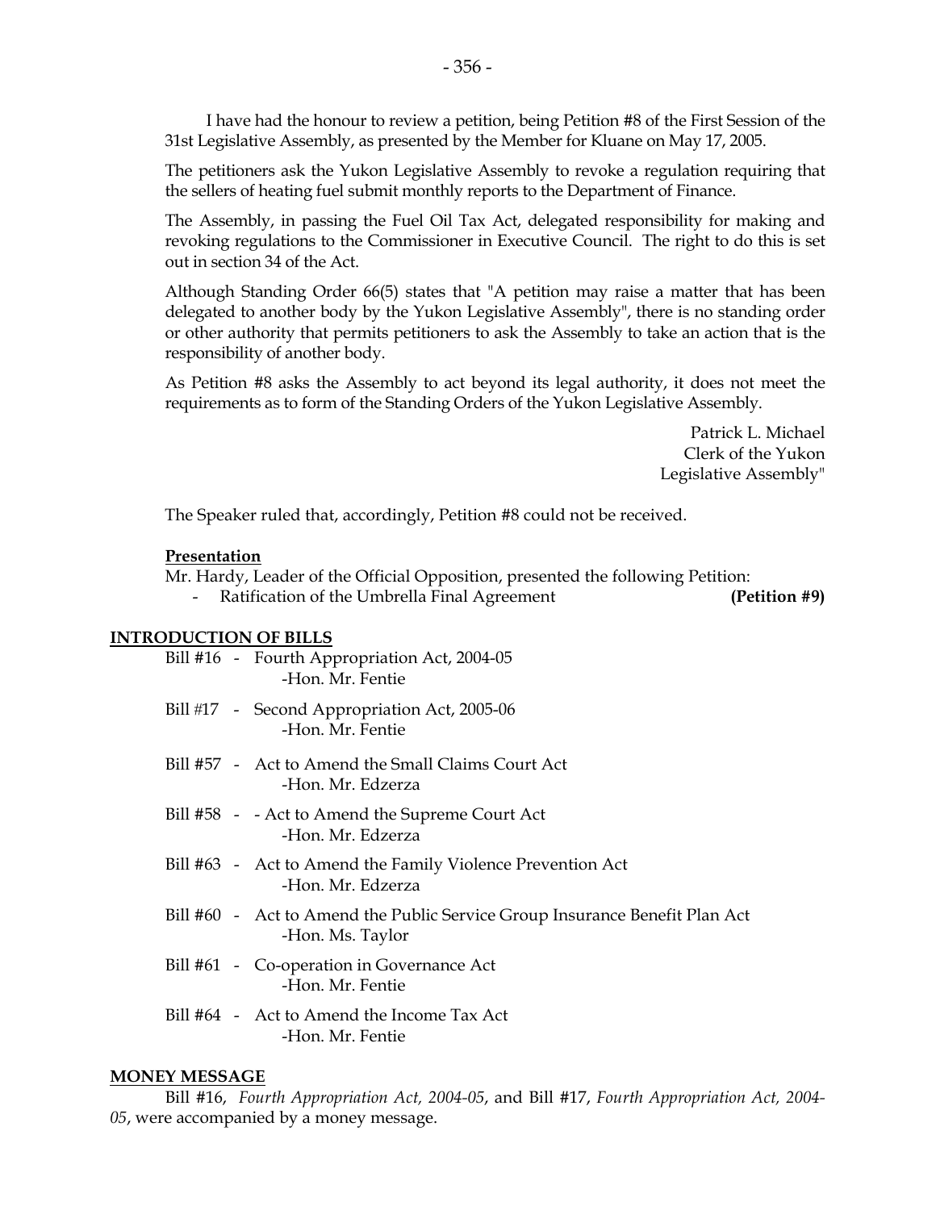I have had the honour to review a petition, being Petition #8 of the First Session of the 31st Legislative Assembly, as presented by the Member for Kluane on May 17, 2005.

The petitioners ask the Yukon Legislative Assembly to revoke a regulation requiring that the sellers of heating fuel submit monthly reports to the Department of Finance.

The Assembly, in passing the Fuel Oil Tax Act, delegated responsibility for making and revoking regulations to the Commissioner in Executive Council. The right to do this is set out in section 34 of the Act.

Although Standing Order 66(5) states that "A petition may raise a matter that has been delegated to another body by the Yukon Legislative Assembly", there is no standing order or other authority that permits petitioners to ask the Assembly to take an action that is the responsibility of another body.

As Petition #8 asks the Assembly to act beyond its legal authority, it does not meet the requirements as to form of the Standing Orders of the Yukon Legislative Assembly.

Patrick L. Michael
Clerk of the Yukon
Legislative Assembly"

The Speaker ruled that, accordingly, Petition #8 could not be received.

**Presentation**

Mr. Hardy, Leader of the Official Opposition, presented the following Petition:

- Ratification of the Umbrella Final Agreement **(Petition #9)**

## INTRODUCTION OF BILLS

Bill #16 - Fourth Appropriation Act, 2004-05
-Hon. Mr. Fentie

Bill #17 - Second Appropriation Act, 2005-06
-Hon. Mr. Fentie

Bill #57 - Act to Amend the Small Claims Court Act
-Hon. Mr. Edzerza

Bill #58 - - Act to Amend the Supreme Court Act
-Hon. Mr. Edzerza

Bill #63 - Act to Amend the Family Violence Prevention Act
-Hon. Mr. Edzerza

Bill #60 - Act to Amend the Public Service Group Insurance Benefit Plan Act
-Hon. Ms. Taylor

Bill #61 - Co-operation in Governance Act
-Hon. Mr. Fentie

Bill #64 - Act to Amend the Income Tax Act
-Hon. Mr. Fentie

## MONEY MESSAGE

Bill #16, *Fourth Appropriation Act, 2004-05*, and Bill #17, *Fourth Appropriation Act, 2004-05*, were accompanied by a money message.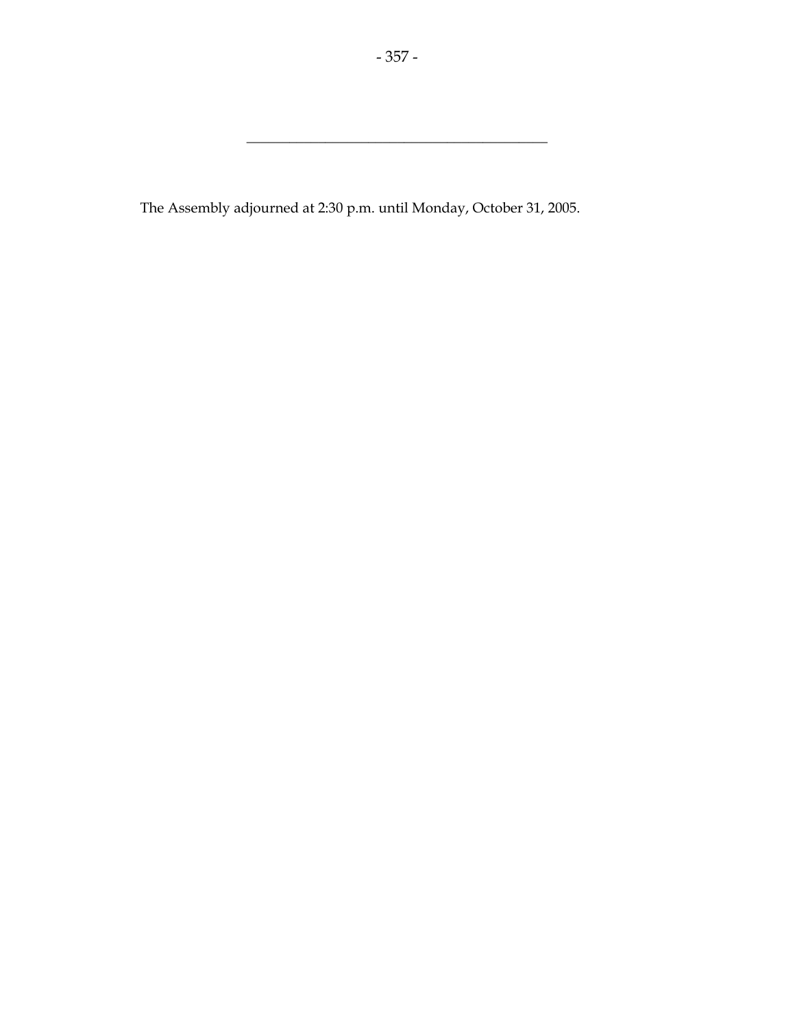---

The Assembly adjourned at 2:30 p.m. until Monday, October 31, 2005.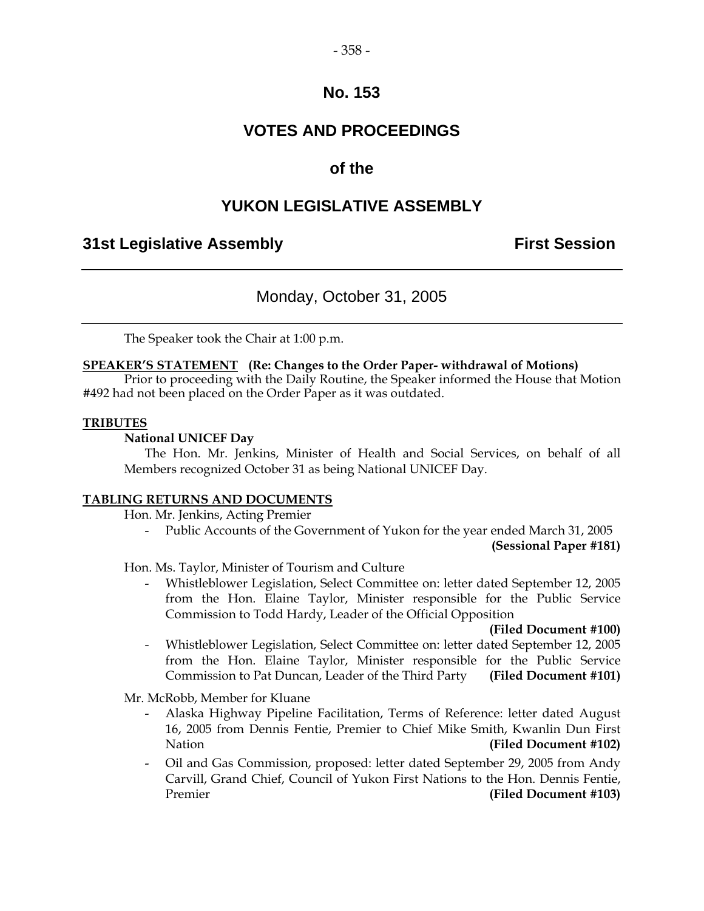# No. 153

# VOTES AND PROCEEDINGS

# of the

# YUKON LEGISLATIVE ASSEMBLY

## 31st Legislative Assembly — First Session

---

### Monday, October 31, 2005

---

The Speaker took the Chair at 1:00 p.m.

**SPEAKER'S STATEMENT (Re: Changes to the Order Paper- withdrawal of Motions)**

Prior to proceeding with the Daily Routine, the Speaker informed the House that Motion #492 had not been placed on the Order Paper as it was outdated.

**TRIBUTES**

**National UNICEF Day**

The Hon. Mr. Jenkins, Minister of Health and Social Services, on behalf of all Members recognized October 31 as being National UNICEF Day.

**TABLING RETURNS AND DOCUMENTS**

Hon. Mr. Jenkins, Acting Premier

- Public Accounts of the Government of Yukon for the year ended March 31, 2005 **(Sessional Paper #181)**

Hon. Ms. Taylor, Minister of Tourism and Culture

- Whistleblower Legislation, Select Committee on: letter dated September 12, 2005 from the Hon. Elaine Taylor, Minister responsible for the Public Service Commission to Todd Hardy, Leader of the Official Opposition **(Filed Document #100)**
- Whistleblower Legislation, Select Committee on: letter dated September 12, 2005 from the Hon. Elaine Taylor, Minister responsible for the Public Service Commission to Pat Duncan, Leader of the Third Party **(Filed Document #101)**

Mr. McRobb, Member for Kluane

- Alaska Highway Pipeline Facilitation, Terms of Reference: letter dated August 16, 2005 from Dennis Fentie, Premier to Chief Mike Smith, Kwanlin Dun First Nation **(Filed Document #102)**
- Oil and Gas Commission, proposed: letter dated September 29, 2005 from Andy Carvill, Grand Chief, Council of Yukon First Nations to the Hon. Dennis Fentie, Premier **(Filed Document #103)**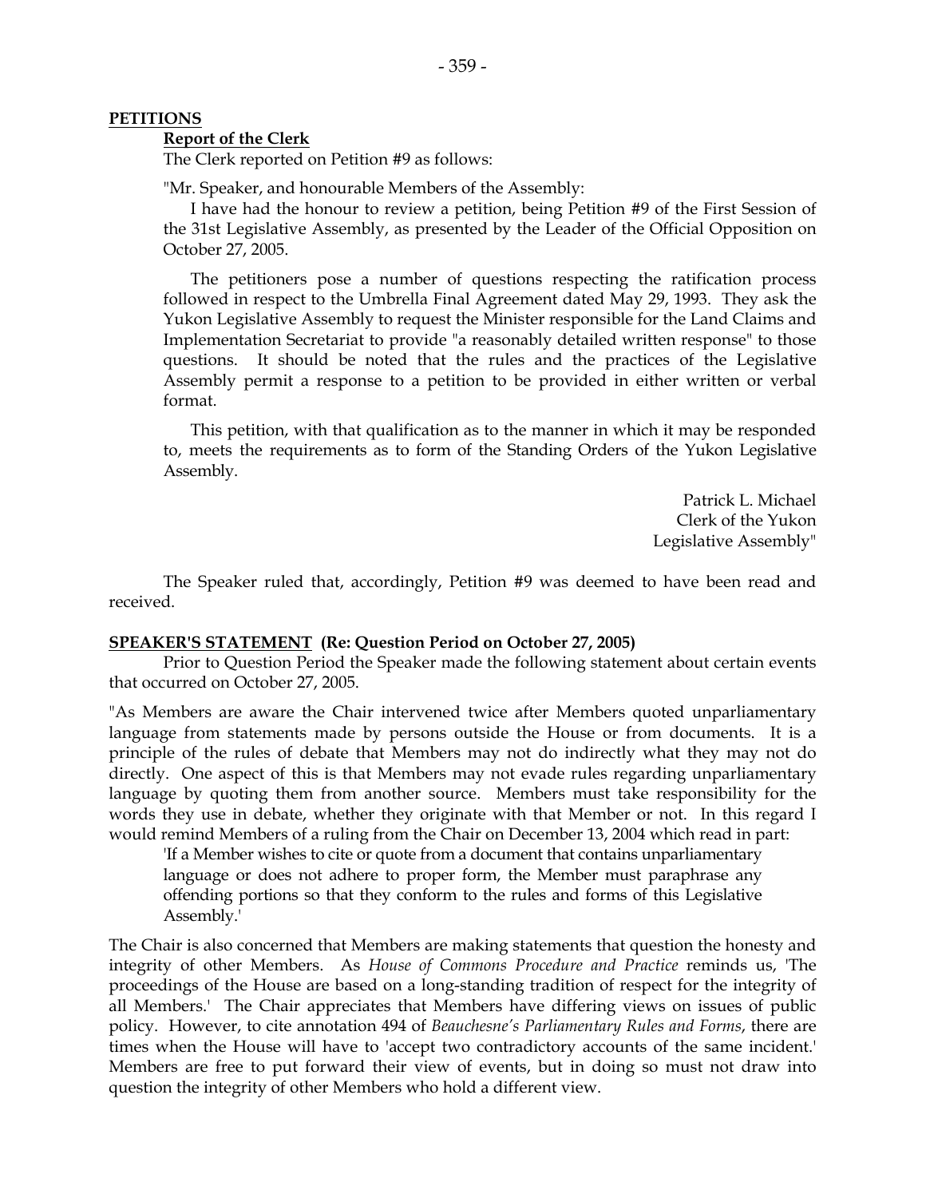## PETITIONS

### Report of the Clerk

The Clerk reported on Petition #9 as follows:

"Mr. Speaker, and honourable Members of the Assembly:

I have had the honour to review a petition, being Petition #9 of the First Session of the 31st Legislative Assembly, as presented by the Leader of the Official Opposition on October 27, 2005.

The petitioners pose a number of questions respecting the ratification process followed in respect to the Umbrella Final Agreement dated May 29, 1993. They ask the Yukon Legislative Assembly to request the Minister responsible for the Land Claims and Implementation Secretariat to provide "a reasonably detailed written response" to those questions. It should be noted that the rules and the practices of the Legislative Assembly permit a response to a petition to be provided in either written or verbal format.

This petition, with that qualification as to the manner in which it may be responded to, meets the requirements as to form of the Standing Orders of the Yukon Legislative Assembly.

Patrick L. Michael
Clerk of the Yukon
Legislative Assembly"

The Speaker ruled that, accordingly, Petition #9 was deemed to have been read and received.

## SPEAKER'S STATEMENT (Re: Question Period on October 27, 2005)

Prior to Question Period the Speaker made the following statement about certain events that occurred on October 27, 2005.

"As Members are aware the Chair intervened twice after Members quoted unparliamentary language from statements made by persons outside the House or from documents. It is a principle of the rules of debate that Members may not do indirectly what they may not do directly. One aspect of this is that Members may not evade rules regarding unparliamentary language by quoting them from another source. Members must take responsibility for the words they use in debate, whether they originate with that Member or not. In this regard I would remind Members of a ruling from the Chair on December 13, 2004 which read in part:

> 'If a Member wishes to cite or quote from a document that contains unparliamentary language or does not adhere to proper form, the Member must paraphrase any offending portions so that they conform to the rules and forms of this Legislative Assembly.'

The Chair is also concerned that Members are making statements that question the honesty and integrity of other Members. As *House of Commons Procedure and Practice* reminds us, 'The proceedings of the House are based on a long-standing tradition of respect for the integrity of all Members.' The Chair appreciates that Members have differing views on issues of public policy. However, to cite annotation 494 of *Beauchesne's Parliamentary Rules and Forms*, there are times when the House will have to 'accept two contradictory accounts of the same incident.' Members are free to put forward their view of events, but in doing so must not draw into question the integrity of other Members who hold a different view.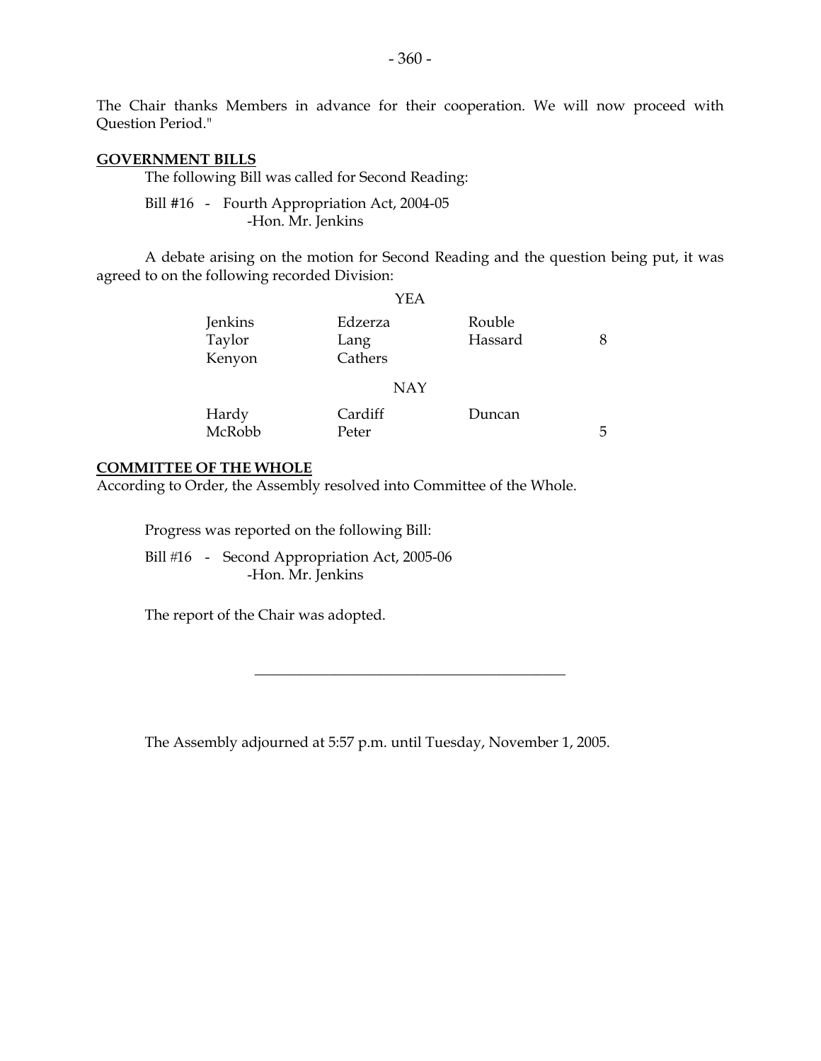The Chair thanks Members in advance for their cooperation. We will now proceed with Question Period."

**GOVERNMENT BILLS**

The following Bill was called for Second Reading:

Bill #16 - Fourth Appropriation Act, 2004-05
-Hon. Mr. Jenkins

A debate arising on the motion for Second Reading and the question being put, it was agreed to on the following recorded Division:

YEA

| | | | |
|---|---|---|---|
| Jenkins | Edzerza | Rouble | |
| Taylor | Lang | Hassard | 8 |
| Kenyon | Cathers | | |

NAY

| | | | |
|---|---|---|---|
| Hardy | Cardiff | Duncan | |
| McRobb | Peter | | 5 |

**COMMITTEE OF THE WHOLE**

According to Order, the Assembly resolved into Committee of the Whole.

Progress was reported on the following Bill:

Bill #16 - Second Appropriation Act, 2005-06
-Hon. Mr. Jenkins

The report of the Chair was adopted.

---

The Assembly adjourned at 5:57 p.m. until Tuesday, November 1, 2005.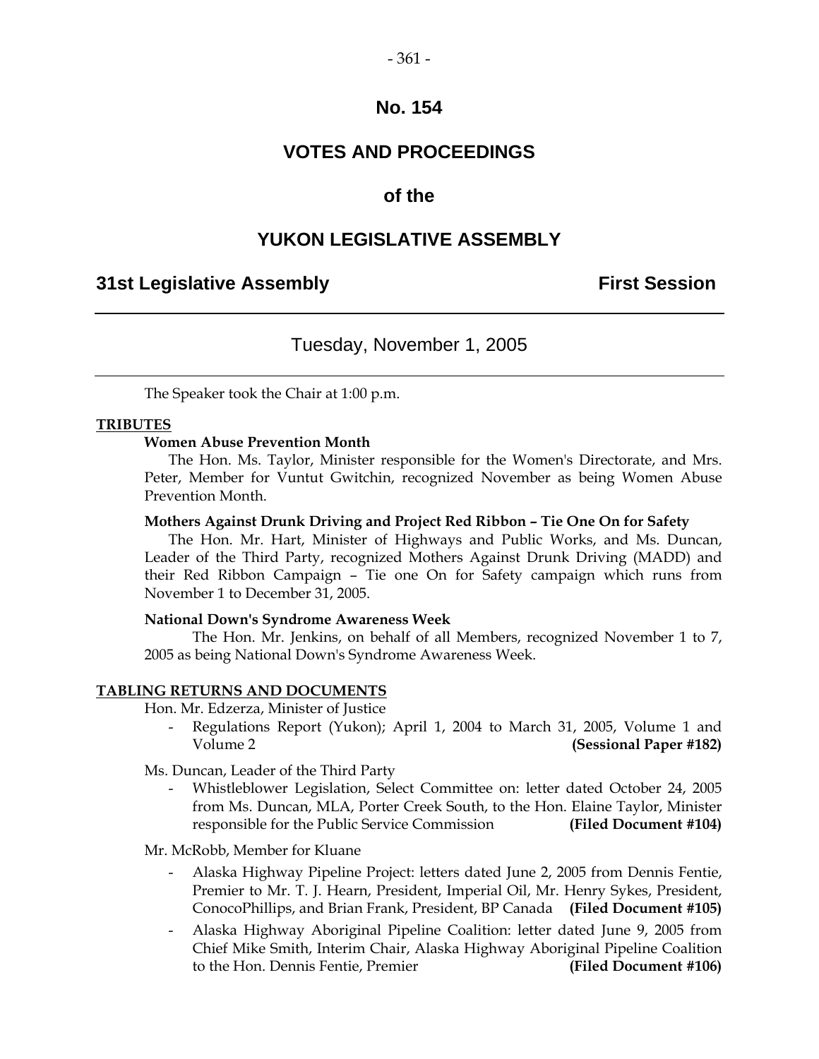# No. 154

# VOTES AND PROCEEDINGS

# of the

# YUKON LEGISLATIVE ASSEMBLY

## 31st Legislative Assembly — First Session

Tuesday, November 1, 2005

---

The Speaker took the Chair at 1:00 p.m.

**TRIBUTES**

**Women Abuse Prevention Month**

The Hon. Ms. Taylor, Minister responsible for the Women's Directorate, and Mrs. Peter, Member for Vuntut Gwitchin, recognized November as being Women Abuse Prevention Month.

**Mothers Against Drunk Driving and Project Red Ribbon – Tie One On for Safety**

The Hon. Mr. Hart, Minister of Highways and Public Works, and Ms. Duncan, Leader of the Third Party, recognized Mothers Against Drunk Driving (MADD) and their Red Ribbon Campaign – Tie one On for Safety campaign which runs from November 1 to December 31, 2005.

**National Down's Syndrome Awareness Week**

The Hon. Mr. Jenkins, on behalf of all Members, recognized November 1 to 7, 2005 as being National Down's Syndrome Awareness Week.

**TABLING RETURNS AND DOCUMENTS**

Hon. Mr. Edzerza, Minister of Justice

- Regulations Report (Yukon); April 1, 2004 to March 31, 2005, Volume 1 and Volume 2 **(Sessional Paper #182)**

Ms. Duncan, Leader of the Third Party

- Whistleblower Legislation, Select Committee on: letter dated October 24, 2005 from Ms. Duncan, MLA, Porter Creek South, to the Hon. Elaine Taylor, Minister responsible for the Public Service Commission **(Filed Document #104)**

Mr. McRobb, Member for Kluane

- Alaska Highway Pipeline Project: letters dated June 2, 2005 from Dennis Fentie, Premier to Mr. T. J. Hearn, President, Imperial Oil, Mr. Henry Sykes, President, ConocoPhillips, and Brian Frank, President, BP Canada **(Filed Document #105)**
- Alaska Highway Aboriginal Pipeline Coalition: letter dated June 9, 2005 from Chief Mike Smith, Interim Chair, Alaska Highway Aboriginal Pipeline Coalition to the Hon. Dennis Fentie, Premier **(Filed Document #106)**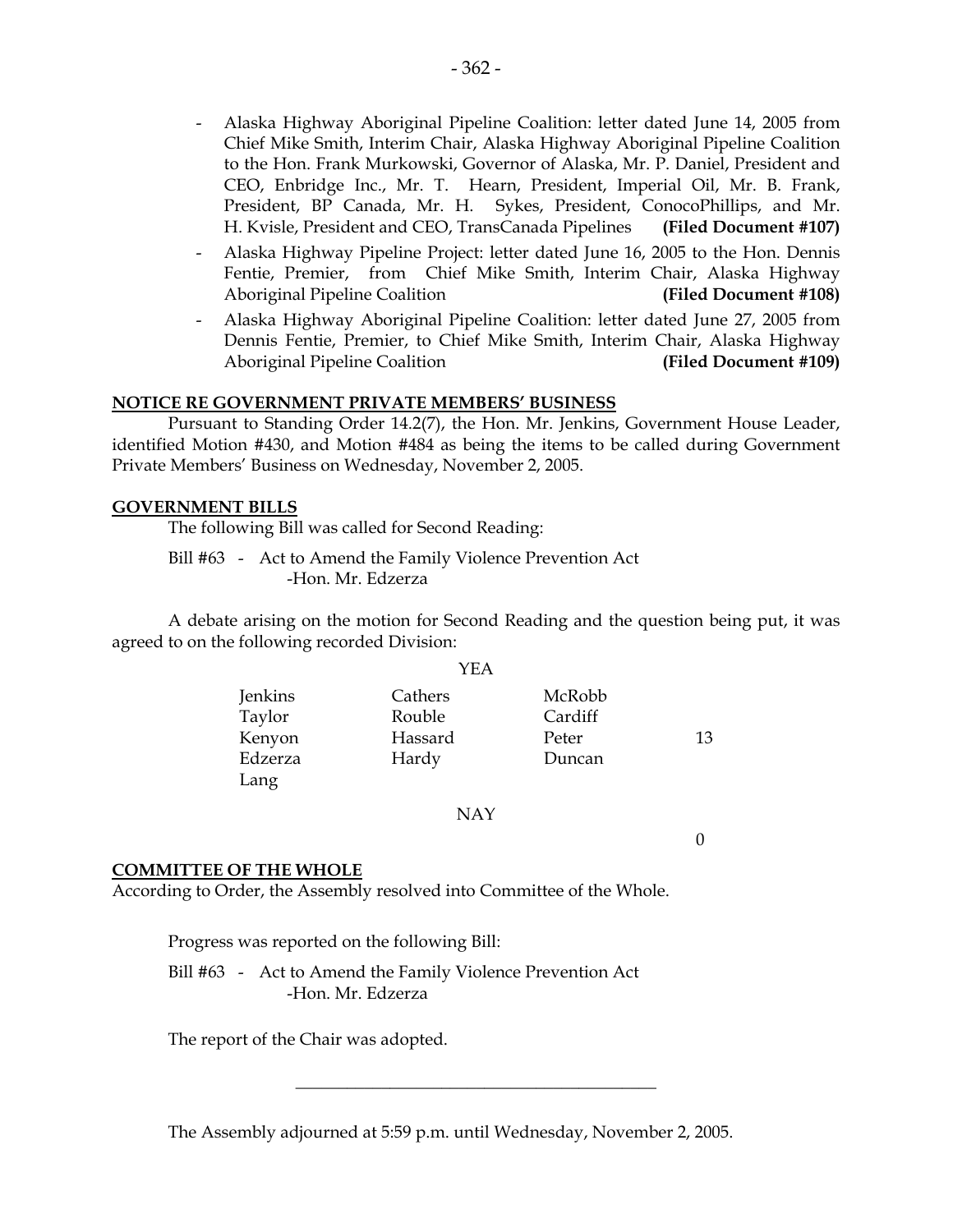- Alaska Highway Aboriginal Pipeline Coalition: letter dated June 14, 2005 from Chief Mike Smith, Interim Chair, Alaska Highway Aboriginal Pipeline Coalition to the Hon. Frank Murkowski, Governor of Alaska, Mr. P. Daniel, President and CEO, Enbridge Inc., Mr. T. Hearn, President, Imperial Oil, Mr. B. Frank, President, BP Canada, Mr. H. Sykes, President, ConocoPhillips, and Mr. H. Kvisle, President and CEO, TransCanada Pipelines **(Filed Document #107)**
- Alaska Highway Pipeline Project: letter dated June 16, 2005 to the Hon. Dennis Fentie, Premier, from Chief Mike Smith, Interim Chair, Alaska Highway Aboriginal Pipeline Coalition **(Filed Document #108)**
- Alaska Highway Aboriginal Pipeline Coalition: letter dated June 27, 2005 from Dennis Fentie, Premier, to Chief Mike Smith, Interim Chair, Alaska Highway Aboriginal Pipeline Coalition **(Filed Document #109)**

**NOTICE RE GOVERNMENT PRIVATE MEMBERS' BUSINESS**

Pursuant to Standing Order 14.2(7), the Hon. Mr. Jenkins, Government House Leader, identified Motion #430, and Motion #484 as being the items to be called during Government Private Members' Business on Wednesday, November 2, 2005.

**GOVERNMENT BILLS**

The following Bill was called for Second Reading:

Bill #63 - Act to Amend the Family Violence Prevention Act
-Hon. Mr. Edzerza

A debate arising on the motion for Second Reading and the question being put, it was agreed to on the following recorded Division:

YEA

| | | | |
|---|---|---|---|
| Jenkins | Cathers | McRobb | |
| Taylor | Rouble | Cardiff | |
| Kenyon | Hassard | Peter | 13 |
| Edzerza | Hardy | Duncan | |
| Lang | | | |

NAY

0

**COMMITTEE OF THE WHOLE**

According to Order, the Assembly resolved into Committee of the Whole.

Progress was reported on the following Bill:

Bill #63 - Act to Amend the Family Violence Prevention Act
-Hon. Mr. Edzerza

The report of the Chair was adopted.

---

The Assembly adjourned at 5:59 p.m. until Wednesday, November 2, 2005.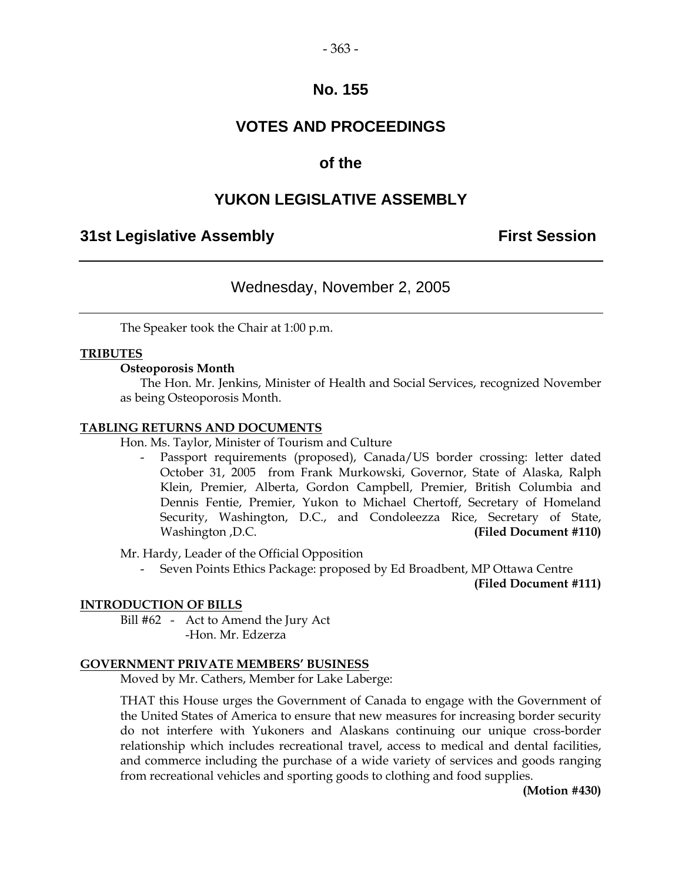# No. 155

# VOTES AND PROCEEDINGS

# of the

# YUKON LEGISLATIVE ASSEMBLY

## 31st Legislative Assembly — First Session

### Wednesday, November 2, 2005

The Speaker took the Chair at 1:00 p.m.

**TRIBUTES**

**Osteoporosis Month**

The Hon. Mr. Jenkins, Minister of Health and Social Services, recognized November as being Osteoporosis Month.

**TABLING RETURNS AND DOCUMENTS**

Hon. Ms. Taylor, Minister of Tourism and Culture

- Passport requirements (proposed), Canada/US border crossing: letter dated October 31, 2005 from Frank Murkowski, Governor, State of Alaska, Ralph Klein, Premier, Alberta, Gordon Campbell, Premier, British Columbia and Dennis Fentie, Premier, Yukon to Michael Chertoff, Secretary of Homeland Security, Washington, D.C., and Condoleezza Rice, Secretary of State, Washington ,D.C. **(Filed Document #110)**

Mr. Hardy, Leader of the Official Opposition

- Seven Points Ethics Package: proposed by Ed Broadbent, MP Ottawa Centre **(Filed Document #111)**

**INTRODUCTION OF BILLS**

Bill #62 - Act to Amend the Jury Act
-Hon. Mr. Edzerza

**GOVERNMENT PRIVATE MEMBERS' BUSINESS**

Moved by Mr. Cathers, Member for Lake Laberge:

THAT this House urges the Government of Canada to engage with the Government of the United States of America to ensure that new measures for increasing border security do not interfere with Yukoners and Alaskans continuing our unique cross-border relationship which includes recreational travel, access to medical and dental facilities, and commerce including the purchase of a wide variety of services and goods ranging from recreational vehicles and sporting goods to clothing and food supplies.

**(Motion #430)**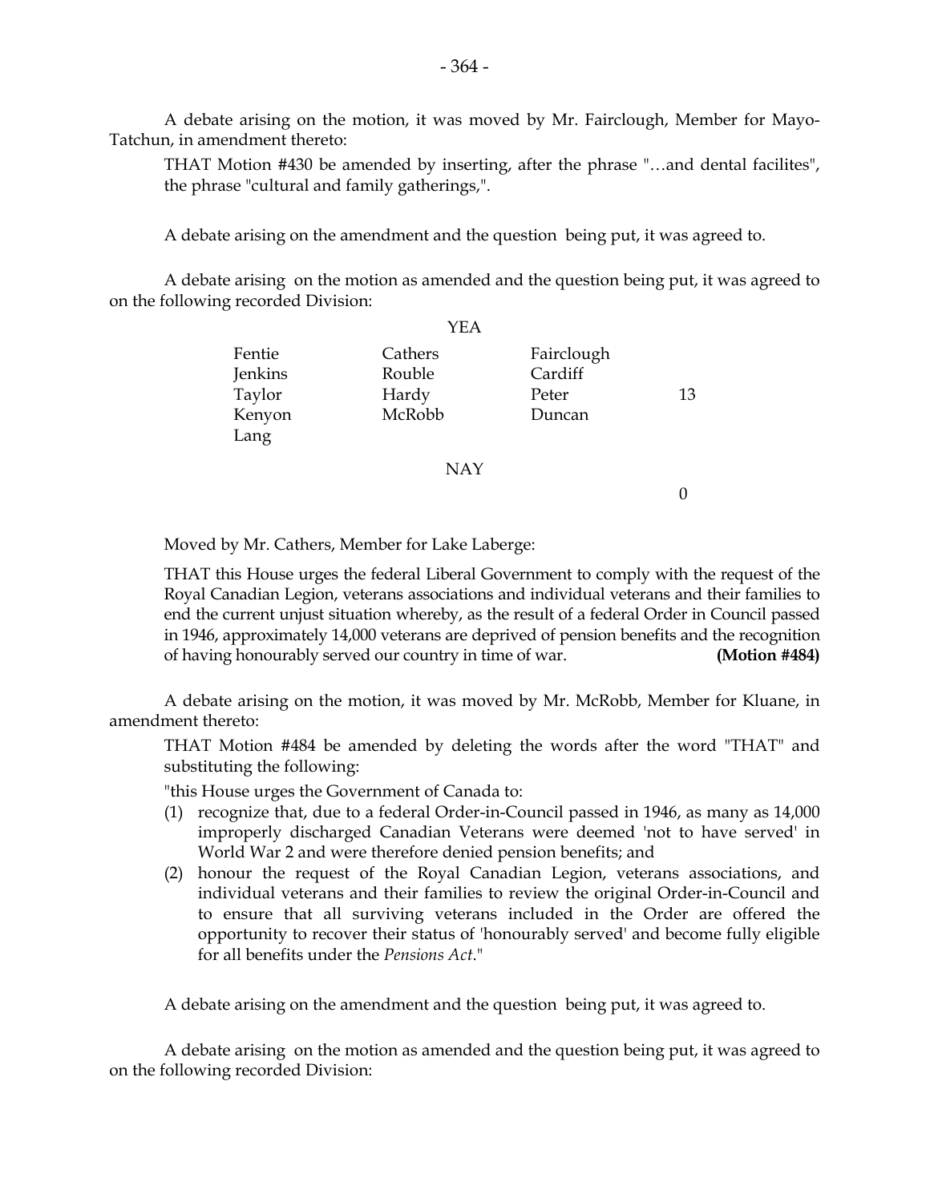A debate arising on the motion, it was moved by Mr. Fairclough, Member for Mayo-Tatchun, in amendment thereto:

THAT Motion #430 be amended by inserting, after the phrase "…and dental facilites", the phrase "cultural and family gatherings,".

A debate arising on the amendment and the question being put, it was agreed to.

A debate arising on the motion as amended and the question being put, it was agreed to on the following recorded Division:

YEA

| | | | |
|---|---|---|---|
| Fentie | Cathers | Fairclough | |
| Jenkins | Rouble | Cardiff | |
| Taylor | Hardy | Peter | 13 |
| Kenyon | McRobb | Duncan | |
| Lang | | | |

NAY

0

Moved by Mr. Cathers, Member for Lake Laberge:

THAT this House urges the federal Liberal Government to comply with the request of the Royal Canadian Legion, veterans associations and individual veterans and their families to end the current unjust situation whereby, as the result of a federal Order in Council passed in 1946, approximately 14,000 veterans are deprived of pension benefits and the recognition of having honourably served our country in time of war. **(Motion #484)**

A debate arising on the motion, it was moved by Mr. McRobb, Member for Kluane, in amendment thereto:

THAT Motion #484 be amended by deleting the words after the word "THAT" and substituting the following:

"this House urges the Government of Canada to:

(1) recognize that, due to a federal Order-in-Council passed in 1946, as many as 14,000 improperly discharged Canadian Veterans were deemed 'not to have served' in World War 2 and were therefore denied pension benefits; and
(2) honour the request of the Royal Canadian Legion, veterans associations, and individual veterans and their families to review the original Order-in-Council and to ensure that all surviving veterans included in the Order are offered the opportunity to recover their status of 'honourably served' and become fully eligible for all benefits under the *Pensions Act*."

A debate arising on the amendment and the question being put, it was agreed to.

A debate arising on the motion as amended and the question being put, it was agreed to on the following recorded Division: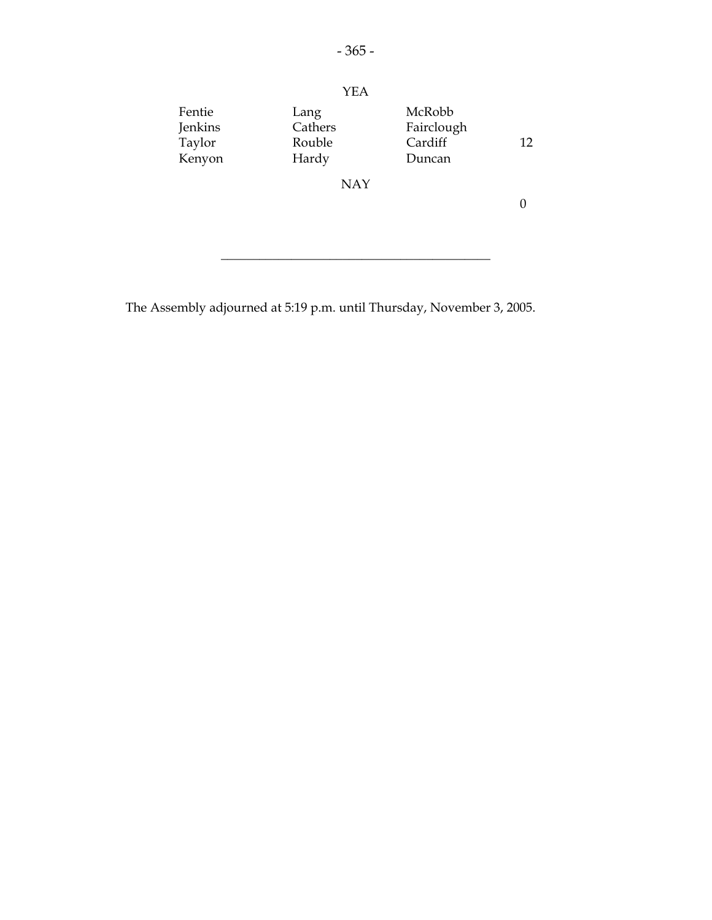YEA

| | | | |
|---|---|---|---|
| Fentie | Lang | McRobb | |
| Jenkins | Cathers | Fairclough | |
| Taylor | Rouble | Cardiff | 12 |
| Kenyon | Hardy | Duncan | |

NAY

0

---

The Assembly adjourned at 5:19 p.m. until Thursday, November 3, 2005.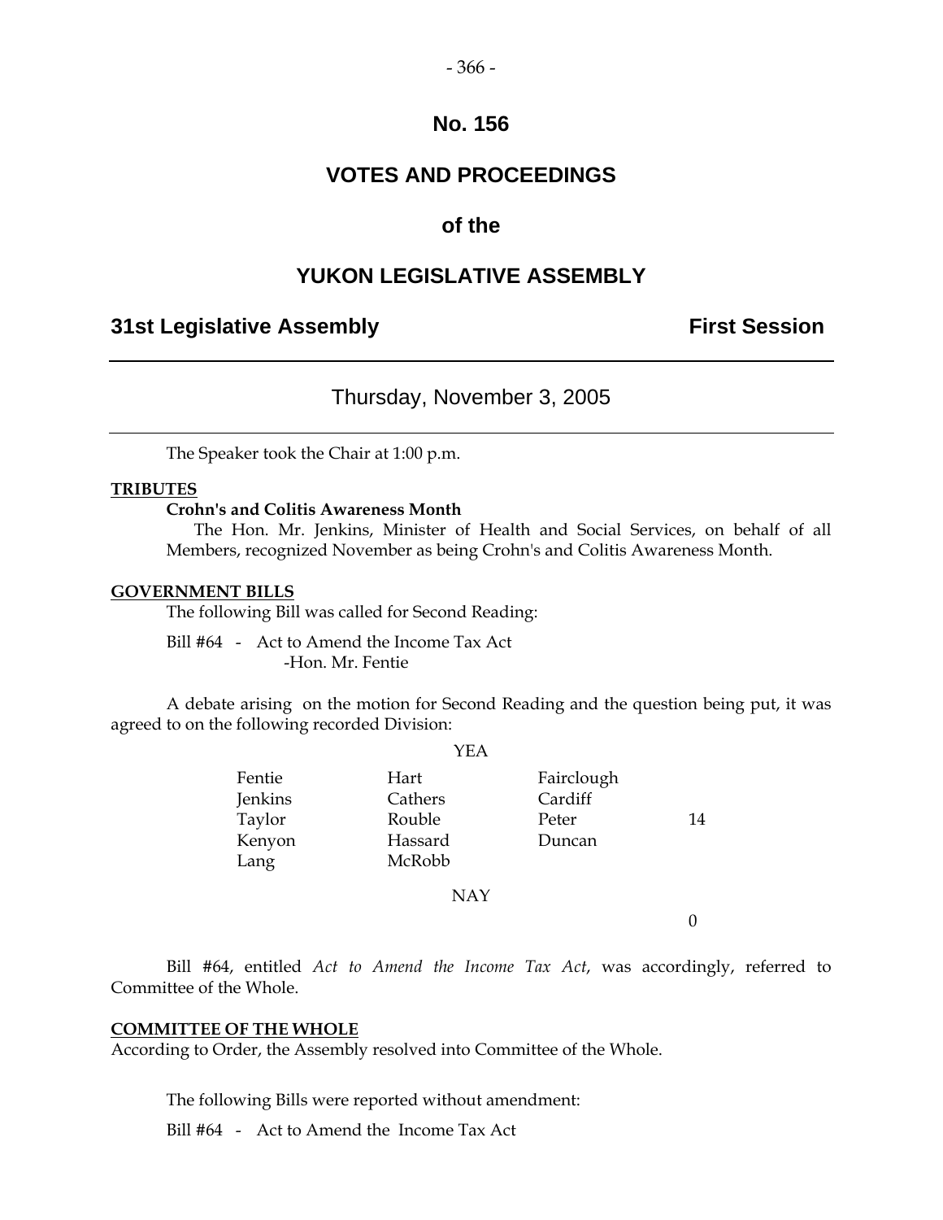# No. 156

# VOTES AND PROCEEDINGS

# of the

# YUKON LEGISLATIVE ASSEMBLY

## 31st Legislative Assembly — First Session

### Thursday, November 3, 2005

The Speaker took the Chair at 1:00 p.m.

**TRIBUTES**

**Crohn's and Colitis Awareness Month**

The Hon. Mr. Jenkins, Minister of Health and Social Services, on behalf of all Members, recognized November as being Crohn's and Colitis Awareness Month.

**GOVERNMENT BILLS**

The following Bill was called for Second Reading:

Bill #64 - Act to Amend the Income Tax Act
-Hon. Mr. Fentie

A debate arising on the motion for Second Reading and the question being put, it was agreed to on the following recorded Division:

YEA

| | | | |
|---|---|---|---|
| Fentie | Hart | Fairclough | |
| Jenkins | Cathers | Cardiff | |
| Taylor | Rouble | Peter | 14 |
| Kenyon | Hassard | Duncan | |
| Lang | McRobb | | |

NAY

0

Bill #64, entitled *Act to Amend the Income Tax Act*, was accordingly, referred to Committee of the Whole.

**COMMITTEE OF THE WHOLE**

According to Order, the Assembly resolved into Committee of the Whole.

The following Bills were reported without amendment:

Bill #64 - Act to Amend the Income Tax Act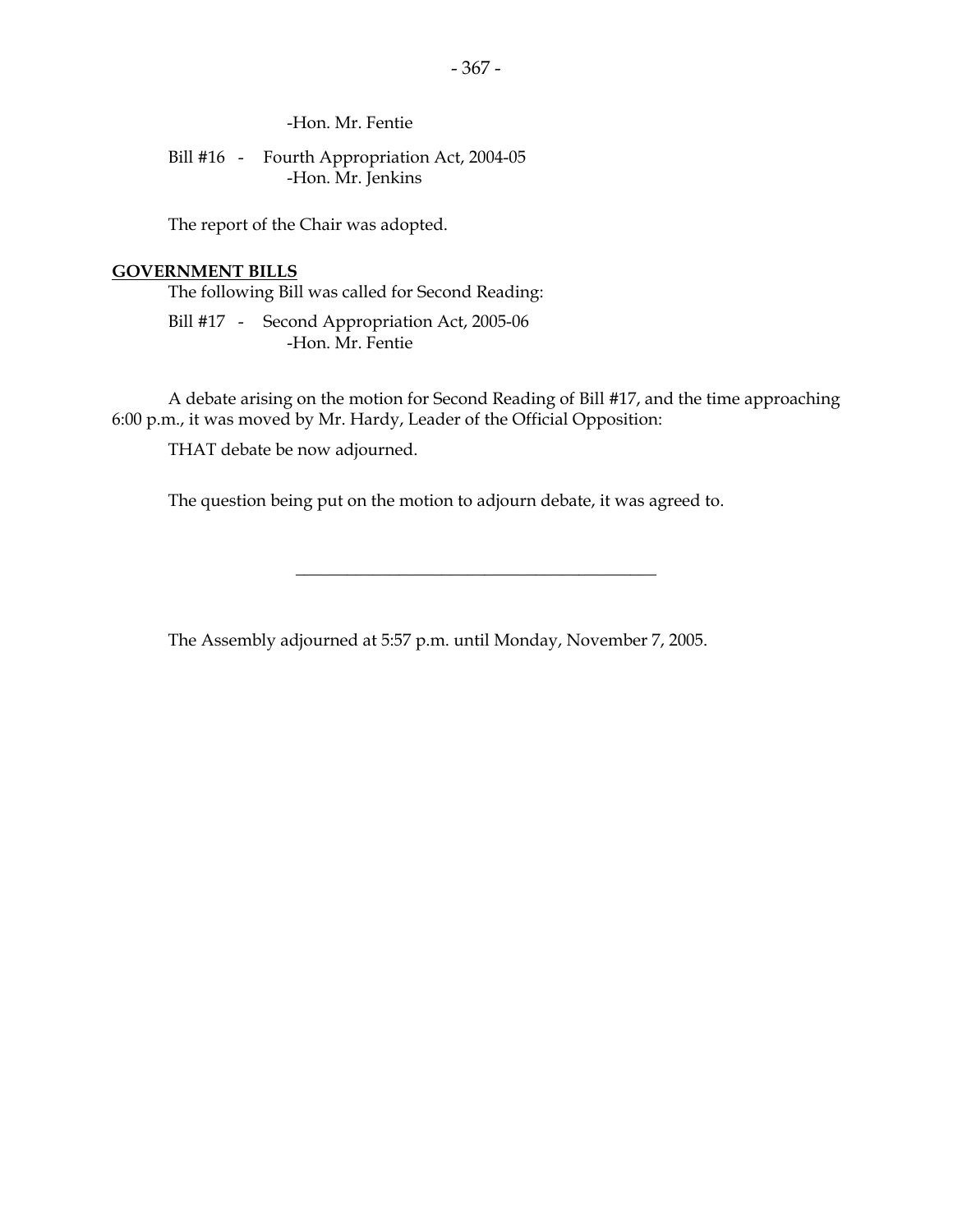-Hon. Mr. Fentie

Bill #16 - Fourth Appropriation Act, 2004-05
-Hon. Mr. Jenkins

The report of the Chair was adopted.

**GOVERNMENT BILLS**

The following Bill was called for Second Reading:

Bill #17 - Second Appropriation Act, 2005-06
-Hon. Mr. Fentie

A debate arising on the motion for Second Reading of Bill #17, and the time approaching 6:00 p.m., it was moved by Mr. Hardy, Leader of the Official Opposition:

THAT debate be now adjourned.

The question being put on the motion to adjourn debate, it was agreed to.

---

The Assembly adjourned at 5:57 p.m. until Monday, November 7, 2005.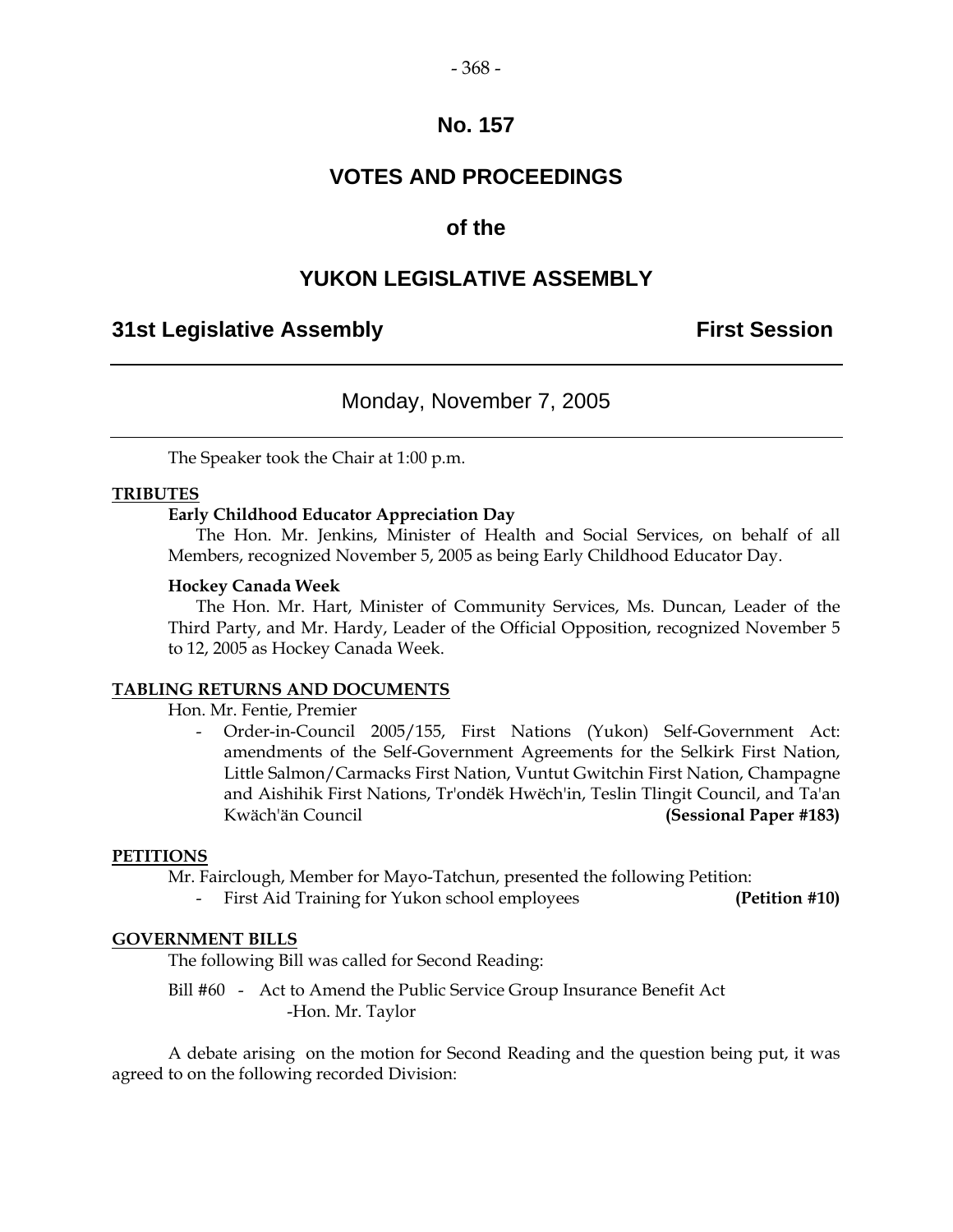# No. 157

# VOTES AND PROCEEDINGS

# of the

# YUKON LEGISLATIVE ASSEMBLY

## 31st Legislative Assembly — First Session

---

Monday, November 7, 2005

---

The Speaker took the Chair at 1:00 p.m.

**TRIBUTES**

**Early Childhood Educator Appreciation Day**

The Hon. Mr. Jenkins, Minister of Health and Social Services, on behalf of all Members, recognized November 5, 2005 as being Early Childhood Educator Day.

**Hockey Canada Week**

The Hon. Mr. Hart, Minister of Community Services, Ms. Duncan, Leader of the Third Party, and Mr. Hardy, Leader of the Official Opposition, recognized November 5 to 12, 2005 as Hockey Canada Week.

**TABLING RETURNS AND DOCUMENTS**

Hon. Mr. Fentie, Premier

- Order-in-Council 2005/155, First Nations (Yukon) Self-Government Act: amendments of the Self-Government Agreements for the Selkirk First Nation, Little Salmon/Carmacks First Nation, Vuntut Gwitchin First Nation, Champagne and Aishihik First Nations, Tr'ondëk Hwëch'in, Teslin Tlingit Council, and Ta'an Kwäch'än Council **(Sessional Paper #183)**

**PETITIONS**

Mr. Fairclough, Member for Mayo-Tatchun, presented the following Petition:

- First Aid Training for Yukon school employees **(Petition #10)**

**GOVERNMENT BILLS**

The following Bill was called for Second Reading:

Bill #60 - Act to Amend the Public Service Group Insurance Benefit Act
-Hon. Mr. Taylor

A debate arising on the motion for Second Reading and the question being put, it was agreed to on the following recorded Division: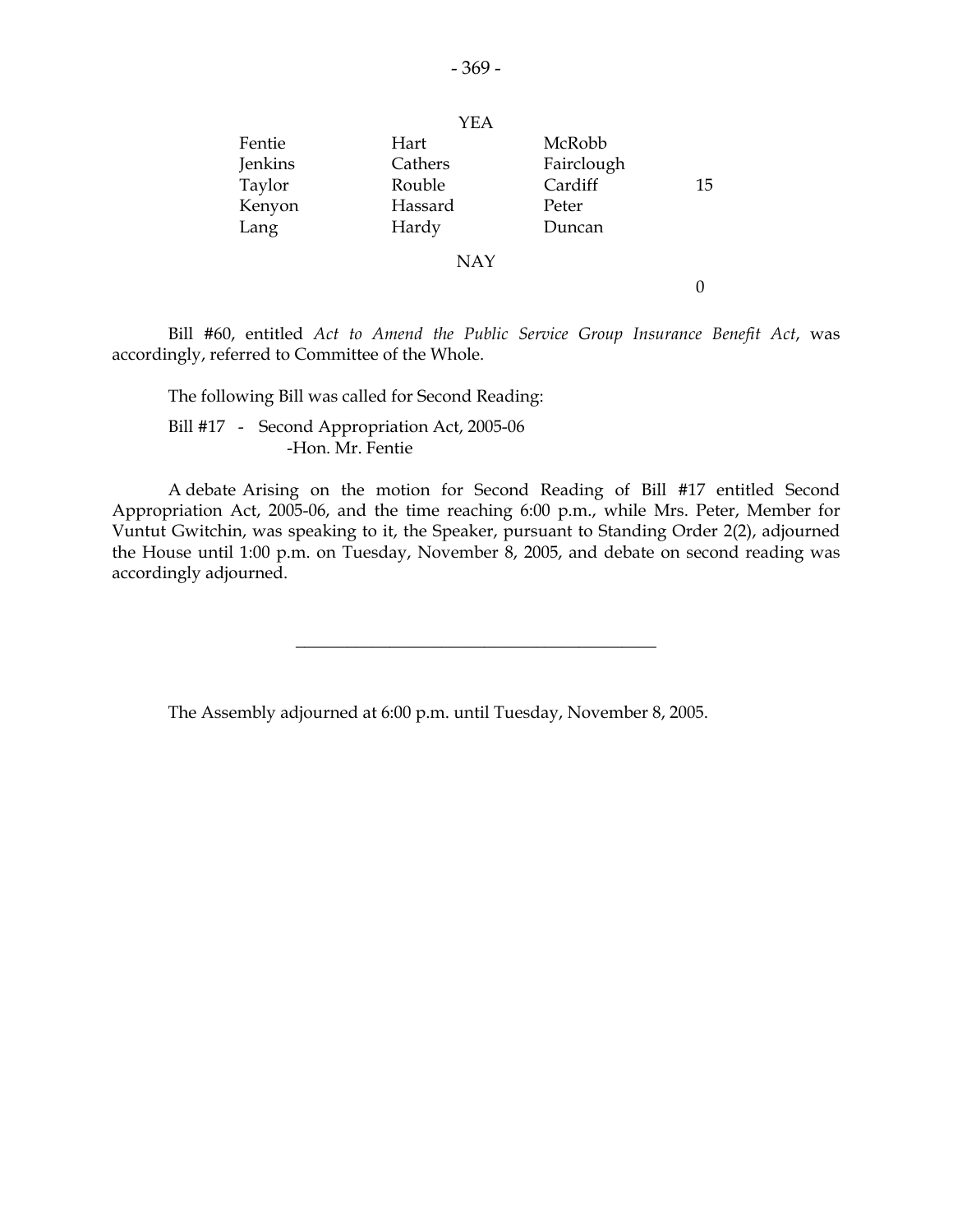YEA

| | | | |
|---|---|---|---|
| Fentie | Hart | McRobb | |
| Jenkins | Cathers | Fairclough | |
| Taylor | Rouble | Cardiff | 15 |
| Kenyon | Hassard | Peter | |
| Lang | Hardy | Duncan | |

NAY

| | | | |
|---|---|---|---|
| | | | 0 |

Bill #60, entitled *Act to Amend the Public Service Group Insurance Benefit Act*, was accordingly, referred to Committee of the Whole.

The following Bill was called for Second Reading:

Bill #17 - Second Appropriation Act, 2005-06
-Hon. Mr. Fentie

A debate Arising on the motion for Second Reading of Bill #17 entitled Second Appropriation Act, 2005-06, and the time reaching 6:00 p.m., while Mrs. Peter, Member for Vuntut Gwitchin, was speaking to it, the Speaker, pursuant to Standing Order 2(2), adjourned the House until 1:00 p.m. on Tuesday, November 8, 2005, and debate on second reading was accordingly adjourned.

---

The Assembly adjourned at 6:00 p.m. until Tuesday, November 8, 2005.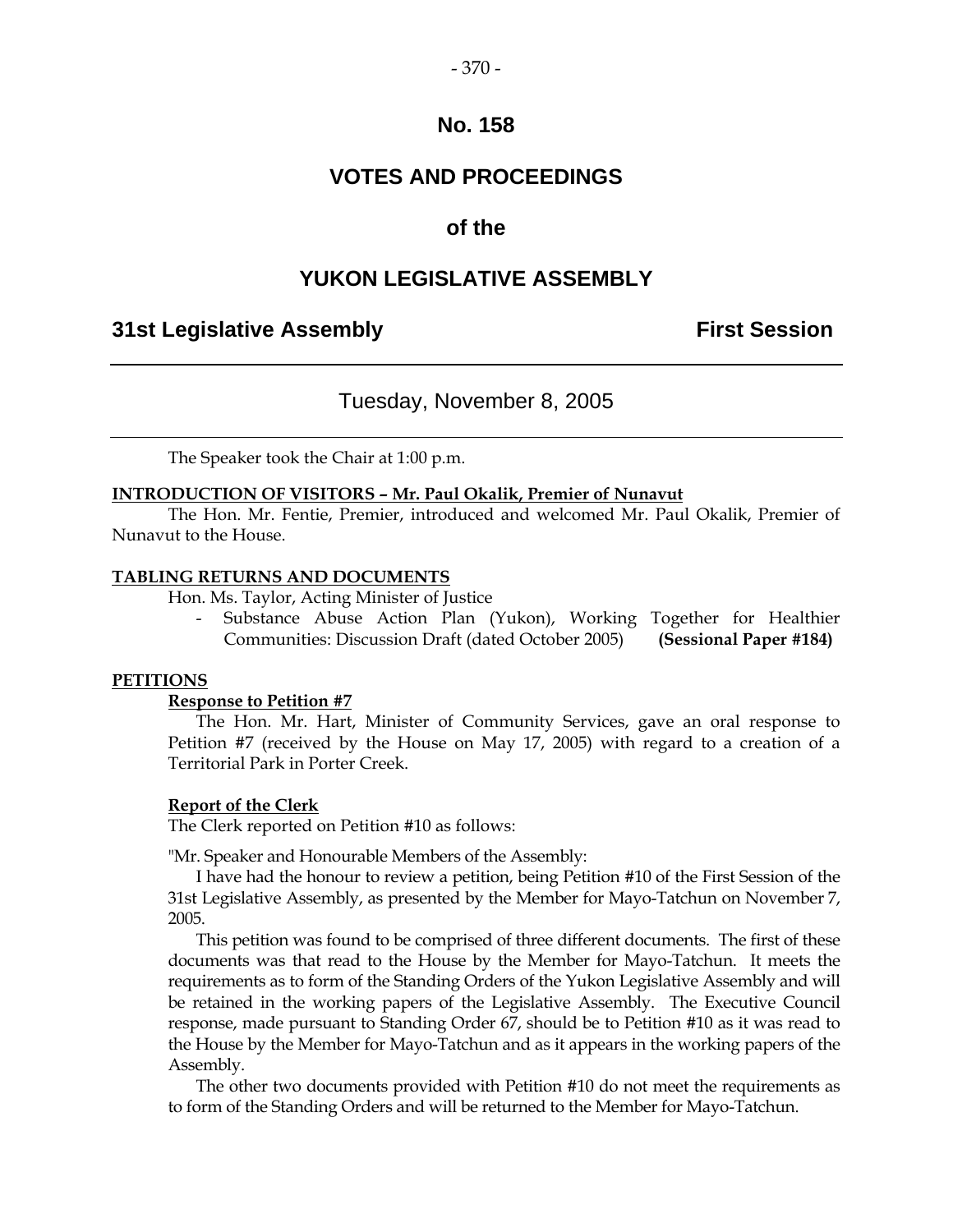# No. 158

# VOTES AND PROCEEDINGS

# of the

# YUKON LEGISLATIVE ASSEMBLY

**31st Legislative Assembly** **First Session**

---

Tuesday, November 8, 2005

---

The Speaker took the Chair at 1:00 p.m.

**INTRODUCTION OF VISITORS – Mr. Paul Okalik, Premier of Nunavut**

The Hon. Mr. Fentie, Premier, introduced and welcomed Mr. Paul Okalik, Premier of Nunavut to the House.

**TABLING RETURNS AND DOCUMENTS**

Hon. Ms. Taylor, Acting Minister of Justice

- Substance Abuse Action Plan (Yukon), Working Together for Healthier Communities: Discussion Draft (dated October 2005) **(Sessional Paper #184)**

**PETITIONS**

**Response to Petition #7**

The Hon. Mr. Hart, Minister of Community Services, gave an oral response to Petition #7 (received by the House on May 17, 2005) with regard to a creation of a Territorial Park in Porter Creek.

**Report of the Clerk**

The Clerk reported on Petition #10 as follows:

"Mr. Speaker and Honourable Members of the Assembly:

I have had the honour to review a petition, being Petition #10 of the First Session of the 31st Legislative Assembly, as presented by the Member for Mayo-Tatchun on November 7, 2005.

This petition was found to be comprised of three different documents. The first of these documents was that read to the House by the Member for Mayo-Tatchun. It meets the requirements as to form of the Standing Orders of the Yukon Legislative Assembly and will be retained in the working papers of the Legislative Assembly. The Executive Council response, made pursuant to Standing Order 67, should be to Petition #10 as it was read to the House by the Member for Mayo-Tatchun and as it appears in the working papers of the Assembly.

The other two documents provided with Petition #10 do not meet the requirements as to form of the Standing Orders and will be returned to the Member for Mayo-Tatchun.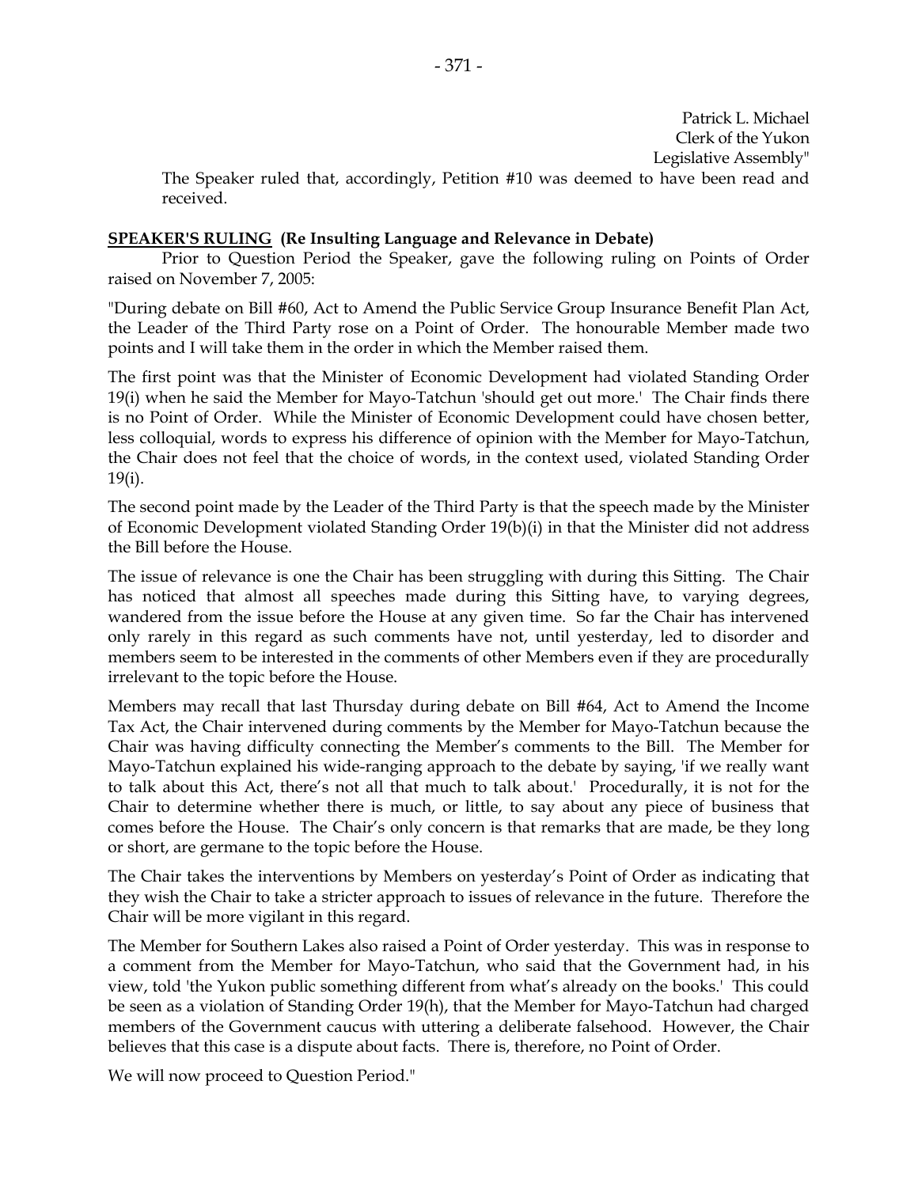Patrick L. Michael
Clerk of the Yukon
Legislative Assembly"

The Speaker ruled that, accordingly, Petition #10 was deemed to have been read and received.

**SPEAKER'S RULING (Re Insulting Language and Relevance in Debate)**

Prior to Question Period the Speaker, gave the following ruling on Points of Order raised on November 7, 2005:

"During debate on Bill #60, Act to Amend the Public Service Group Insurance Benefit Plan Act, the Leader of the Third Party rose on a Point of Order. The honourable Member made two points and I will take them in the order in which the Member raised them.

The first point was that the Minister of Economic Development had violated Standing Order 19(i) when he said the Member for Mayo-Tatchun 'should get out more.' The Chair finds there is no Point of Order. While the Minister of Economic Development could have chosen better, less colloquial, words to express his difference of opinion with the Member for Mayo-Tatchun, the Chair does not feel that the choice of words, in the context used, violated Standing Order 19(i).

The second point made by the Leader of the Third Party is that the speech made by the Minister of Economic Development violated Standing Order 19(b)(i) in that the Minister did not address the Bill before the House.

The issue of relevance is one the Chair has been struggling with during this Sitting. The Chair has noticed that almost all speeches made during this Sitting have, to varying degrees, wandered from the issue before the House at any given time. So far the Chair has intervened only rarely in this regard as such comments have not, until yesterday, led to disorder and members seem to be interested in the comments of other Members even if they are procedurally irrelevant to the topic before the House.

Members may recall that last Thursday during debate on Bill #64, Act to Amend the Income Tax Act, the Chair intervened during comments by the Member for Mayo-Tatchun because the Chair was having difficulty connecting the Member's comments to the Bill. The Member for Mayo-Tatchun explained his wide-ranging approach to the debate by saying, 'if we really want to talk about this Act, there's not all that much to talk about.' Procedurally, it is not for the Chair to determine whether there is much, or little, to say about any piece of business that comes before the House. The Chair's only concern is that remarks that are made, be they long or short, are germane to the topic before the House.

The Chair takes the interventions by Members on yesterday's Point of Order as indicating that they wish the Chair to take a stricter approach to issues of relevance in the future. Therefore the Chair will be more vigilant in this regard.

The Member for Southern Lakes also raised a Point of Order yesterday. This was in response to a comment from the Member for Mayo-Tatchun, who said that the Government had, in his view, told 'the Yukon public something different from what's already on the books.' This could be seen as a violation of Standing Order 19(h), that the Member for Mayo-Tatchun had charged members of the Government caucus with uttering a deliberate falsehood. However, the Chair believes that this case is a dispute about facts. There is, therefore, no Point of Order.

We will now proceed to Question Period."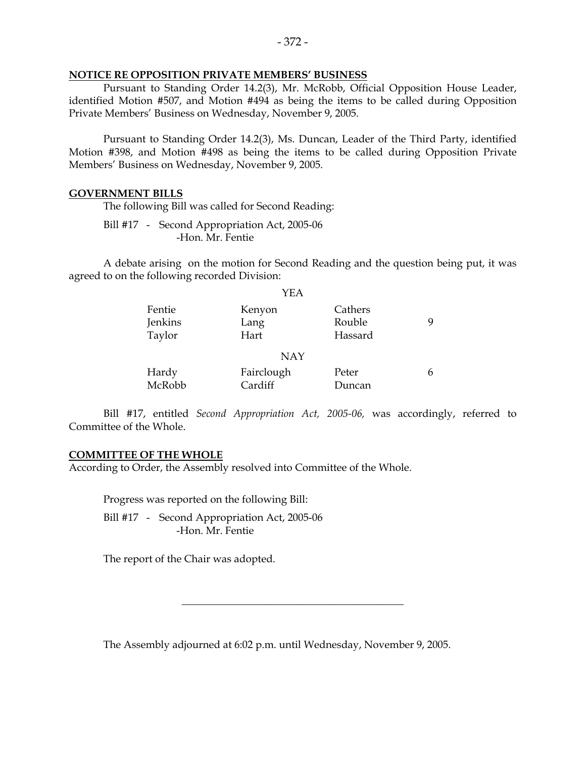## NOTICE RE OPPOSITION PRIVATE MEMBERS' BUSINESS

Pursuant to Standing Order 14.2(3), Mr. McRobb, Official Opposition House Leader, identified Motion #507, and Motion #494 as being the items to be called during Opposition Private Members' Business on Wednesday, November 9, 2005.

Pursuant to Standing Order 14.2(3), Ms. Duncan, Leader of the Third Party, identified Motion #398, and Motion #498 as being the items to be called during Opposition Private Members' Business on Wednesday, November 9, 2005.

## GOVERNMENT BILLS

The following Bill was called for Second Reading:

Bill #17 - Second Appropriation Act, 2005-06
-Hon. Mr. Fentie

A debate arising on the motion for Second Reading and the question being put, it was agreed to on the following recorded Division:

| | YEA | | |
|---|---|---|---|
| Fentie | Kenyon | Cathers | |
| Jenkins | Lang | Rouble | 9 |
| Taylor | Hart | Hassard | |
| | **NAY** | | |
| Hardy | Fairclough | Peter | 6 |
| McRobb | Cardiff | Duncan | |

Bill #17, entitled *Second Appropriation Act, 2005-06,* was accordingly, referred to Committee of the Whole.

## COMMITTEE OF THE WHOLE

According to Order, the Assembly resolved into Committee of the Whole.

Progress was reported on the following Bill:

Bill #17 - Second Appropriation Act, 2005-06
-Hon. Mr. Fentie

The report of the Chair was adopted.

---

The Assembly adjourned at 6:02 p.m. until Wednesday, November 9, 2005.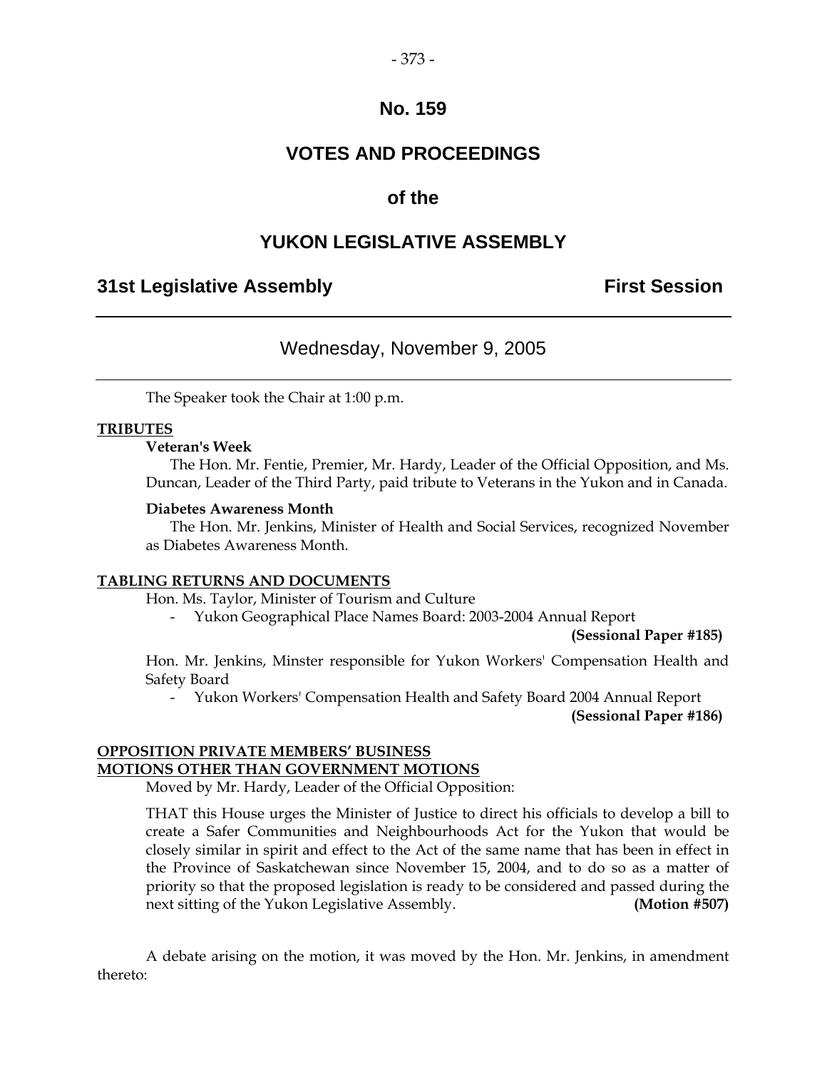# No. 159

# VOTES AND PROCEEDINGS

# of the

# YUKON LEGISLATIVE ASSEMBLY

## 31st Legislative Assembly — First Session

Wednesday, November 9, 2005

The Speaker took the Chair at 1:00 p.m.

**TRIBUTES**

**Veteran's Week**

The Hon. Mr. Fentie, Premier, Mr. Hardy, Leader of the Official Opposition, and Ms. Duncan, Leader of the Third Party, paid tribute to Veterans in the Yukon and in Canada.

**Diabetes Awareness Month**

The Hon. Mr. Jenkins, Minister of Health and Social Services, recognized November as Diabetes Awareness Month.

**TABLING RETURNS AND DOCUMENTS**

Hon. Ms. Taylor, Minister of Tourism and Culture

- Yukon Geographical Place Names Board: 2003-2004 Annual Report

**(Sessional Paper #185)**

Hon. Mr. Jenkins, Minster responsible for Yukon Workers' Compensation Health and Safety Board

- Yukon Workers' Compensation Health and Safety Board 2004 Annual Report

**(Sessional Paper #186)**

**OPPOSITION PRIVATE MEMBERS' BUSINESS**
**MOTIONS OTHER THAN GOVERNMENT MOTIONS**

Moved by Mr. Hardy, Leader of the Official Opposition:

THAT this House urges the Minister of Justice to direct his officials to develop a bill to create a Safer Communities and Neighbourhoods Act for the Yukon that would be closely similar in spirit and effect to the Act of the same name that has been in effect in the Province of Saskatchewan since November 15, 2004, and to do so as a matter of priority so that the proposed legislation is ready to be considered and passed during the next sitting of the Yukon Legislative Assembly. **(Motion #507)**

A debate arising on the motion, it was moved by the Hon. Mr. Jenkins, in amendment thereto: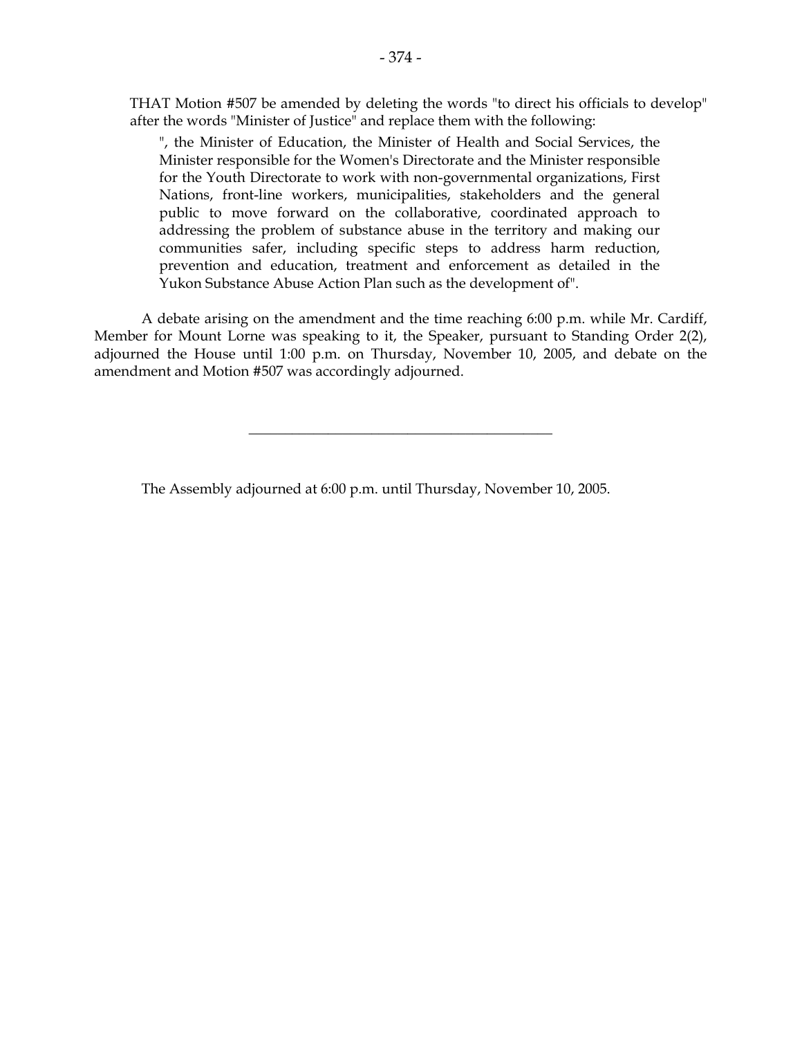THAT Motion #507 be amended by deleting the words "to direct his officials to develop" after the words "Minister of Justice" and replace them with the following:

> ", the Minister of Education, the Minister of Health and Social Services, the Minister responsible for the Women's Directorate and the Minister responsible for the Youth Directorate to work with non-governmental organizations, First Nations, front-line workers, municipalities, stakeholders and the general public to move forward on the collaborative, coordinated approach to addressing the problem of substance abuse in the territory and making our communities safer, including specific steps to address harm reduction, prevention and education, treatment and enforcement as detailed in the Yukon Substance Abuse Action Plan such as the development of".

A debate arising on the amendment and the time reaching 6:00 p.m. while Mr. Cardiff, Member for Mount Lorne was speaking to it, the Speaker, pursuant to Standing Order 2(2), adjourned the House until 1:00 p.m. on Thursday, November 10, 2005, and debate on the amendment and Motion #507 was accordingly adjourned.

---

The Assembly adjourned at 6:00 p.m. until Thursday, November 10, 2005.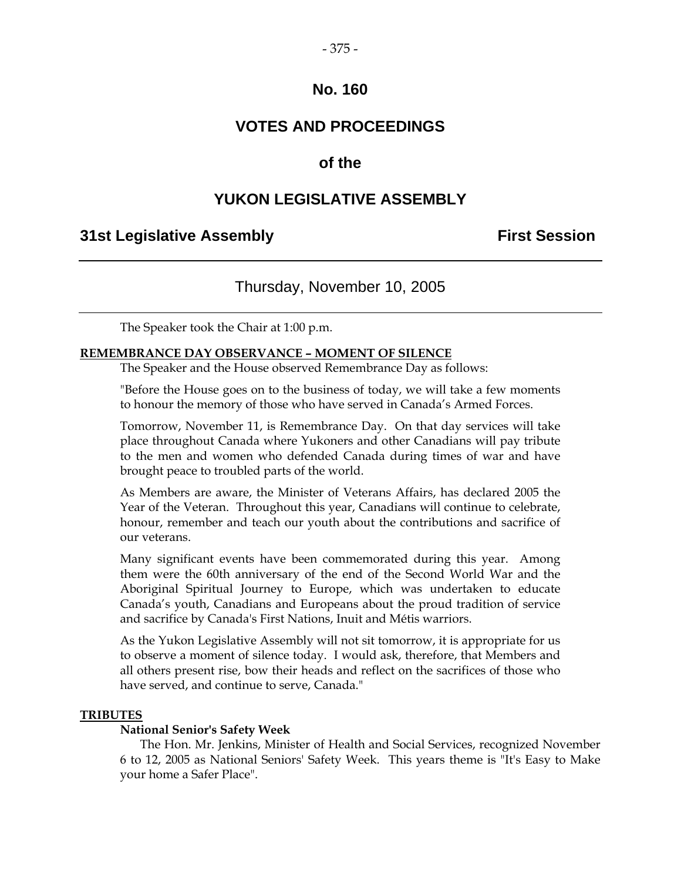# No. 160

# VOTES AND PROCEEDINGS

# of the

# YUKON LEGISLATIVE ASSEMBLY

**31st Legislative Assembly** **First Session**

---

## Thursday, November 10, 2005

---

The Speaker took the Chair at 1:00 p.m.

**REMEMBRANCE DAY OBSERVANCE – MOMENT OF SILENCE**

The Speaker and the House observed Remembrance Day as follows:

"Before the House goes on to the business of today, we will take a few moments to honour the memory of those who have served in Canada's Armed Forces.

Tomorrow, November 11, is Remembrance Day. On that day services will take place throughout Canada where Yukoners and other Canadians will pay tribute to the men and women who defended Canada during times of war and have brought peace to troubled parts of the world.

As Members are aware, the Minister of Veterans Affairs, has declared 2005 the Year of the Veteran. Throughout this year, Canadians will continue to celebrate, honour, remember and teach our youth about the contributions and sacrifice of our veterans.

Many significant events have been commemorated during this year. Among them were the 60th anniversary of the end of the Second World War and the Aboriginal Spiritual Journey to Europe, which was undertaken to educate Canada's youth, Canadians and Europeans about the proud tradition of service and sacrifice by Canada's First Nations, Inuit and Métis warriors.

As the Yukon Legislative Assembly will not sit tomorrow, it is appropriate for us to observe a moment of silence today. I would ask, therefore, that Members and all others present rise, bow their heads and reflect on the sacrifices of those who have served, and continue to serve, Canada."

**TRIBUTES**

**National Senior's Safety Week**

The Hon. Mr. Jenkins, Minister of Health and Social Services, recognized November 6 to 12, 2005 as National Seniors' Safety Week. This years theme is "It's Easy to Make your home a Safer Place".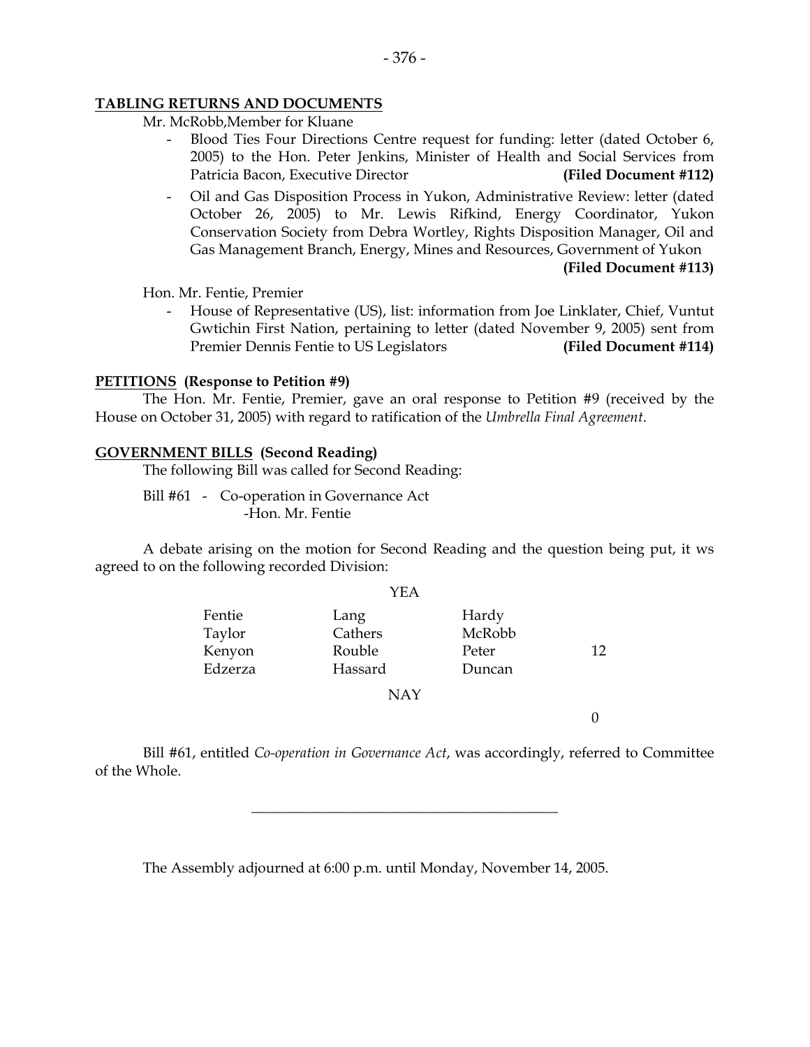**TABLING RETURNS AND DOCUMENTS**

Mr. McRobb,Member for Kluane

- Blood Ties Four Directions Centre request for funding: letter (dated October 6, 2005) to the Hon. Peter Jenkins, Minister of Health and Social Services from Patricia Bacon, Executive Director **(Filed Document #112)**
- Oil and Gas Disposition Process in Yukon, Administrative Review: letter (dated October 26, 2005) to Mr. Lewis Rifkind, Energy Coordinator, Yukon Conservation Society from Debra Wortley, Rights Disposition Manager, Oil and Gas Management Branch, Energy, Mines and Resources, Government of Yukon **(Filed Document #113)**

Hon. Mr. Fentie, Premier

- House of Representative (US), list: information from Joe Linklater, Chief, Vuntut Gwtichin First Nation, pertaining to letter (dated November 9, 2005) sent from Premier Dennis Fentie to US Legislators **(Filed Document #114)**

**PETITIONS (Response to Petition #9)**

The Hon. Mr. Fentie, Premier, gave an oral response to Petition #9 (received by the House on October 31, 2005) with regard to ratification of the *Umbrella Final Agreement*.

**GOVERNMENT BILLS (Second Reading)**

The following Bill was called for Second Reading:

Bill #61 - Co-operation in Governance Act
-Hon. Mr. Fentie

A debate arising on the motion for Second Reading and the question being put, it ws agreed to on the following recorded Division:

YEA

| | | | |
|---|---|---|---|
| Fentie | Lang | Hardy | |
| Taylor | Cathers | McRobb | |
| Kenyon | Rouble | Peter | 12 |
| Edzerza | Hassard | Duncan | |

NAY

0

Bill #61, entitled *Co-operation in Governance Act*, was accordingly, referred to Committee of the Whole.

---

The Assembly adjourned at 6:00 p.m. until Monday, November 14, 2005.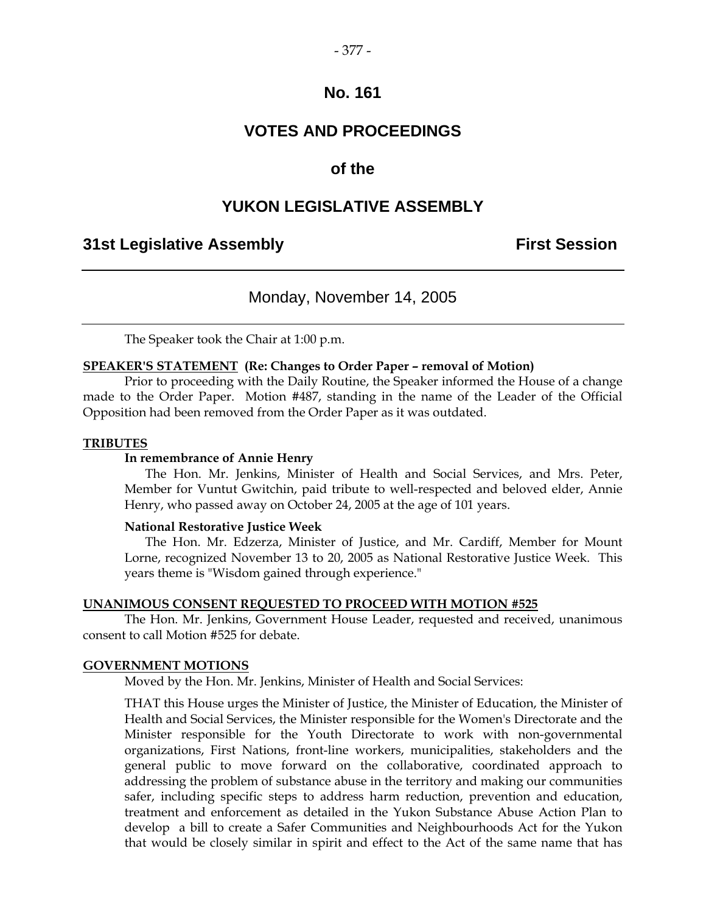# No. 161

# VOTES AND PROCEEDINGS

## of the

# YUKON LEGISLATIVE ASSEMBLY

**31st Legislative Assembly** **First Session**

---

Monday, November 14, 2005

---

The Speaker took the Chair at 1:00 p.m.

**SPEAKER'S STATEMENT (Re: Changes to Order Paper – removal of Motion)**

Prior to proceeding with the Daily Routine, the Speaker informed the House of a change made to the Order Paper. Motion #487, standing in the name of the Leader of the Official Opposition had been removed from the Order Paper as it was outdated.

**TRIBUTES**

**In remembrance of Annie Henry**

The Hon. Mr. Jenkins, Minister of Health and Social Services, and Mrs. Peter, Member for Vuntut Gwitchin, paid tribute to well-respected and beloved elder, Annie Henry, who passed away on October 24, 2005 at the age of 101 years.

**National Restorative Justice Week**

The Hon. Mr. Edzerza, Minister of Justice, and Mr. Cardiff, Member for Mount Lorne, recognized November 13 to 20, 2005 as National Restorative Justice Week. This years theme is "Wisdom gained through experience."

**UNANIMOUS CONSENT REQUESTED TO PROCEED WITH MOTION #525**

The Hon. Mr. Jenkins, Government House Leader, requested and received, unanimous consent to call Motion #525 for debate.

**GOVERNMENT MOTIONS**

Moved by the Hon. Mr. Jenkins, Minister of Health and Social Services:

THAT this House urges the Minister of Justice, the Minister of Education, the Minister of Health and Social Services, the Minister responsible for the Women's Directorate and the Minister responsible for the Youth Directorate to work with non-governmental organizations, First Nations, front-line workers, municipalities, stakeholders and the general public to move forward on the collaborative, coordinated approach to addressing the problem of substance abuse in the territory and making our communities safer, including specific steps to address harm reduction, prevention and education, treatment and enforcement as detailed in the Yukon Substance Abuse Action Plan to develop a bill to create a Safer Communities and Neighbourhoods Act for the Yukon that would be closely similar in spirit and effect to the Act of the same name that has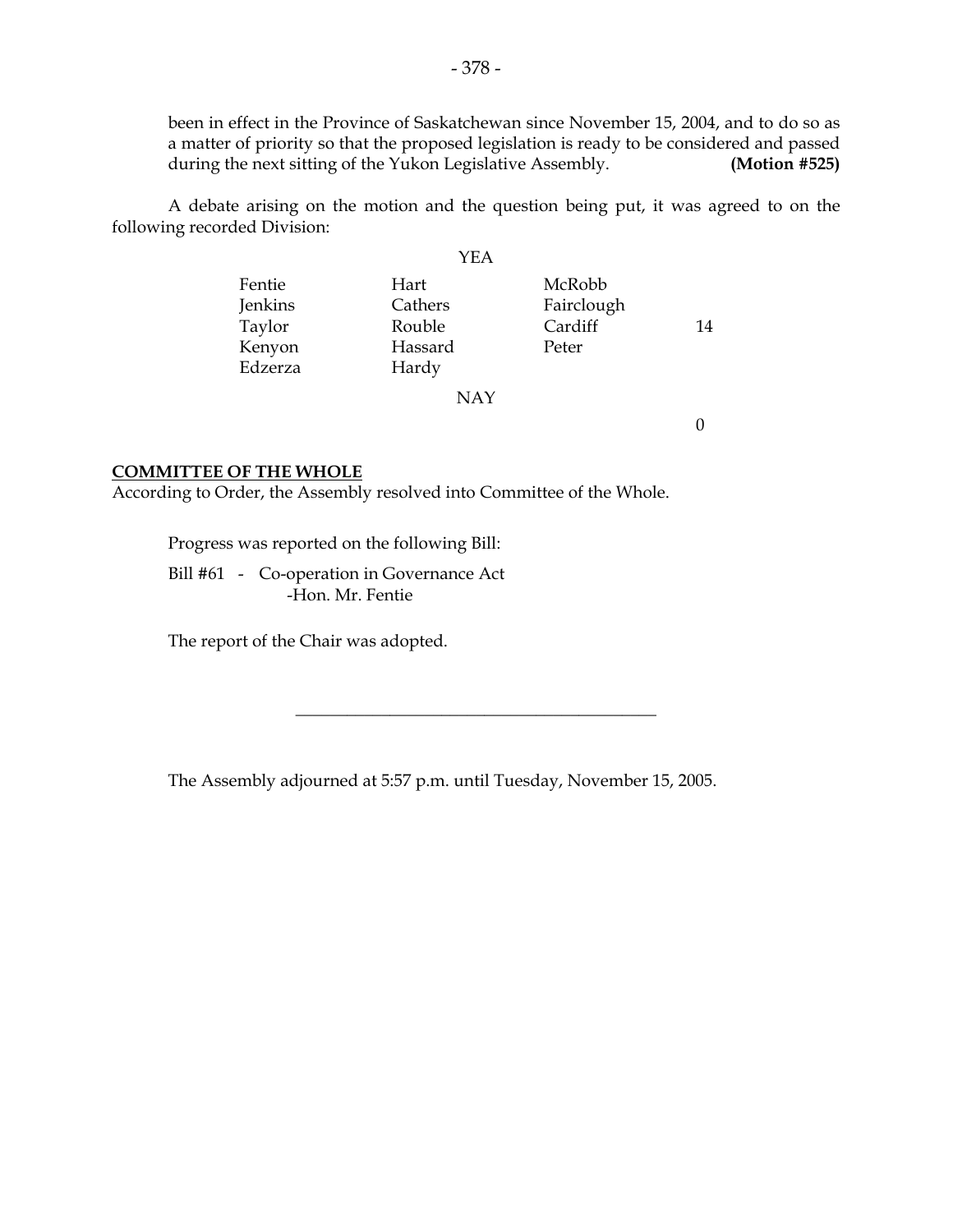been in effect in the Province of Saskatchewan since November 15, 2004, and to do so as a matter of priority so that the proposed legislation is ready to be considered and passed during the next sitting of the Yukon Legislative Assembly. **(Motion #525)**

A debate arising on the motion and the question being put, it was agreed to on the following recorded Division:

YEA

| | | | |
|---|---|---|---|
| Fentie | Hart | McRobb | |
| Jenkins | Cathers | Fairclough | |
| Taylor | Rouble | Cardiff | 14 |
| Kenyon | Hassard | Peter | |
| Edzerza | Hardy | | |

NAY

0

**COMMITTEE OF THE WHOLE**

According to Order, the Assembly resolved into Committee of the Whole.

Progress was reported on the following Bill:

Bill #61 - Co-operation in Governance Act
-Hon. Mr. Fentie

The report of the Chair was adopted.

---

The Assembly adjourned at 5:57 p.m. until Tuesday, November 15, 2005.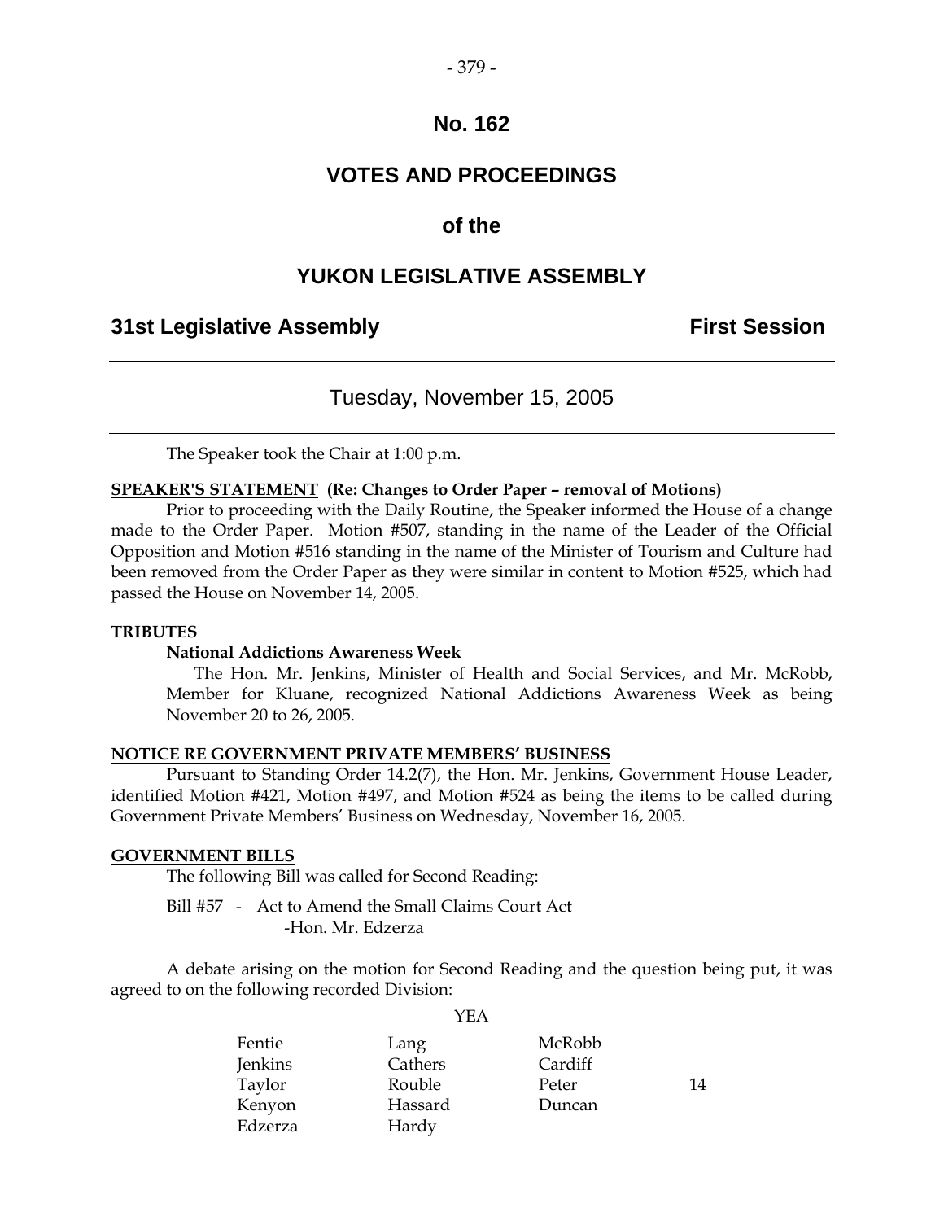# No. 162

# VOTES AND PROCEEDINGS

# of the

# YUKON LEGISLATIVE ASSEMBLY

## 31st Legislative Assembly — First Session

---

### Tuesday, November 15, 2005

---

The Speaker took the Chair at 1:00 p.m.

**SPEAKER'S STATEMENT (Re: Changes to Order Paper – removal of Motions)**

Prior to proceeding with the Daily Routine, the Speaker informed the House of a change made to the Order Paper. Motion #507, standing in the name of the Leader of the Official Opposition and Motion #516 standing in the name of the Minister of Tourism and Culture had been removed from the Order Paper as they were similar in content to Motion #525, which had passed the House on November 14, 2005.

**TRIBUTES**

**National Addictions Awareness Week**

The Hon. Mr. Jenkins, Minister of Health and Social Services, and Mr. McRobb, Member for Kluane, recognized National Addictions Awareness Week as being November 20 to 26, 2005.

**NOTICE RE GOVERNMENT PRIVATE MEMBERS' BUSINESS**

Pursuant to Standing Order 14.2(7), the Hon. Mr. Jenkins, Government House Leader, identified Motion #421, Motion #497, and Motion #524 as being the items to be called during Government Private Members' Business on Wednesday, November 16, 2005.

**GOVERNMENT BILLS**

The following Bill was called for Second Reading:

Bill #57 - Act to Amend the Small Claims Court Act
-Hon. Mr. Edzerza

A debate arising on the motion for Second Reading and the question being put, it was agreed to on the following recorded Division:

YEA

| | | | |
|---|---|---|---|
| Fentie | Lang | McRobb | |
| Jenkins | Cathers | Cardiff | |
| Taylor | Rouble | Peter | 14 |
| Kenyon | Hassard | Duncan | |
| Edzerza | Hardy | | |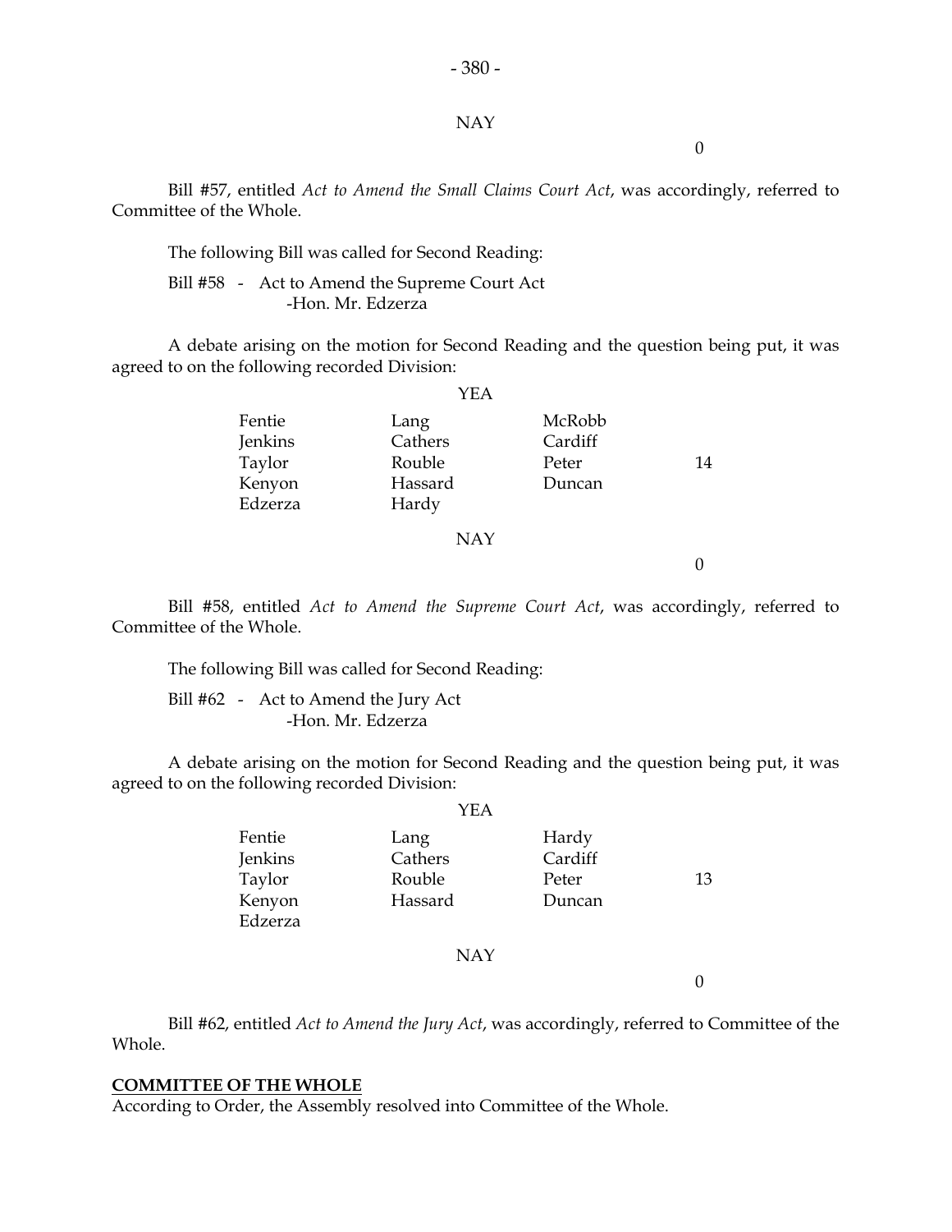NAY

0

Bill #57, entitled *Act to Amend the Small Claims Court Act*, was accordingly, referred to Committee of the Whole.

The following Bill was called for Second Reading:

Bill #58 - Act to Amend the Supreme Court Act
-Hon. Mr. Edzerza

A debate arising on the motion for Second Reading and the question being put, it was agreed to on the following recorded Division:

YEA

| | | | |
|---|---|---|---|
| Fentie | Lang | McRobb | |
| Jenkins | Cathers | Cardiff | |
| Taylor | Rouble | Peter | 14 |
| Kenyon | Hassard | Duncan | |
| Edzerza | Hardy | | |

NAY

0

Bill #58, entitled *Act to Amend the Supreme Court Act*, was accordingly, referred to Committee of the Whole.

The following Bill was called for Second Reading:

Bill #62 - Act to Amend the Jury Act
-Hon. Mr. Edzerza

A debate arising on the motion for Second Reading and the question being put, it was agreed to on the following recorded Division:

YEA

| | | | |
|---|---|---|---|
| Fentie | Lang | Hardy | |
| Jenkins | Cathers | Cardiff | |
| Taylor | Rouble | Peter | 13 |
| Kenyon | Hassard | Duncan | |
| Edzerza | | | |

NAY

0

Bill #62, entitled *Act to Amend the Jury Act*, was accordingly, referred to Committee of the Whole.

**COMMITTEE OF THE WHOLE**

According to Order, the Assembly resolved into Committee of the Whole.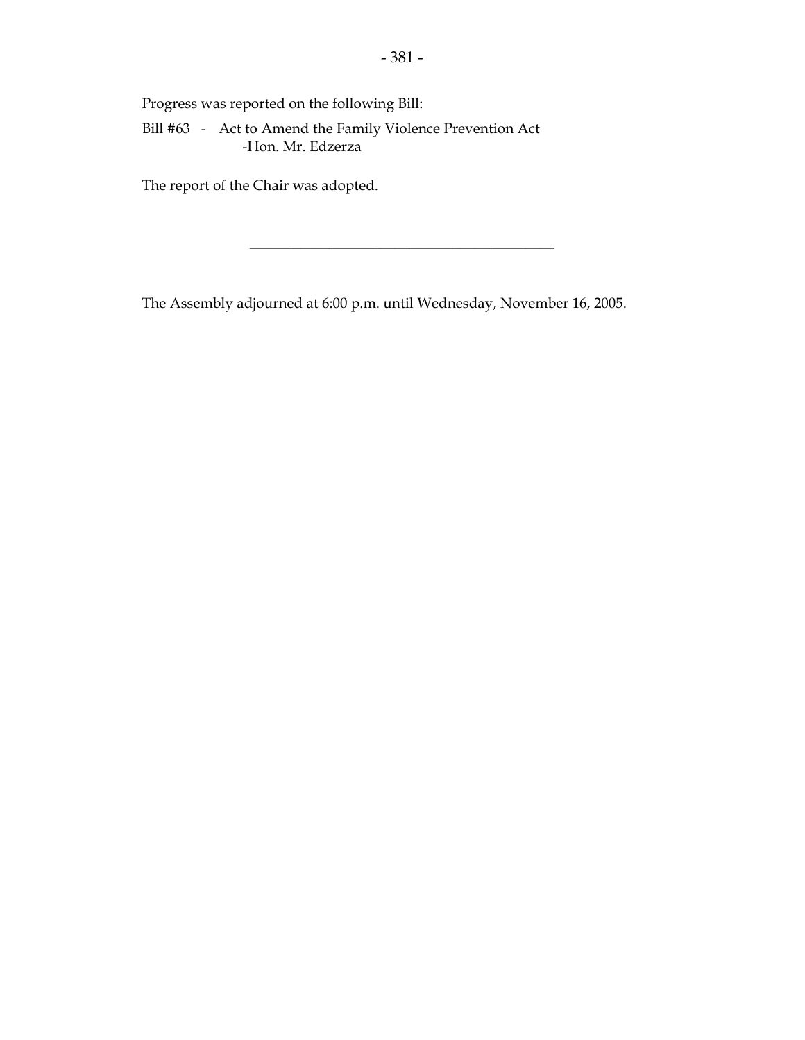Progress was reported on the following Bill:

Bill #63 - Act to Amend the Family Violence Prevention Act
 -Hon. Mr. Edzerza

The report of the Chair was adopted.

---

The Assembly adjourned at 6:00 p.m. until Wednesday, November 16, 2005.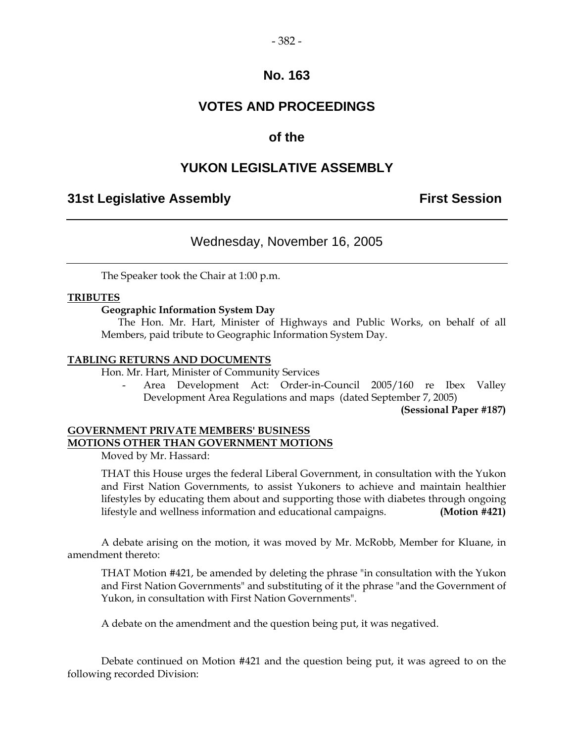# No. 163

# VOTES AND PROCEEDINGS

# of the

# YUKON LEGISLATIVE ASSEMBLY

## 31st Legislative Assembly — First Session

---

### Wednesday, November 16, 2005

---

The Speaker took the Chair at 1:00 p.m.

**TRIBUTES**

**Geographic Information System Day**

The Hon. Mr. Hart, Minister of Highways and Public Works, on behalf of all Members, paid tribute to Geographic Information System Day.

**TABLING RETURNS AND DOCUMENTS**

Hon. Mr. Hart, Minister of Community Services

- Area Development Act: Order-in-Council 2005/160 re Ibex Valley Development Area Regulations and maps (dated September 7, 2005)

**(Sessional Paper #187)**

**GOVERNMENT PRIVATE MEMBERS' BUSINESS**
**MOTIONS OTHER THAN GOVERNMENT MOTIONS**

Moved by Mr. Hassard:

THAT this House urges the federal Liberal Government, in consultation with the Yukon and First Nation Governments, to assist Yukoners to achieve and maintain healthier lifestyles by educating them about and supporting those with diabetes through ongoing lifestyle and wellness information and educational campaigns. **(Motion #421)**

A debate arising on the motion, it was moved by Mr. McRobb, Member for Kluane, in amendment thereto:

THAT Motion #421, be amended by deleting the phrase "in consultation with the Yukon and First Nation Governments" and substituting of it the phrase "and the Government of Yukon, in consultation with First Nation Governments".

A debate on the amendment and the question being put, it was negatived.

Debate continued on Motion #421 and the question being put, it was agreed to on the following recorded Division: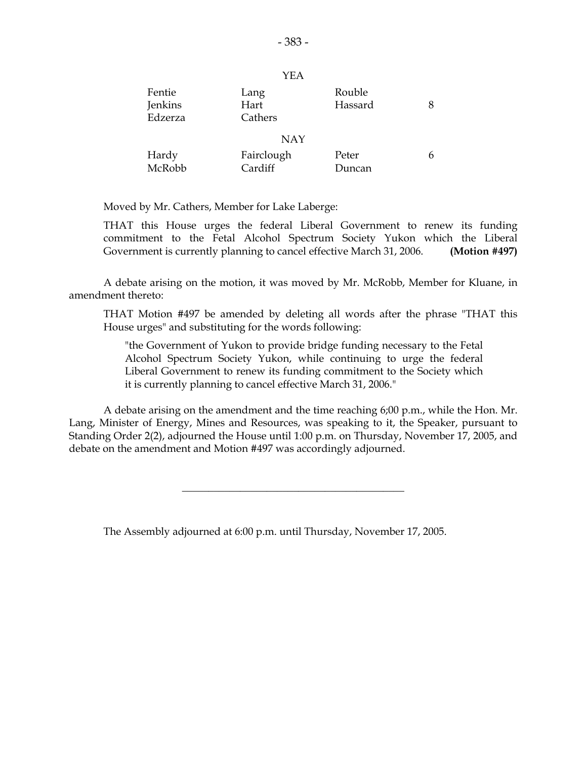YEA

| | | | |
|---|---|---|---|
| Fentie | Lang | Rouble | |
| Jenkins | Hart | Hassard | 8 |
| Edzerza | Cathers | | |

NAY

| | | | |
|---|---|---|---|
| Hardy | Fairclough | Peter | 6 |
| McRobb | Cardiff | Duncan | |

Moved by Mr. Cathers, Member for Lake Laberge:

> THAT this House urges the federal Liberal Government to renew its funding commitment to the Fetal Alcohol Spectrum Society Yukon which the Liberal Government is currently planning to cancel effective March 31, 2006. **(Motion #497)**

A debate arising on the motion, it was moved by Mr. McRobb, Member for Kluane, in amendment thereto:

> THAT Motion #497 be amended by deleting all words after the phrase "THAT this House urges" and substituting for the words following:
>
> > "the Government of Yukon to provide bridge funding necessary to the Fetal Alcohol Spectrum Society Yukon, while continuing to urge the federal Liberal Government to renew its funding commitment to the Society which it is currently planning to cancel effective March 31, 2006."

A debate arising on the amendment and the time reaching 6;00 p.m., while the Hon. Mr. Lang, Minister of Energy, Mines and Resources, was speaking to it, the Speaker, pursuant to Standing Order 2(2), adjourned the House until 1:00 p.m. on Thursday, November 17, 2005, and debate on the amendment and Motion #497 was accordingly adjourned.

---

The Assembly adjourned at 6:00 p.m. until Thursday, November 17, 2005.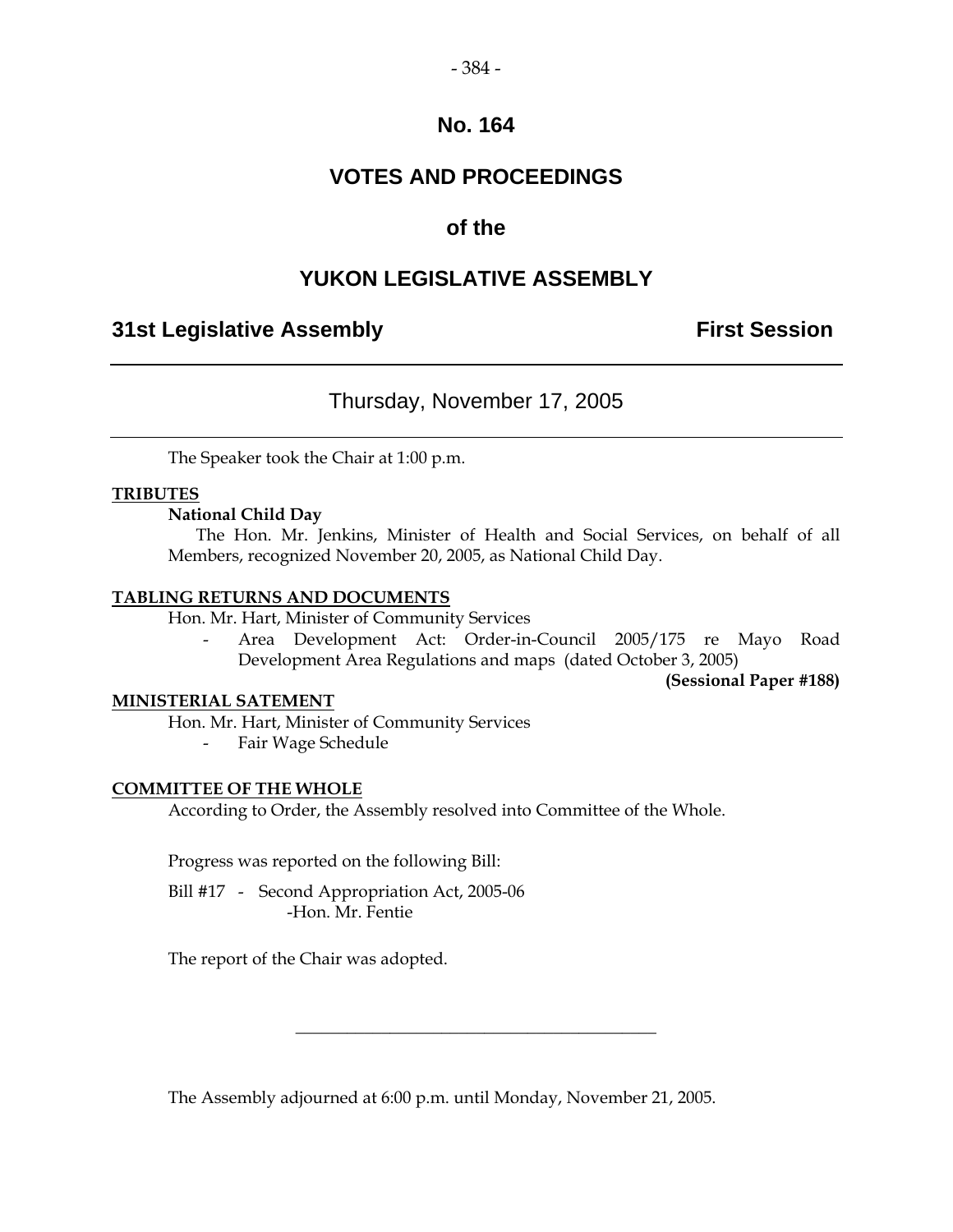# No. 164

# VOTES AND PROCEEDINGS

# of the

# YUKON LEGISLATIVE ASSEMBLY

## 31st Legislative Assembly — First Session

---

### Thursday, November 17, 2005

---

The Speaker took the Chair at 1:00 p.m.

**TRIBUTES**

**National Child Day**

The Hon. Mr. Jenkins, Minister of Health and Social Services, on behalf of all Members, recognized November 20, 2005, as National Child Day.

**TABLING RETURNS AND DOCUMENTS**

Hon. Mr. Hart, Minister of Community Services

- Area Development Act: Order-in-Council 2005/175 re Mayo Road Development Area Regulations and maps (dated October 3, 2005)

**(Sessional Paper #188)**

**MINISTERIAL SATEMENT**

Hon. Mr. Hart, Minister of Community Services

- Fair Wage Schedule

**COMMITTEE OF THE WHOLE**

According to Order, the Assembly resolved into Committee of the Whole.

Progress was reported on the following Bill:

Bill #17 - Second Appropriation Act, 2005-06
-Hon. Mr. Fentie

The report of the Chair was adopted.

---

The Assembly adjourned at 6:00 p.m. until Monday, November 21, 2005.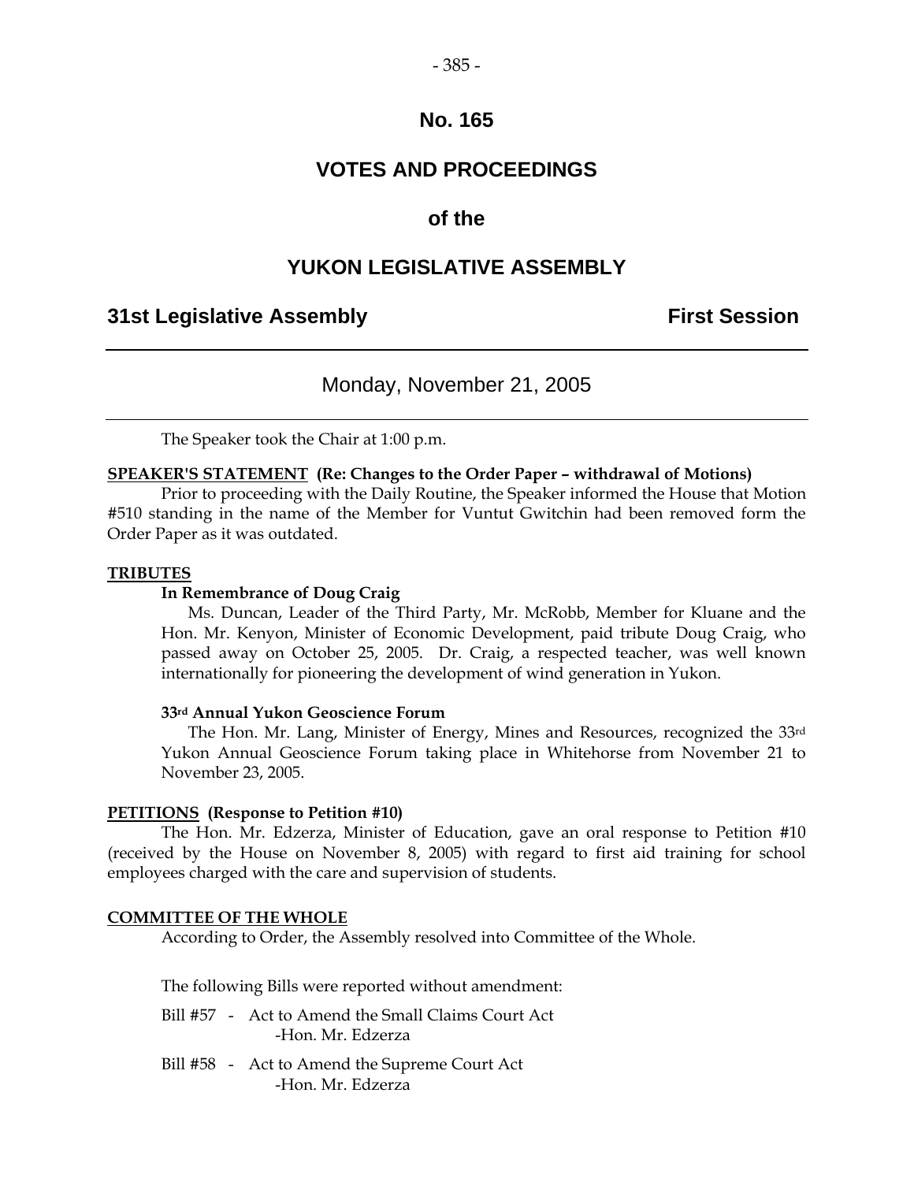# No. 165

# VOTES AND PROCEEDINGS

# of the

# YUKON LEGISLATIVE ASSEMBLY

## 31st Legislative Assembly First Session

---

Monday, November 21, 2005

---

The Speaker took the Chair at 1:00 p.m.

**SPEAKER'S STATEMENT (Re: Changes to the Order Paper – withdrawal of Motions)**

Prior to proceeding with the Daily Routine, the Speaker informed the House that Motion #510 standing in the name of the Member for Vuntut Gwitchin had been removed form the Order Paper as it was outdated.

**TRIBUTES**

**In Remembrance of Doug Craig**

Ms. Duncan, Leader of the Third Party, Mr. McRobb, Member for Kluane and the Hon. Mr. Kenyon, Minister of Economic Development, paid tribute Doug Craig, who passed away on October 25, 2005. Dr. Craig, a respected teacher, was well known internationally for pioneering the development of wind generation in Yukon.

**33rd Annual Yukon Geoscience Forum**

The Hon. Mr. Lang, Minister of Energy, Mines and Resources, recognized the 33rd Yukon Annual Geoscience Forum taking place in Whitehorse from November 21 to November 23, 2005.

**PETITIONS (Response to Petition #10)**

The Hon. Mr. Edzerza, Minister of Education, gave an oral response to Petition #10 (received by the House on November 8, 2005) with regard to first aid training for school employees charged with the care and supervision of students.

**COMMITTEE OF THE WHOLE**

According to Order, the Assembly resolved into Committee of the Whole.

The following Bills were reported without amendment:

Bill #57 - Act to Amend the Small Claims Court Act
-Hon. Mr. Edzerza

Bill #58 - Act to Amend the Supreme Court Act
-Hon. Mr. Edzerza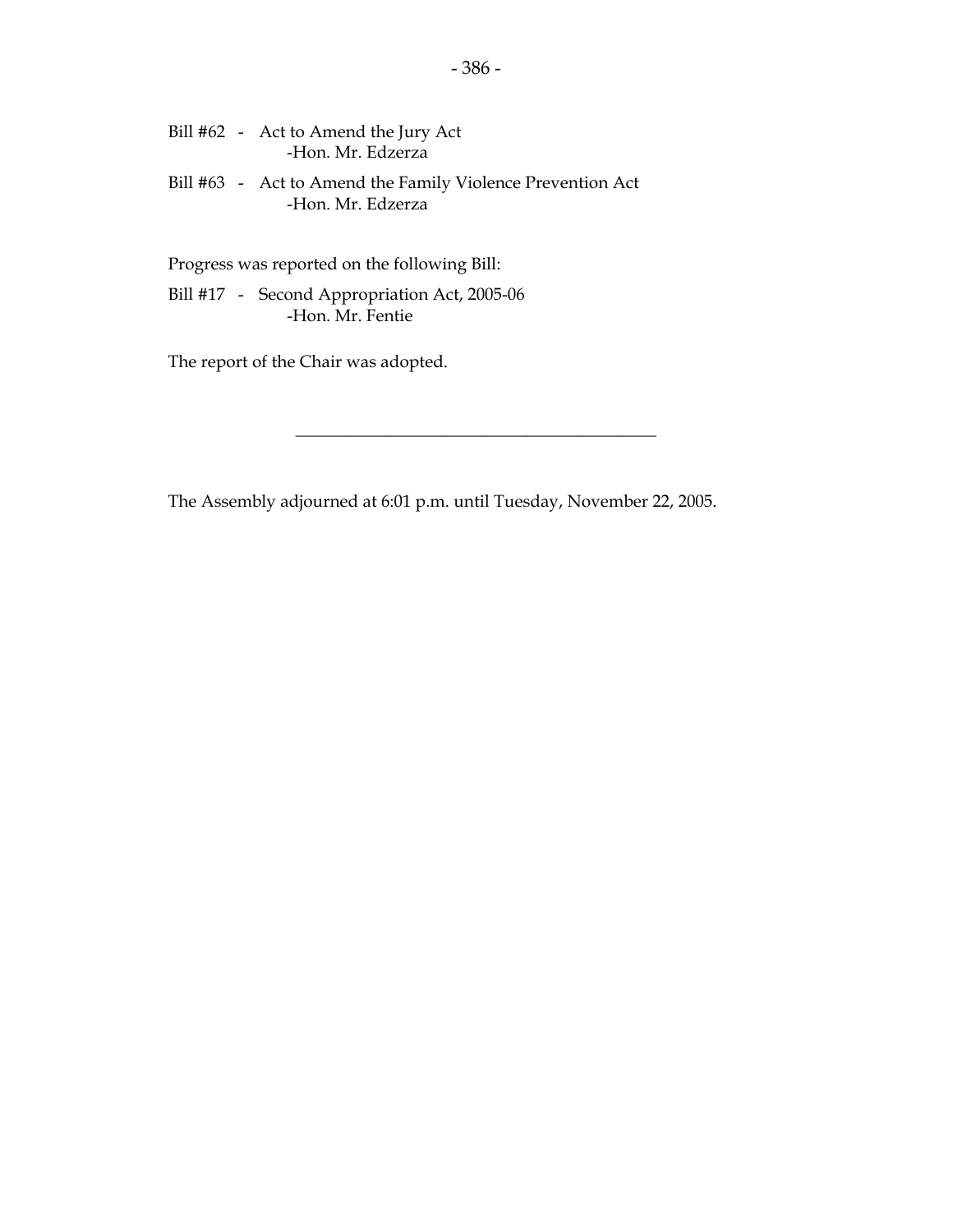Bill #62 - Act to Amend the Jury Act
-Hon. Mr. Edzerza

Bill #63 - Act to Amend the Family Violence Prevention Act
-Hon. Mr. Edzerza

Progress was reported on the following Bill:

Bill #17 - Second Appropriation Act, 2005-06
-Hon. Mr. Fentie

The report of the Chair was adopted.

---

The Assembly adjourned at 6:01 p.m. until Tuesday, November 22, 2005.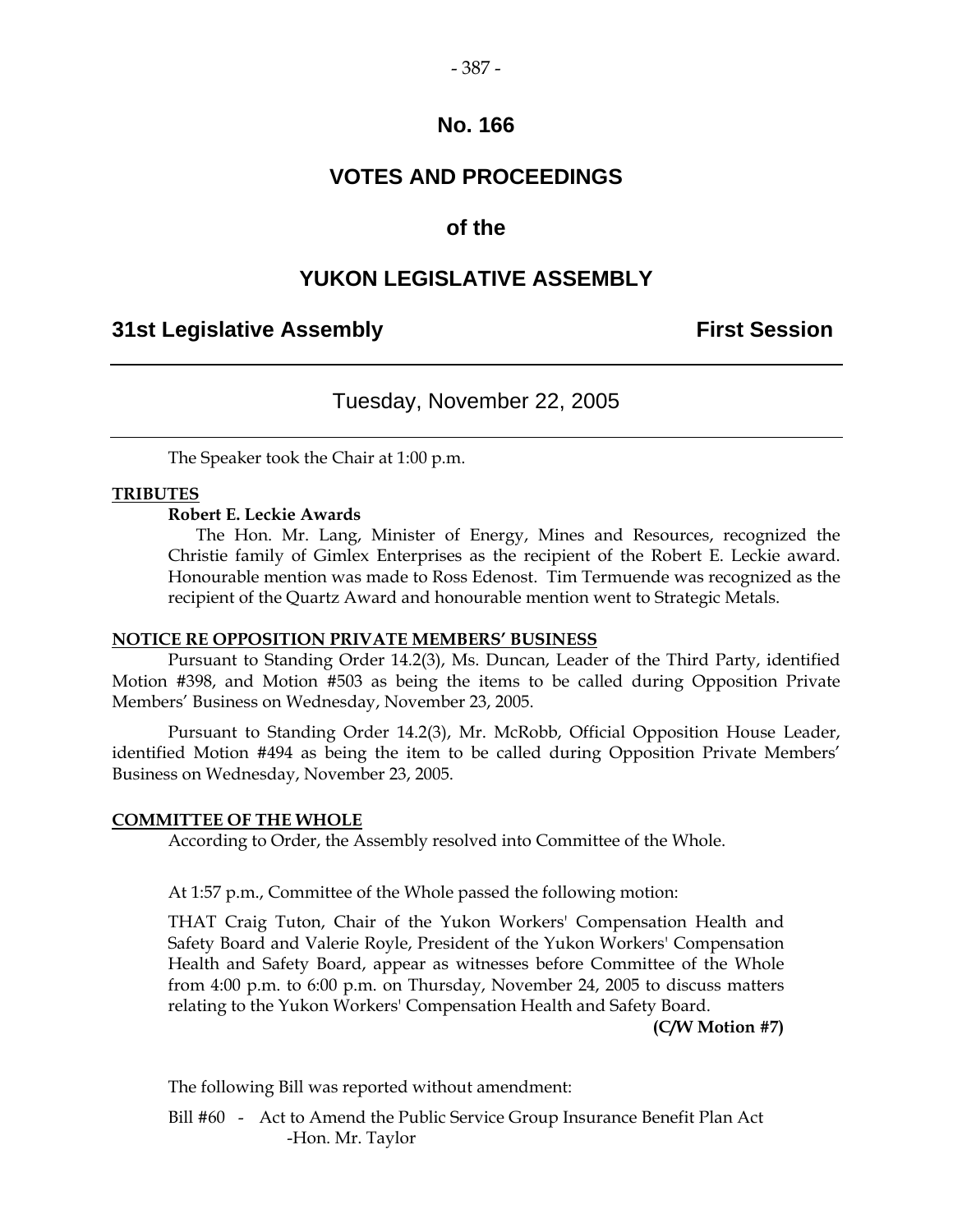# No. 166

# VOTES AND PROCEEDINGS

## of the

# YUKON LEGISLATIVE ASSEMBLY

**31st Legislative Assembly** **First Session**

---

Tuesday, November 22, 2005

---

The Speaker took the Chair at 1:00 p.m.

**TRIBUTES**

**Robert E. Leckie Awards**

The Hon. Mr. Lang, Minister of Energy, Mines and Resources, recognized the Christie family of Gimlex Enterprises as the recipient of the Robert E. Leckie award. Honourable mention was made to Ross Edenost. Tim Termuende was recognized as the recipient of the Quartz Award and honourable mention went to Strategic Metals.

**NOTICE RE OPPOSITION PRIVATE MEMBERS' BUSINESS**

Pursuant to Standing Order 14.2(3), Ms. Duncan, Leader of the Third Party, identified Motion #398, and Motion #503 as being the items to be called during Opposition Private Members' Business on Wednesday, November 23, 2005.

Pursuant to Standing Order 14.2(3), Mr. McRobb, Official Opposition House Leader, identified Motion #494 as being the item to be called during Opposition Private Members' Business on Wednesday, November 23, 2005.

**COMMITTEE OF THE WHOLE**

According to Order, the Assembly resolved into Committee of the Whole.

At 1:57 p.m., Committee of the Whole passed the following motion:

THAT Craig Tuton, Chair of the Yukon Workers' Compensation Health and Safety Board and Valerie Royle, President of the Yukon Workers' Compensation Health and Safety Board, appear as witnesses before Committee of the Whole from 4:00 p.m. to 6:00 p.m. on Thursday, November 24, 2005 to discuss matters relating to the Yukon Workers' Compensation Health and Safety Board.

**(C/W Motion #7)**

The following Bill was reported without amendment:

Bill #60 - Act to Amend the Public Service Group Insurance Benefit Plan Act
-Hon. Mr. Taylor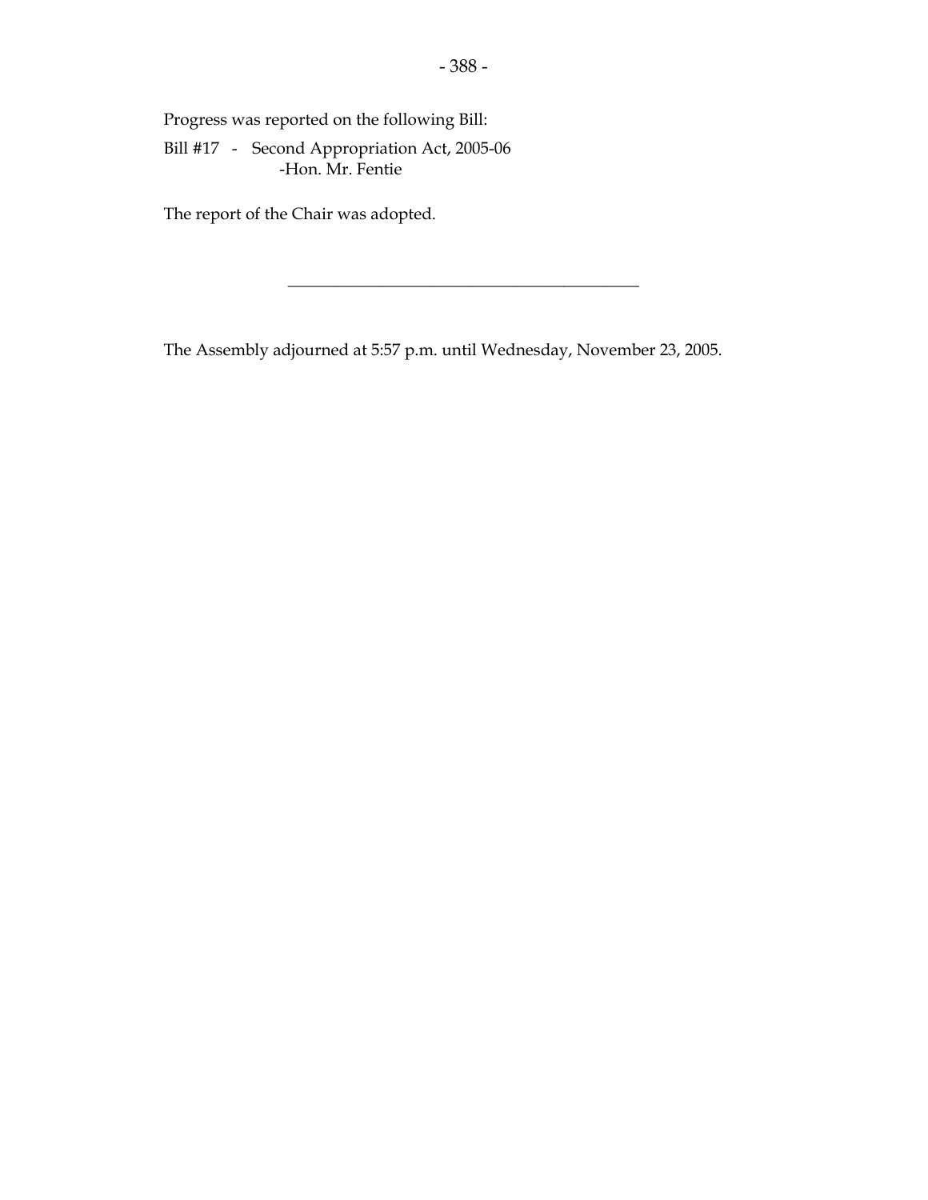Progress was reported on the following Bill:

Bill #17 - Second Appropriation Act, 2005-06
-Hon. Mr. Fentie

The report of the Chair was adopted.

---

The Assembly adjourned at 5:57 p.m. until Wednesday, November 23, 2005.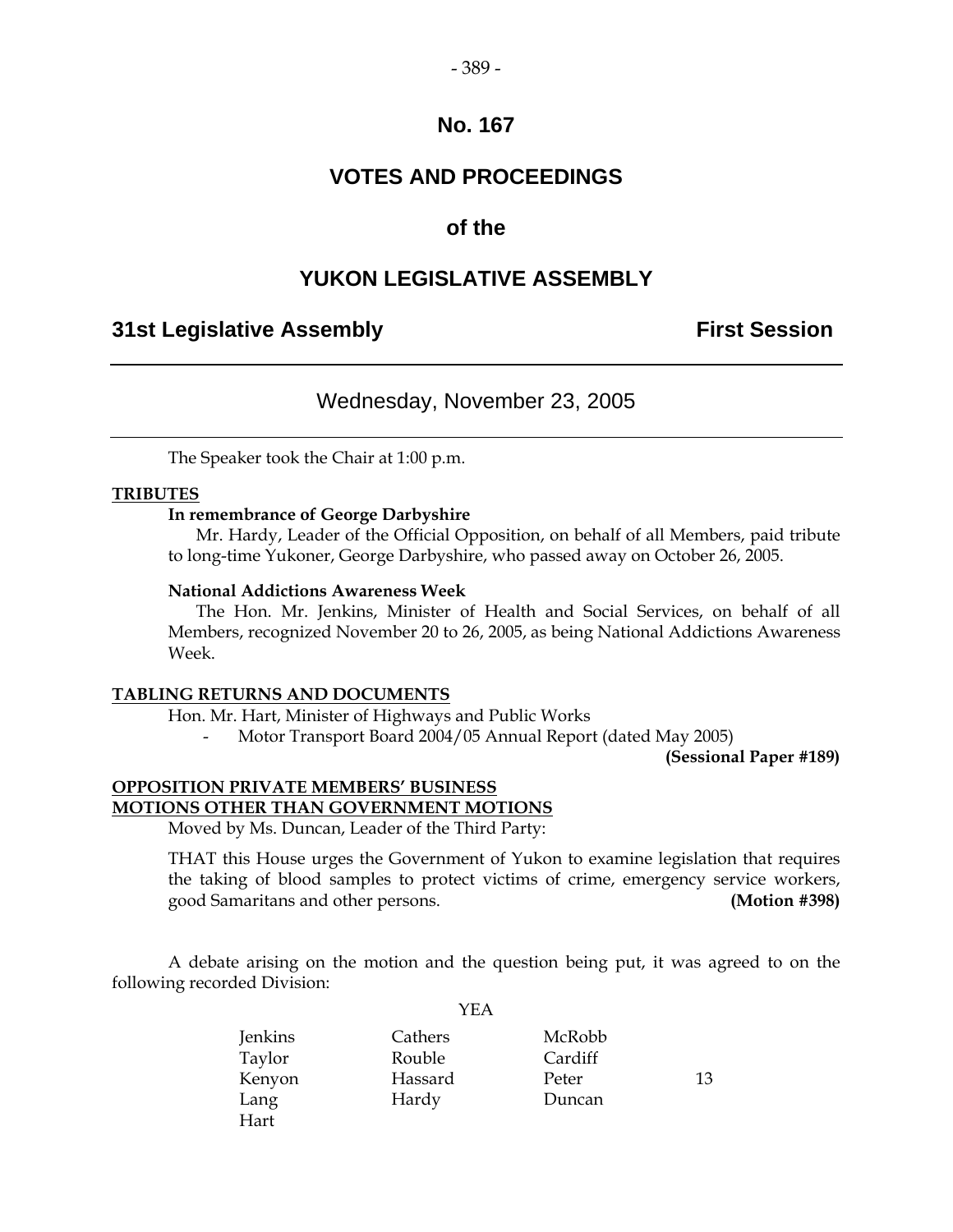# No. 167

# VOTES AND PROCEEDINGS

## of the

## YUKON LEGISLATIVE ASSEMBLY

### 31st Legislative Assembly — First Session

---

Wednesday, November 23, 2005

---

The Speaker took the Chair at 1:00 p.m.

**TRIBUTES**

**In remembrance of George Darbyshire**

Mr. Hardy, Leader of the Official Opposition, on behalf of all Members, paid tribute to long-time Yukoner, George Darbyshire, who passed away on October 26, 2005.

**National Addictions Awareness Week**

The Hon. Mr. Jenkins, Minister of Health and Social Services, on behalf of all Members, recognized November 20 to 26, 2005, as being National Addictions Awareness Week.

**TABLING RETURNS AND DOCUMENTS**

Hon. Mr. Hart, Minister of Highways and Public Works

- Motor Transport Board 2004/05 Annual Report (dated May 2005) **(Sessional Paper #189)**

**OPPOSITION PRIVATE MEMBERS' BUSINESS**
**MOTIONS OTHER THAN GOVERNMENT MOTIONS**

Moved by Ms. Duncan, Leader of the Third Party:

THAT this House urges the Government of Yukon to examine legislation that requires the taking of blood samples to protect victims of crime, emergency service workers, good Samaritans and other persons. **(Motion #398)**

A debate arising on the motion and the question being put, it was agreed to on the following recorded Division:

YEA

| | | | |
|---|---|---|---|
| Jenkins | Cathers | McRobb | |
| Taylor | Rouble | Cardiff | |
| Kenyon | Hassard | Peter | 13 |
| Lang | Hardy | Duncan | |
| Hart | | | |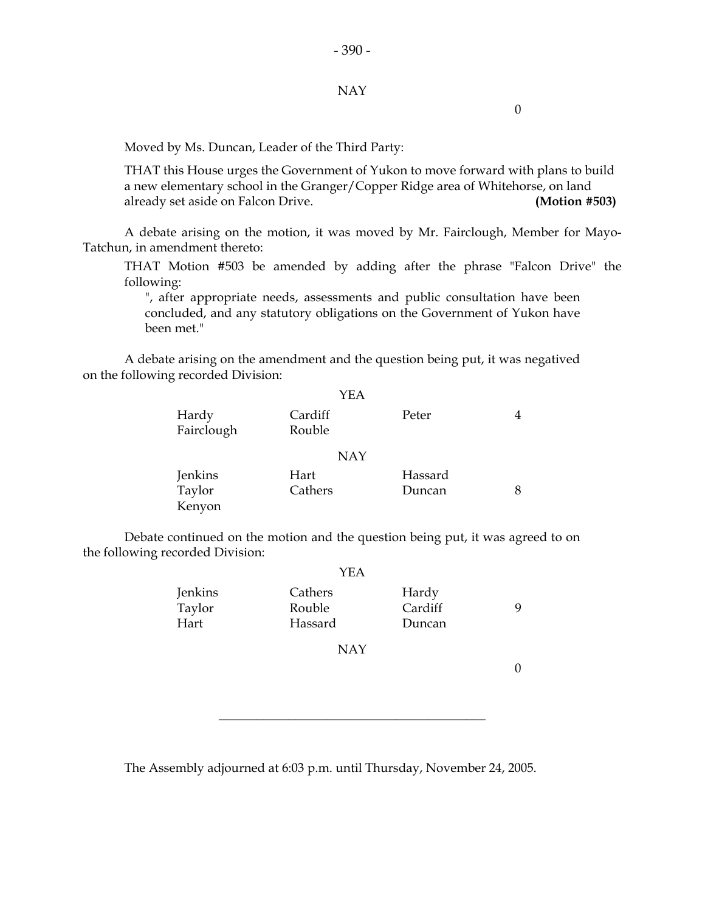NAY

0

Moved by Ms. Duncan, Leader of the Third Party:

THAT this House urges the Government of Yukon to move forward with plans to build a new elementary school in the Granger/Copper Ridge area of Whitehorse, on land already set aside on Falcon Drive. **(Motion #503)**

A debate arising on the motion, it was moved by Mr. Fairclough, Member for Mayo-Tatchun, in amendment thereto:

THAT Motion #503 be amended by adding after the phrase "Falcon Drive" the following:

", after appropriate needs, assessments and public consultation have been concluded, and any statutory obligations on the Government of Yukon have been met."

A debate arising on the amendment and the question being put, it was negatived on the following recorded Division:

YEA

| | | | |
|---|---|---|---|
| Hardy | Cardiff | Peter | 4 |
| Fairclough | Rouble | | |

NAY

| | | | |
|---|---|---|---|
| Jenkins | Hart | Hassard | |
| Taylor | Cathers | Duncan | 8 |
| Kenyon | | | |

Debate continued on the motion and the question being put, it was agreed to on the following recorded Division:

YEA

| | | | |
|---|---|---|---|
| Jenkins | Cathers | Hardy | |
| Taylor | Rouble | Cardiff | 9 |
| Hart | Hassard | Duncan | |

NAY

0

---

The Assembly adjourned at 6:03 p.m. until Thursday, November 24, 2005.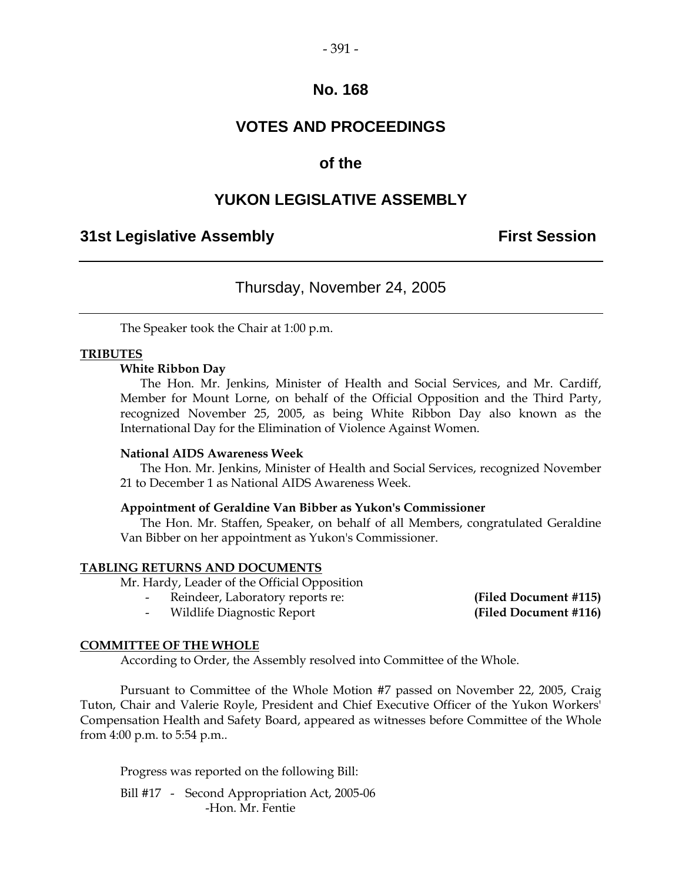# No. 168

# VOTES AND PROCEEDINGS

# of the

# YUKON LEGISLATIVE ASSEMBLY

## 31st Legislative Assembly — First Session

---

### Thursday, November 24, 2005

---

The Speaker took the Chair at 1:00 p.m.

**TRIBUTES**

**White Ribbon Day**

The Hon. Mr. Jenkins, Minister of Health and Social Services, and Mr. Cardiff, Member for Mount Lorne, on behalf of the Official Opposition and the Third Party, recognized November 25, 2005, as being White Ribbon Day also known as the International Day for the Elimination of Violence Against Women.

**National AIDS Awareness Week**

The Hon. Mr. Jenkins, Minister of Health and Social Services, recognized November 21 to December 1 as National AIDS Awareness Week.

**Appointment of Geraldine Van Bibber as Yukon's Commissioner**

The Hon. Mr. Staffen, Speaker, on behalf of all Members, congratulated Geraldine Van Bibber on her appointment as Yukon's Commissioner.

**TABLING RETURNS AND DOCUMENTS**

Mr. Hardy, Leader of the Official Opposition

- Reindeer, Laboratory reports re: **(Filed Document #115)**
- Wildlife Diagnostic Report **(Filed Document #116)**

**COMMITTEE OF THE WHOLE**

According to Order, the Assembly resolved into Committee of the Whole.

Pursuant to Committee of the Whole Motion #7 passed on November 22, 2005, Craig Tuton, Chair and Valerie Royle, President and Chief Executive Officer of the Yukon Workers' Compensation Health and Safety Board, appeared as witnesses before Committee of the Whole from 4:00 p.m. to 5:54 p.m..

Progress was reported on the following Bill:

Bill #17 - Second Appropriation Act, 2005-06
-Hon. Mr. Fentie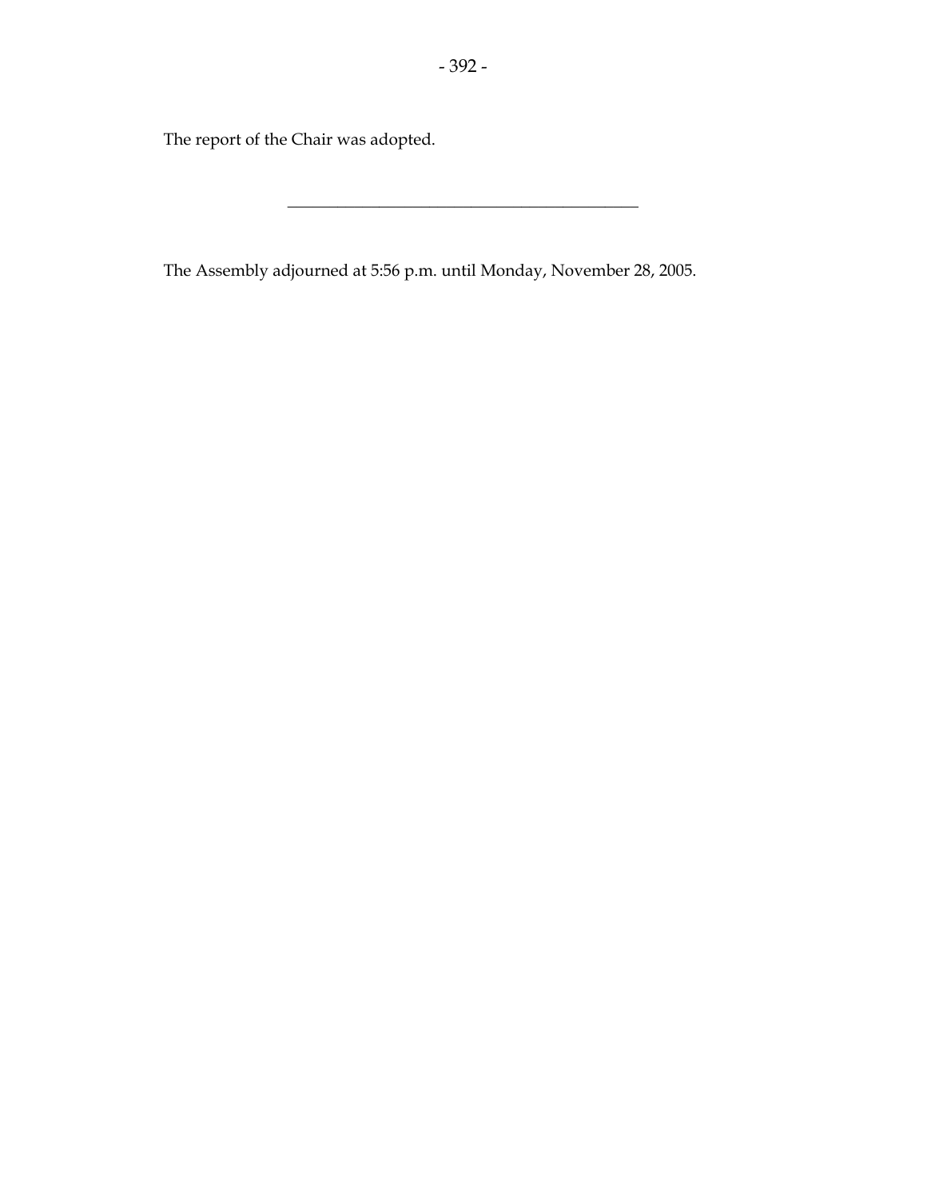The report of the Chair was adopted.

---

The Assembly adjourned at 5:56 p.m. until Monday, November 28, 2005.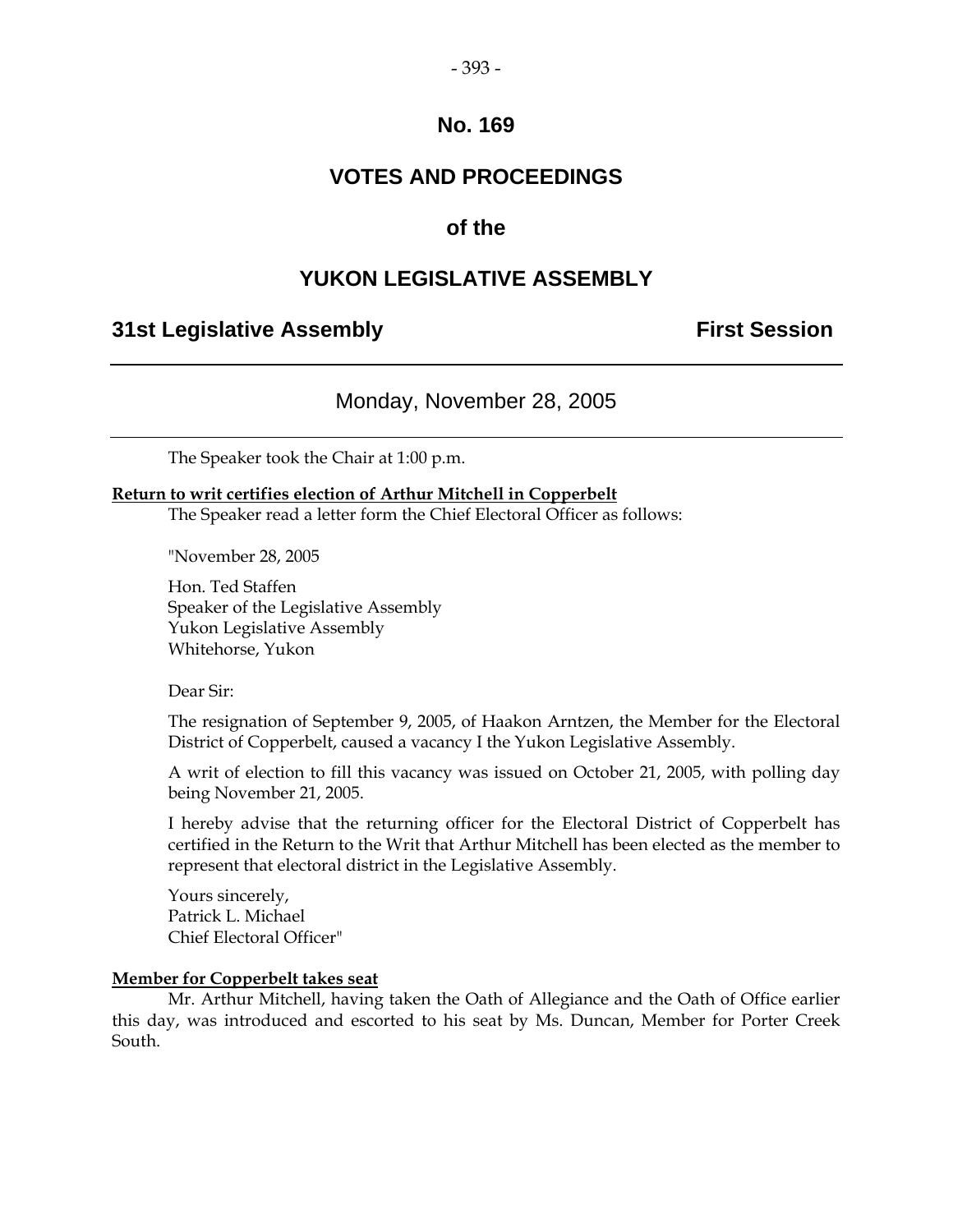# No. 169

# VOTES AND PROCEEDINGS

# of the

# YUKON LEGISLATIVE ASSEMBLY

## 31st Legislative Assembly — First Session

Monday, November 28, 2005

The Speaker took the Chair at 1:00 p.m.

**Return to writ certifies election of Arthur Mitchell in Copperbelt**

The Speaker read a letter form the Chief Electoral Officer as follows:

"November 28, 2005

Hon. Ted Staffen
Speaker of the Legislative Assembly
Yukon Legislative Assembly
Whitehorse, Yukon

Dear Sir:

The resignation of September 9, 2005, of Haakon Arntzen, the Member for the Electoral District of Copperbelt, caused a vacancy I the Yukon Legislative Assembly.

A writ of election to fill this vacancy was issued on October 21, 2005, with polling day being November 21, 2005.

I hereby advise that the returning officer for the Electoral District of Copperbelt has certified in the Return to the Writ that Arthur Mitchell has been elected as the member to represent that electoral district in the Legislative Assembly.

Yours sincerely,
Patrick L. Michael
Chief Electoral Officer"

**Member for Copperbelt takes seat**

Mr. Arthur Mitchell, having taken the Oath of Allegiance and the Oath of Office earlier this day, was introduced and escorted to his seat by Ms. Duncan, Member for Porter Creek South.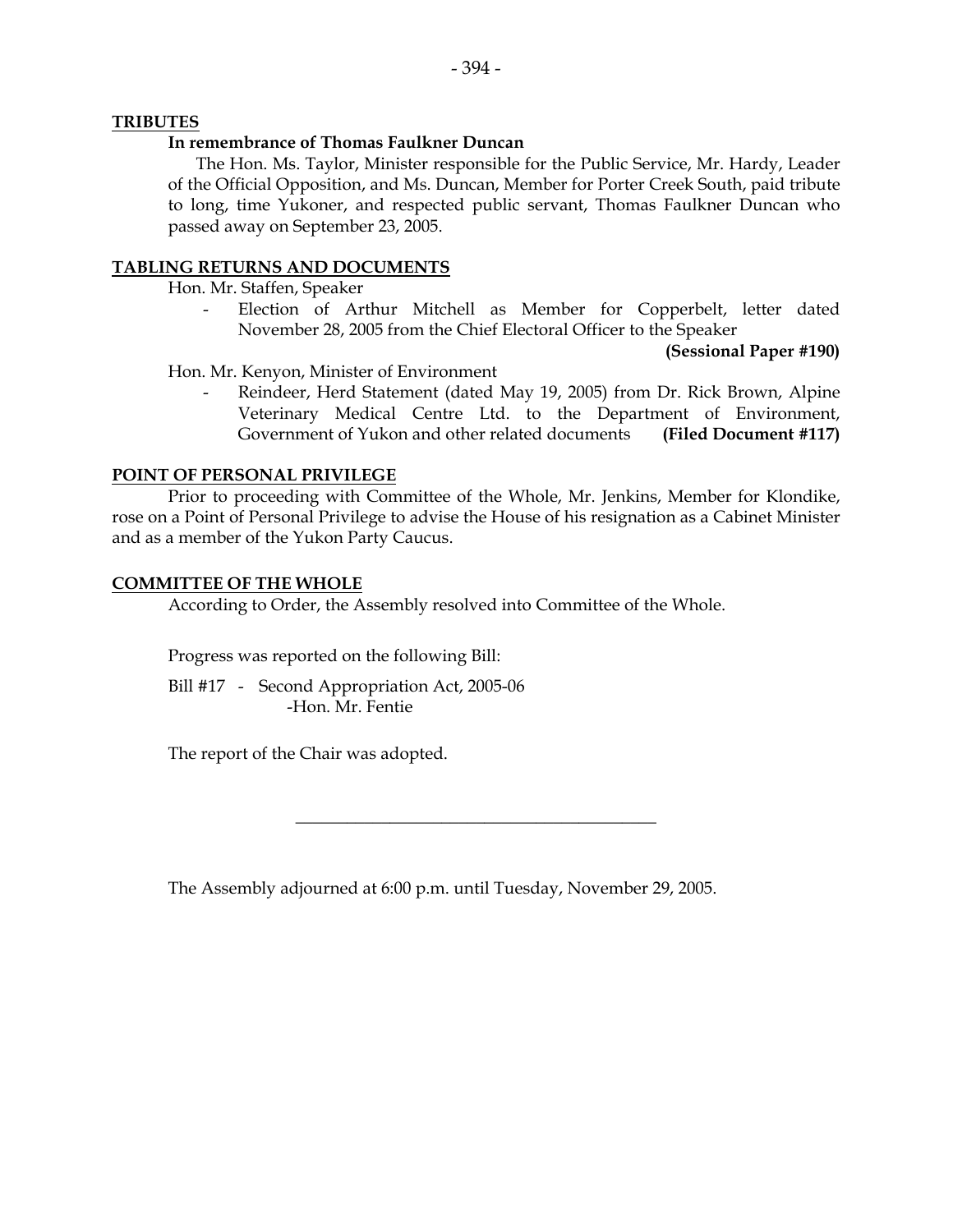**TRIBUTES**

**In remembrance of Thomas Faulkner Duncan**

The Hon. Ms. Taylor, Minister responsible for the Public Service, Mr. Hardy, Leader of the Official Opposition, and Ms. Duncan, Member for Porter Creek South, paid tribute to long, time Yukoner, and respected public servant, Thomas Faulkner Duncan who passed away on September 23, 2005.

**TABLING RETURNS AND DOCUMENTS**

Hon. Mr. Staffen, Speaker

- Election of Arthur Mitchell as Member for Copperbelt, letter dated November 28, 2005 from the Chief Electoral Officer to the Speaker **(Sessional Paper #190)**

Hon. Mr. Kenyon, Minister of Environment

- Reindeer, Herd Statement (dated May 19, 2005) from Dr. Rick Brown, Alpine Veterinary Medical Centre Ltd. to the Department of Environment, Government of Yukon and other related documents **(Filed Document #117)**

**POINT OF PERSONAL PRIVILEGE**

Prior to proceeding with Committee of the Whole, Mr. Jenkins, Member for Klondike, rose on a Point of Personal Privilege to advise the House of his resignation as a Cabinet Minister and as a member of the Yukon Party Caucus.

**COMMITTEE OF THE WHOLE**

According to Order, the Assembly resolved into Committee of the Whole.

Progress was reported on the following Bill:

Bill #17 - Second Appropriation Act, 2005-06
-Hon. Mr. Fentie

The report of the Chair was adopted.

---

The Assembly adjourned at 6:00 p.m. until Tuesday, November 29, 2005.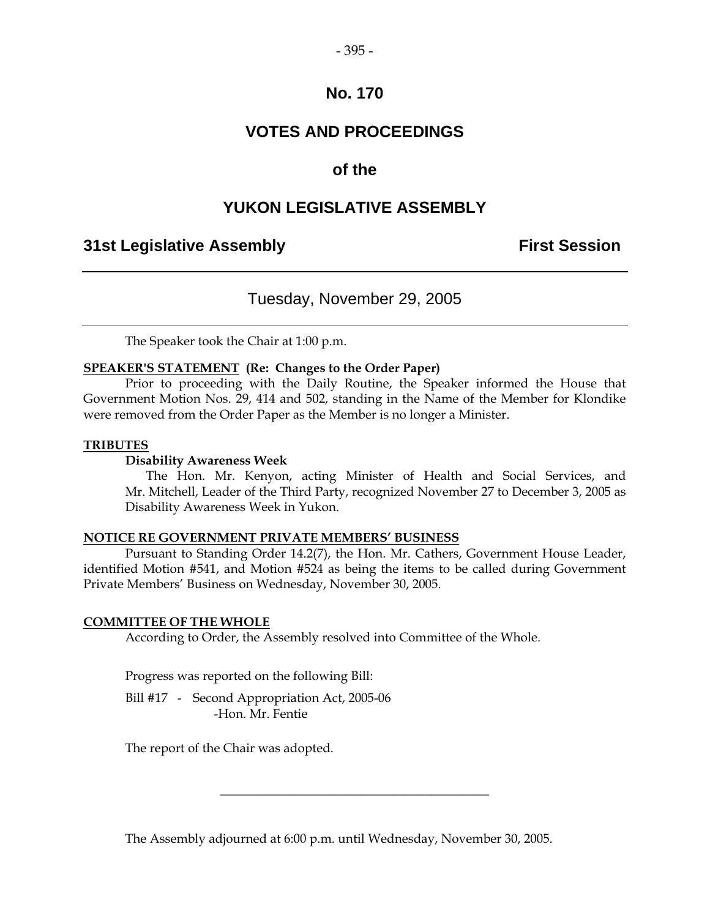# No. 170

# VOTES AND PROCEEDINGS

# of the

# YUKON LEGISLATIVE ASSEMBLY

## 31st Legislative Assembly — First Session

### Tuesday, November 29, 2005

The Speaker took the Chair at 1:00 p.m.

**SPEAKER'S STATEMENT (Re: Changes to the Order Paper)**

Prior to proceeding with the Daily Routine, the Speaker informed the House that Government Motion Nos. 29, 414 and 502, standing in the Name of the Member for Klondike were removed from the Order Paper as the Member is no longer a Minister.

**TRIBUTES**

**Disability Awareness Week**

The Hon. Mr. Kenyon, acting Minister of Health and Social Services, and Mr. Mitchell, Leader of the Third Party, recognized November 27 to December 3, 2005 as Disability Awareness Week in Yukon.

**NOTICE RE GOVERNMENT PRIVATE MEMBERS' BUSINESS**

Pursuant to Standing Order 14.2(7), the Hon. Mr. Cathers, Government House Leader, identified Motion #541, and Motion #524 as being the items to be called during Government Private Members' Business on Wednesday, November 30, 2005.

**COMMITTEE OF THE WHOLE**

According to Order, the Assembly resolved into Committee of the Whole.

Progress was reported on the following Bill:

Bill #17 - Second Appropriation Act, 2005-06
-Hon. Mr. Fentie

The report of the Chair was adopted.

---

The Assembly adjourned at 6:00 p.m. until Wednesday, November 30, 2005.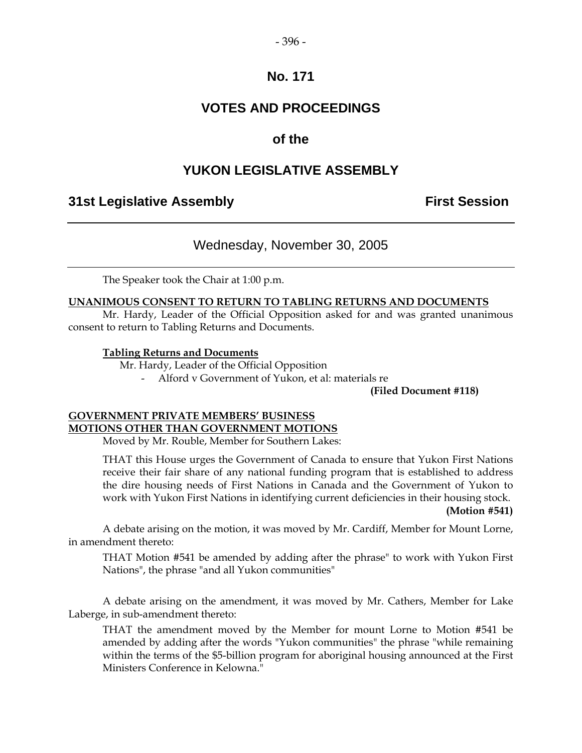# No. 171

# VOTES AND PROCEEDINGS

## of the

# YUKON LEGISLATIVE ASSEMBLY

**31st Legislative Assembly** **First Session**

---

Wednesday, November 30, 2005

---

The Speaker took the Chair at 1:00 p.m.

**UNANIMOUS CONSENT TO RETURN TO TABLING RETURNS AND DOCUMENTS**

Mr. Hardy, Leader of the Official Opposition asked for and was granted unanimous consent to return to Tabling Returns and Documents.

**Tabling Returns and Documents**

Mr. Hardy, Leader of the Official Opposition

- Alford v Government of Yukon, et al: materials re

**(Filed Document #118)**

**GOVERNMENT PRIVATE MEMBERS' BUSINESS**
**MOTIONS OTHER THAN GOVERNMENT MOTIONS**

Moved by Mr. Rouble, Member for Southern Lakes:

THAT this House urges the Government of Canada to ensure that Yukon First Nations receive their fair share of any national funding program that is established to address the dire housing needs of First Nations in Canada and the Government of Yukon to work with Yukon First Nations in identifying current deficiencies in their housing stock.

**(Motion #541)**

A debate arising on the motion, it was moved by Mr. Cardiff, Member for Mount Lorne, in amendment thereto:

THAT Motion #541 be amended by adding after the phrase" to work with Yukon First Nations", the phrase "and all Yukon communities"

A debate arising on the amendment, it was moved by Mr. Cathers, Member for Lake Laberge, in sub-amendment thereto:

THAT the amendment moved by the Member for mount Lorne to Motion #541 be amended by adding after the words "Yukon communities" the phrase "while remaining within the terms of the $5-billion program for aboriginal housing announced at the First Ministers Conference in Kelowna."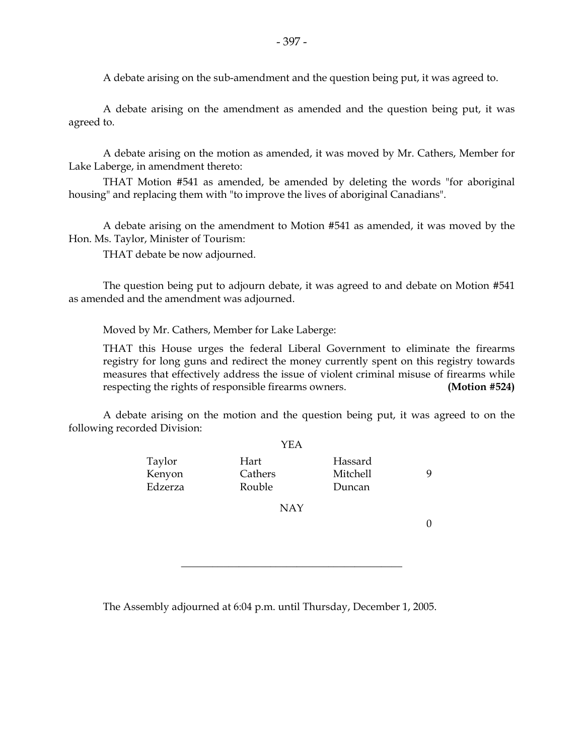A debate arising on the sub-amendment and the question being put, it was agreed to.

A debate arising on the amendment as amended and the question being put, it was agreed to.

A debate arising on the motion as amended, it was moved by Mr. Cathers, Member for Lake Laberge, in amendment thereto:

THAT Motion #541 as amended, be amended by deleting the words "for aboriginal housing" and replacing them with "to improve the lives of aboriginal Canadians".

A debate arising on the amendment to Motion #541 as amended, it was moved by the Hon. Ms. Taylor, Minister of Tourism:

THAT debate be now adjourned.

The question being put to adjourn debate, it was agreed to and debate on Motion #541 as amended and the amendment was adjourned.

Moved by Mr. Cathers, Member for Lake Laberge:

THAT this House urges the federal Liberal Government to eliminate the firearms registry for long guns and redirect the money currently spent on this registry towards measures that effectively address the issue of violent criminal misuse of firearms while respecting the rights of responsible firearms owners. **(Motion #524)**

A debate arising on the motion and the question being put, it was agreed to on the following recorded Division:

YEA

| | | | |
|---|---|---|---|
| Taylor | Hart | Hassard | |
| Kenyon | Cathers | Mitchell | 9 |
| Edzerza | Rouble | Duncan | |

NAY

0

---

The Assembly adjourned at 6:04 p.m. until Thursday, December 1, 2005.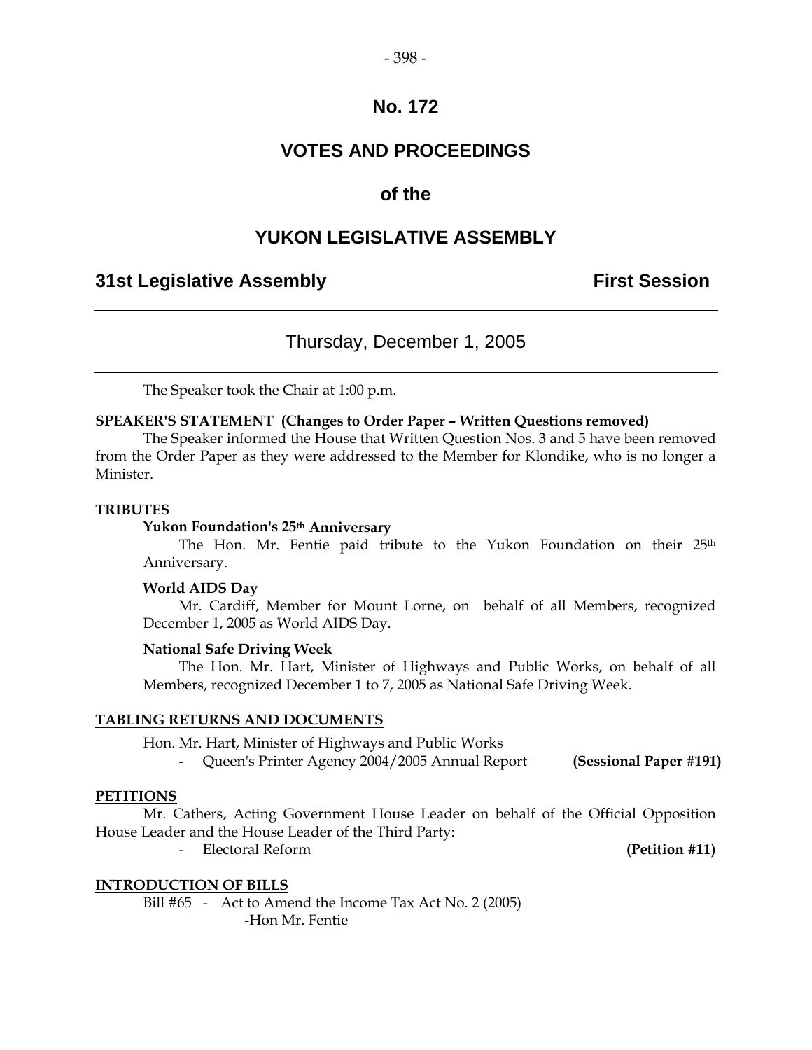# No. 172

# VOTES AND PROCEEDINGS

# of the

# YUKON LEGISLATIVE ASSEMBLY

## 31st Legislative Assembly — First Session

Thursday, December 1, 2005

The Speaker took the Chair at 1:00 p.m.

**SPEAKER'S STATEMENT (Changes to Order Paper – Written Questions removed)**

The Speaker informed the House that Written Question Nos. 3 and 5 have been removed from the Order Paper as they were addressed to the Member for Klondike, who is no longer a Minister.

**TRIBUTES**

**Yukon Foundation's 25th Anniversary**

The Hon. Mr. Fentie paid tribute to the Yukon Foundation on their 25th Anniversary.

**World AIDS Day**

Mr. Cardiff, Member for Mount Lorne, on behalf of all Members, recognized December 1, 2005 as World AIDS Day.

**National Safe Driving Week**

The Hon. Mr. Hart, Minister of Highways and Public Works, on behalf of all Members, recognized December 1 to 7, 2005 as National Safe Driving Week.

**TABLING RETURNS AND DOCUMENTS**

Hon. Mr. Hart, Minister of Highways and Public Works

- Queen's Printer Agency 2004/2005 Annual Report **(Sessional Paper #191)**

**PETITIONS**

Mr. Cathers, Acting Government House Leader on behalf of the Official Opposition House Leader and the House Leader of the Third Party:

- Electoral Reform **(Petition #11)**

**INTRODUCTION OF BILLS**

Bill #65 - Act to Amend the Income Tax Act No. 2 (2005)
-Hon Mr. Fentie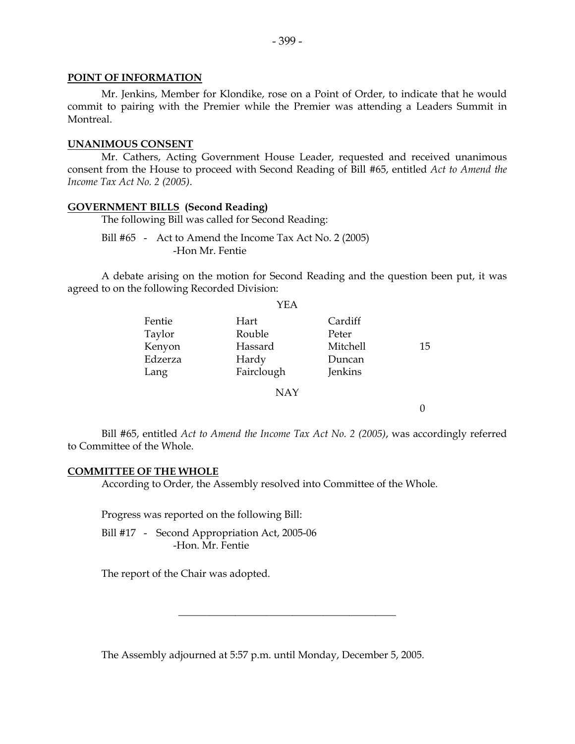**POINT OF INFORMATION**

Mr. Jenkins, Member for Klondike, rose on a Point of Order, to indicate that he would commit to pairing with the Premier while the Premier was attending a Leaders Summit in Montreal.

**UNANIMOUS CONSENT**

Mr. Cathers, Acting Government House Leader, requested and received unanimous consent from the House to proceed with Second Reading of Bill #65, entitled *Act to Amend the Income Tax Act No. 2 (2005)*.

**GOVERNMENT BILLS (Second Reading)**

The following Bill was called for Second Reading:

Bill #65 - Act to Amend the Income Tax Act No. 2 (2005)
-Hon Mr. Fentie

A debate arising on the motion for Second Reading and the question been put, it was agreed to on the following Recorded Division:

YEA

| | | | |
|---|---|---|---|
| Fentie | Hart | Cardiff | |
| Taylor | Rouble | Peter | |
| Kenyon | Hassard | Mitchell | 15 |
| Edzerza | Hardy | Duncan | |
| Lang | Fairclough | Jenkins | |

NAY

0

Bill #65, entitled *Act to Amend the Income Tax Act No. 2 (2005)*, was accordingly referred to Committee of the Whole.

**COMMITTEE OF THE WHOLE**

According to Order, the Assembly resolved into Committee of the Whole.

Progress was reported on the following Bill:

Bill #17 - Second Appropriation Act, 2005-06
-Hon. Mr. Fentie

The report of the Chair was adopted.

---

The Assembly adjourned at 5:57 p.m. until Monday, December 5, 2005.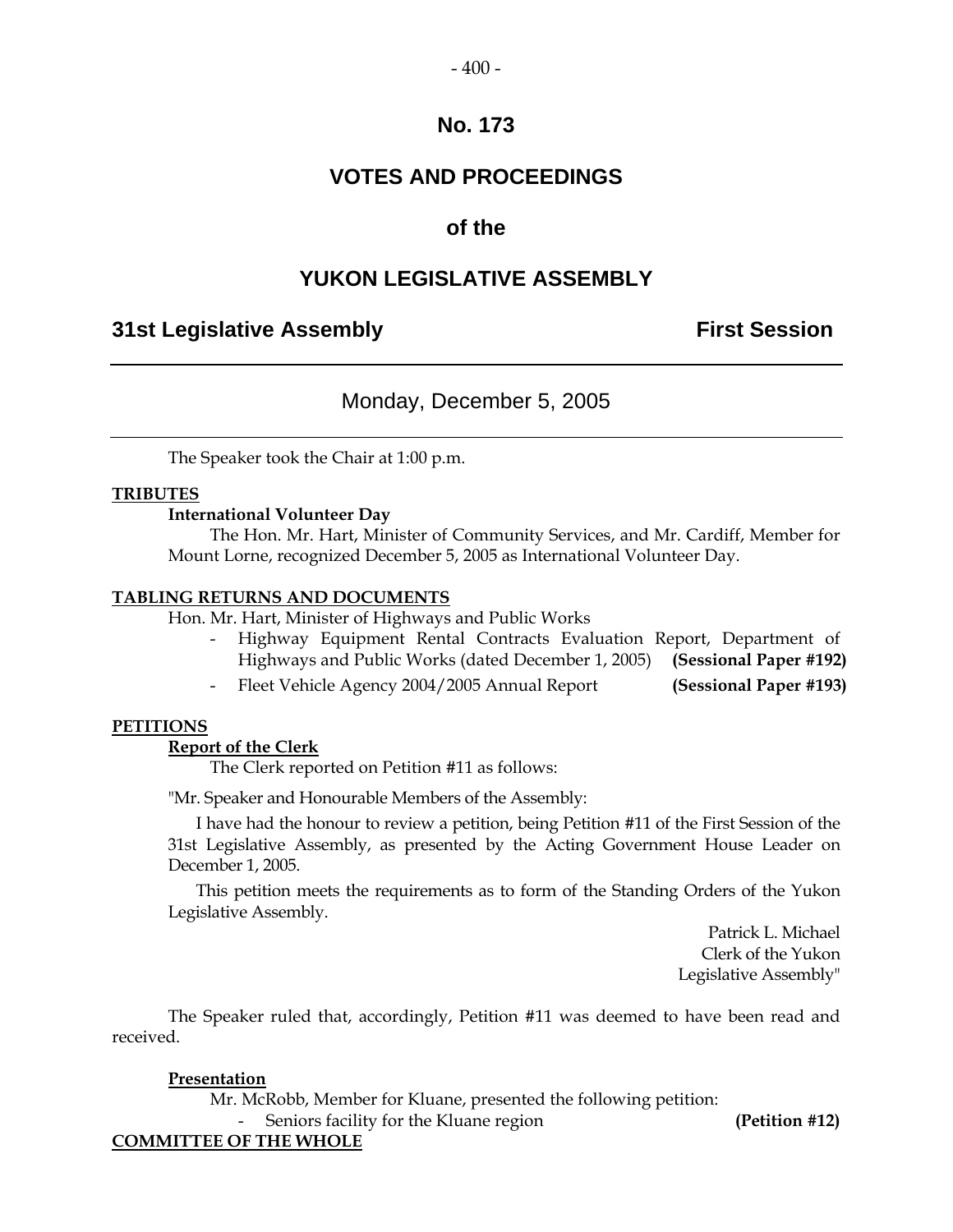# No. 173

# VOTES AND PROCEEDINGS

## of the

# YUKON LEGISLATIVE ASSEMBLY

**31st Legislative Assembly** **First Session**

---

Monday, December 5, 2005

---

The Speaker took the Chair at 1:00 p.m.

**TRIBUTES**

**International Volunteer Day**

The Hon. Mr. Hart, Minister of Community Services, and Mr. Cardiff, Member for Mount Lorne, recognized December 5, 2005 as International Volunteer Day.

**TABLING RETURNS AND DOCUMENTS**

Hon. Mr. Hart, Minister of Highways and Public Works

- Highway Equipment Rental Contracts Evaluation Report, Department of Highways and Public Works (dated December 1, 2005) **(Sessional Paper #192)**
- Fleet Vehicle Agency 2004/2005 Annual Report **(Sessional Paper #193)**

**PETITIONS**

**Report of the Clerk**

The Clerk reported on Petition #11 as follows:

"Mr. Speaker and Honourable Members of the Assembly:

I have had the honour to review a petition, being Petition #11 of the First Session of the 31st Legislative Assembly, as presented by the Acting Government House Leader on December 1, 2005.

This petition meets the requirements as to form of the Standing Orders of the Yukon Legislative Assembly.

Patrick L. Michael
Clerk of the Yukon
Legislative Assembly"

The Speaker ruled that, accordingly, Petition #11 was deemed to have been read and received.

**Presentation**

Mr. McRobb, Member for Kluane, presented the following petition:

- Seniors facility for the Kluane region **(Petition #12)**

**COMMITTEE OF THE WHOLE**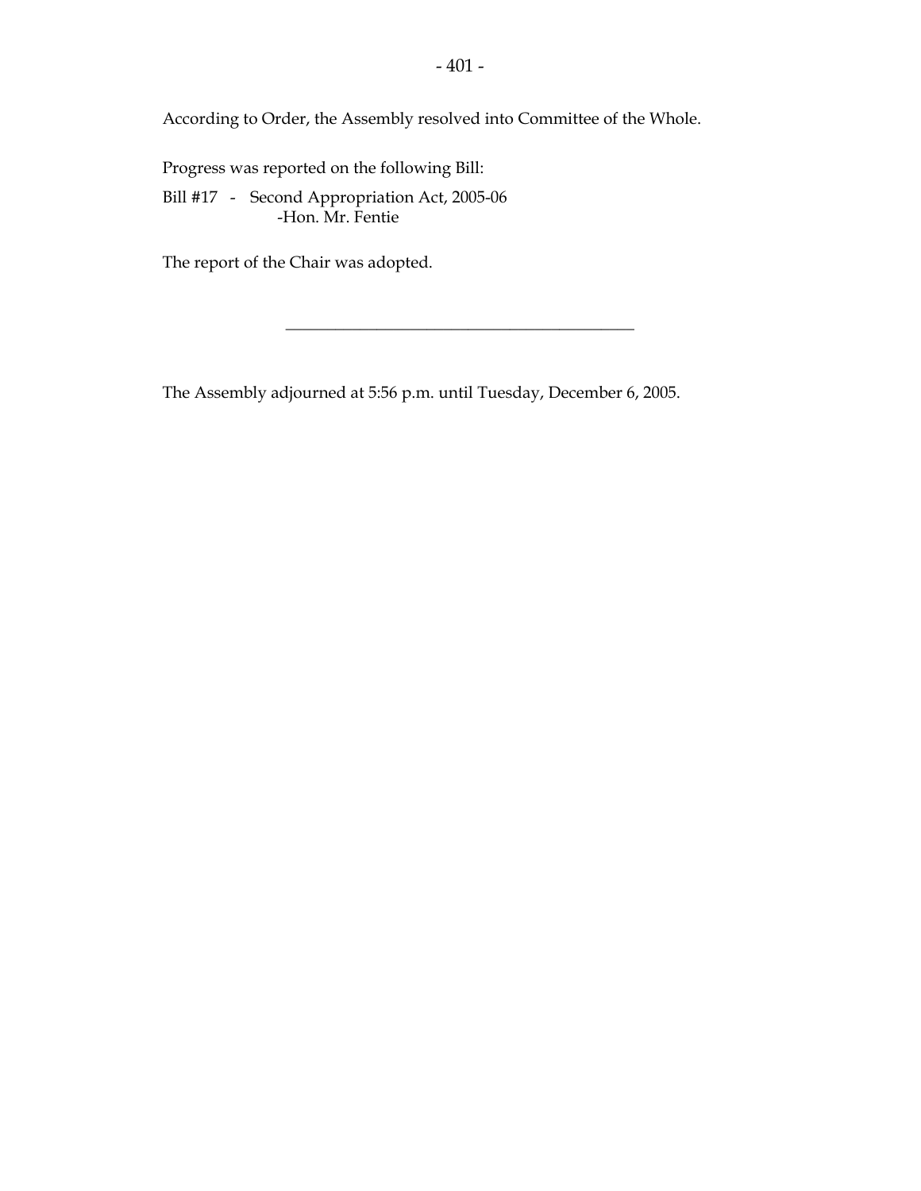According to Order, the Assembly resolved into Committee of the Whole.

Progress was reported on the following Bill:

Bill #17 - Second Appropriation Act, 2005-06
-Hon. Mr. Fentie

The report of the Chair was adopted.

---

The Assembly adjourned at 5:56 p.m. until Tuesday, December 6, 2005.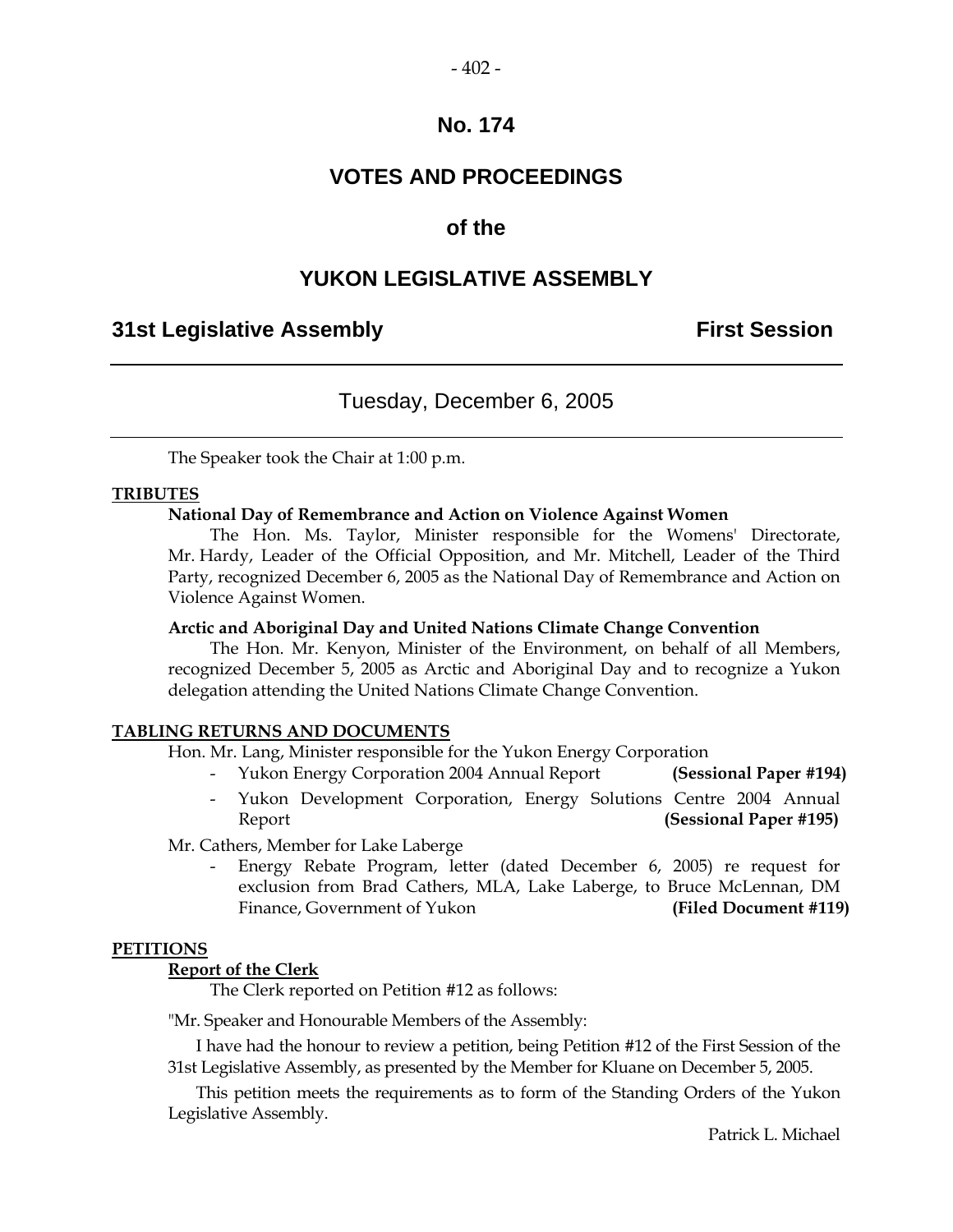# No. 174

# VOTES AND PROCEEDINGS

# of the

# YUKON LEGISLATIVE ASSEMBLY

**31st Legislative Assembly** **First Session**

---

## Tuesday, December 6, 2005

---

The Speaker took the Chair at 1:00 p.m.

**<u>TRIBUTES</u>**

**National Day of Remembrance and Action on Violence Against Women**

The Hon. Ms. Taylor, Minister responsible for the Womens' Directorate, Mr. Hardy, Leader of the Official Opposition, and Mr. Mitchell, Leader of the Third Party, recognized December 6, 2005 as the National Day of Remembrance and Action on Violence Against Women.

**Arctic and Aboriginal Day and United Nations Climate Change Convention**

The Hon. Mr. Kenyon, Minister of the Environment, on behalf of all Members, recognized December 5, 2005 as Arctic and Aboriginal Day and to recognize a Yukon delegation attending the United Nations Climate Change Convention.

**<u>TABLING RETURNS AND DOCUMENTS</u>**

Hon. Mr. Lang, Minister responsible for the Yukon Energy Corporation

- Yukon Energy Corporation 2004 Annual Report **(Sessional Paper #194)**
- Yukon Development Corporation, Energy Solutions Centre 2004 Annual Report **(Sessional Paper #195)**

Mr. Cathers, Member for Lake Laberge

- Energy Rebate Program, letter (dated December 6, 2005) re request for exclusion from Brad Cathers, MLA, Lake Laberge, to Bruce McLennan, DM Finance, Government of Yukon **(Filed Document #119)**

**<u>PETITIONS</u>**

**<u>Report of the Clerk</u>**

The Clerk reported on Petition #12 as follows:

"Mr. Speaker and Honourable Members of the Assembly:

I have had the honour to review a petition, being Petition #12 of the First Session of the 31st Legislative Assembly, as presented by the Member for Kluane on December 5, 2005.

This petition meets the requirements as to form of the Standing Orders of the Yukon Legislative Assembly.

Patrick L. Michael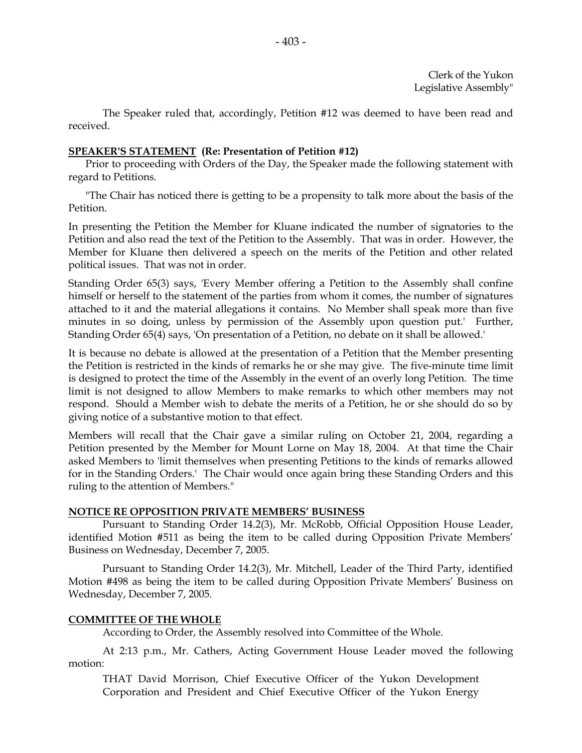Clerk of the Yukon
Legislative Assembly"

The Speaker ruled that, accordingly, Petition #12 was deemed to have been read and received.

**SPEAKER'S STATEMENT (Re: Presentation of Petition #12)**

Prior to proceeding with Orders of the Day, the Speaker made the following statement with regard to Petitions.

"The Chair has noticed there is getting to be a propensity to talk more about the basis of the Petition.

In presenting the Petition the Member for Kluane indicated the number of signatories to the Petition and also read the text of the Petition to the Assembly. That was in order. However, the Member for Kluane then delivered a speech on the merits of the Petition and other related political issues. That was not in order.

Standing Order 65(3) says, 'Every Member offering a Petition to the Assembly shall confine himself or herself to the statement of the parties from whom it comes, the number of signatures attached to it and the material allegations it contains. No Member shall speak more than five minutes in so doing, unless by permission of the Assembly upon question put.' Further, Standing Order 65(4) says, 'On presentation of a Petition, no debate on it shall be allowed.'

It is because no debate is allowed at the presentation of a Petition that the Member presenting the Petition is restricted in the kinds of remarks he or she may give. The five-minute time limit is designed to protect the time of the Assembly in the event of an overly long Petition. The time limit is not designed to allow Members to make remarks to which other members may not respond. Should a Member wish to debate the merits of a Petition, he or she should do so by giving notice of a substantive motion to that effect.

Members will recall that the Chair gave a similar ruling on October 21, 2004, regarding a Petition presented by the Member for Mount Lorne on May 18, 2004. At that time the Chair asked Members to 'limit themselves when presenting Petitions to the kinds of remarks allowed for in the Standing Orders.' The Chair would once again bring these Standing Orders and this ruling to the attention of Members."

**NOTICE RE OPPOSITION PRIVATE MEMBERS' BUSINESS**

Pursuant to Standing Order 14.2(3), Mr. McRobb, Official Opposition House Leader, identified Motion #511 as being the item to be called during Opposition Private Members' Business on Wednesday, December 7, 2005.

Pursuant to Standing Order 14.2(3), Mr. Mitchell, Leader of the Third Party, identified Motion #498 as being the item to be called during Opposition Private Members' Business on Wednesday, December 7, 2005.

**COMMITTEE OF THE WHOLE**

According to Order, the Assembly resolved into Committee of the Whole.

At 2:13 p.m., Mr. Cathers, Acting Government House Leader moved the following motion:

> THAT David Morrison, Chief Executive Officer of the Yukon Development Corporation and President and Chief Executive Officer of the Yukon Energy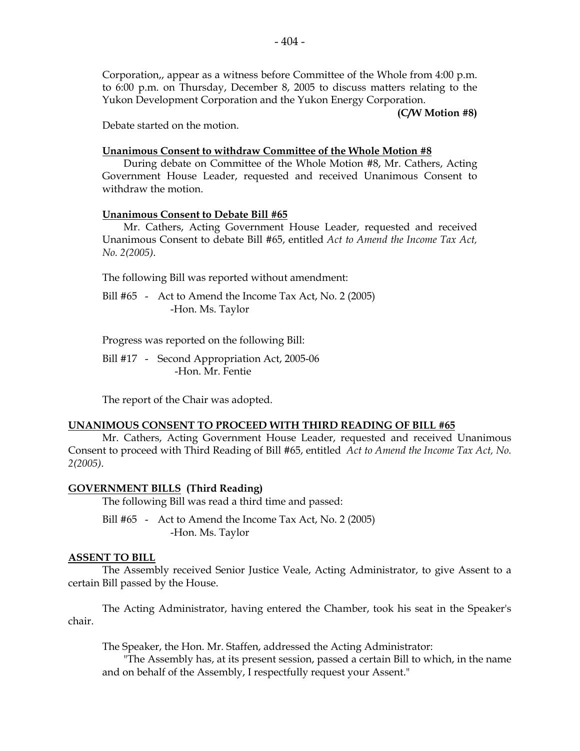Corporation,, appear as a witness before Committee of the Whole from 4:00 p.m. to 6:00 p.m. on Thursday, December 8, 2005 to discuss matters relating to the Yukon Development Corporation and the Yukon Energy Corporation.

**(C/W Motion #8)**

Debate started on the motion.

**Unanimous Consent to withdraw Committee of the Whole Motion #8**

During debate on Committee of the Whole Motion #8, Mr. Cathers, Acting Government House Leader, requested and received Unanimous Consent to withdraw the motion.

**Unanimous Consent to Debate Bill #65**

Mr. Cathers, Acting Government House Leader, requested and received Unanimous Consent to debate Bill #65, entitled *Act to Amend the Income Tax Act, No. 2(2005)*.

The following Bill was reported without amendment:

Bill #65 - Act to Amend the Income Tax Act, No. 2 (2005)
-Hon. Ms. Taylor

Progress was reported on the following Bill:

Bill #17 - Second Appropriation Act, 2005-06
-Hon. Mr. Fentie

The report of the Chair was adopted.

## UNANIMOUS CONSENT TO PROCEED WITH THIRD READING OF BILL #65

Mr. Cathers, Acting Government House Leader, requested and received Unanimous Consent to proceed with Third Reading of Bill #65, entitled *Act to Amend the Income Tax Act, No. 2(2005)*.

## GOVERNMENT BILLS (Third Reading)

The following Bill was read a third time and passed:

Bill #65 - Act to Amend the Income Tax Act, No. 2 (2005)
-Hon. Ms. Taylor

## ASSENT TO BILL

The Assembly received Senior Justice Veale, Acting Administrator, to give Assent to a certain Bill passed by the House.

The Acting Administrator, having entered the Chamber, took his seat in the Speaker's chair.

The Speaker, the Hon. Mr. Staffen, addressed the Acting Administrator:

"The Assembly has, at its present session, passed a certain Bill to which, in the name and on behalf of the Assembly, I respectfully request your Assent."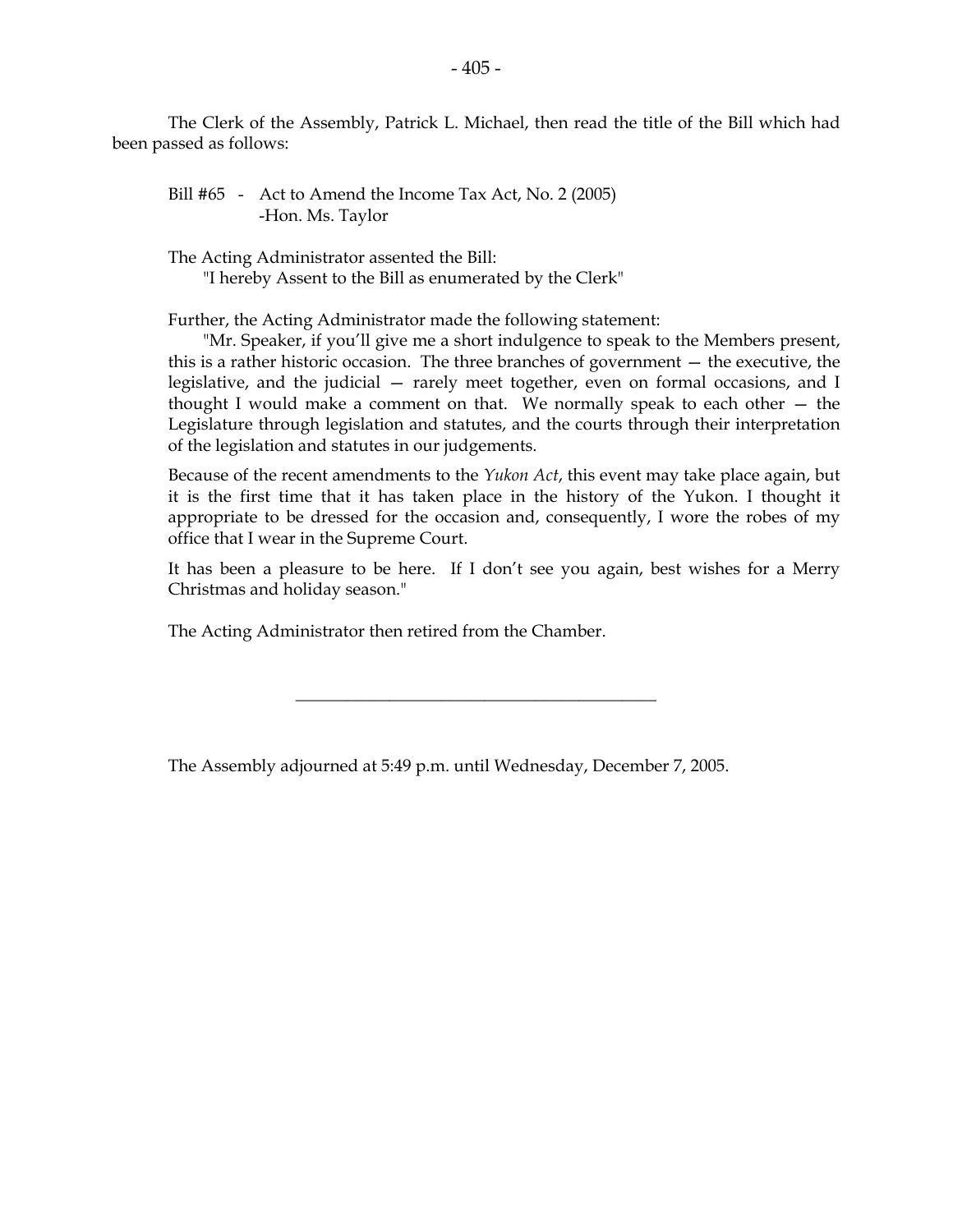The Clerk of the Assembly, Patrick L. Michael, then read the title of the Bill which had been passed as follows:

Bill #65 - Act to Amend the Income Tax Act, No. 2 (2005)
-Hon. Ms. Taylor

The Acting Administrator assented the Bill:
"I hereby Assent to the Bill as enumerated by the Clerk"

Further, the Acting Administrator made the following statement:
"Mr. Speaker, if you'll give me a short indulgence to speak to the Members present, this is a rather historic occasion. The three branches of government — the executive, the legislative, and the judicial — rarely meet together, even on formal occasions, and I thought I would make a comment on that. We normally speak to each other — the Legislature through legislation and statutes, and the courts through their interpretation of the legislation and statutes in our judgements.

Because of the recent amendments to the *Yukon Act*, this event may take place again, but it is the first time that it has taken place in the history of the Yukon. I thought it appropriate to be dressed for the occasion and, consequently, I wore the robes of my office that I wear in the Supreme Court.

It has been a pleasure to be here. If I don't see you again, best wishes for a Merry Christmas and holiday season."

The Acting Administrator then retired from the Chamber.

---

The Assembly adjourned at 5:49 p.m. until Wednesday, December 7, 2005.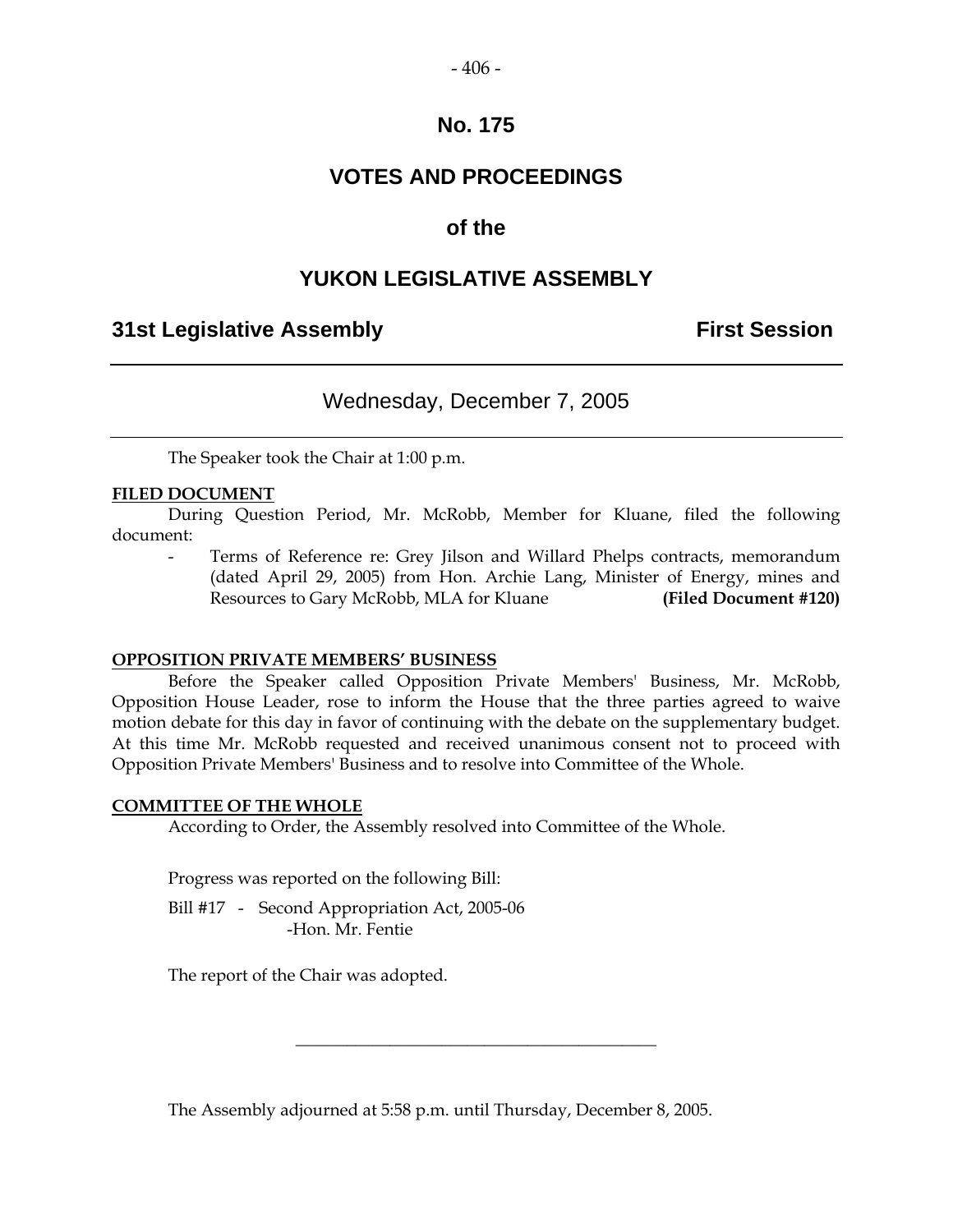# No. 175

# VOTES AND PROCEEDINGS

# of the

# YUKON LEGISLATIVE ASSEMBLY

**31st Legislative Assembly** **First Session**

---

## Wednesday, December 7, 2005

---

The Speaker took the Chair at 1:00 p.m.

**FILED DOCUMENT**

During Question Period, Mr. McRobb, Member for Kluane, filed the following document:

- Terms of Reference re: Grey Jilson and Willard Phelps contracts, memorandum (dated April 29, 2005) from Hon. Archie Lang, Minister of Energy, mines and Resources to Gary McRobb, MLA for Kluane **(Filed Document #120)**

**OPPOSITION PRIVATE MEMBERS' BUSINESS**

Before the Speaker called Opposition Private Members' Business, Mr. McRobb, Opposition House Leader, rose to inform the House that the three parties agreed to waive motion debate for this day in favor of continuing with the debate on the supplementary budget. At this time Mr. McRobb requested and received unanimous consent not to proceed with Opposition Private Members' Business and to resolve into Committee of the Whole.

**COMMITTEE OF THE WHOLE**

According to Order, the Assembly resolved into Committee of the Whole.

Progress was reported on the following Bill:

Bill #17 - Second Appropriation Act, 2005-06
-Hon. Mr. Fentie

The report of the Chair was adopted.

---

The Assembly adjourned at 5:58 p.m. until Thursday, December 8, 2005.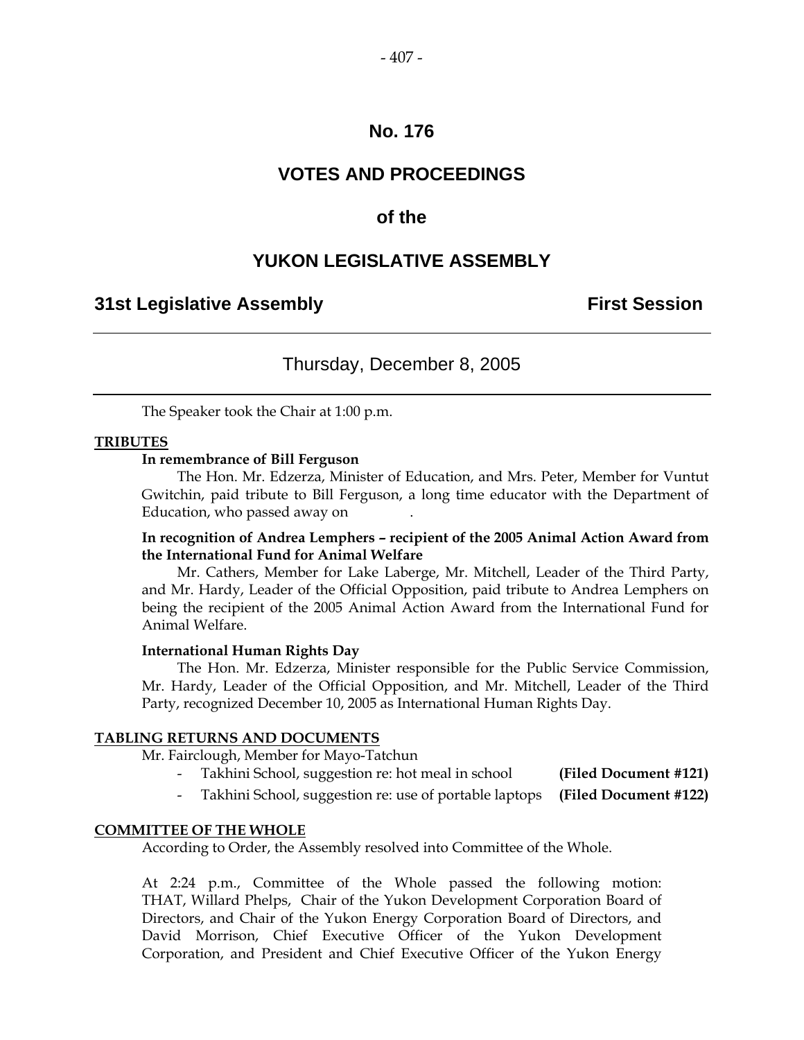# No. 176

## VOTES AND PROCEEDINGS

## of the

## YUKON LEGISLATIVE ASSEMBLY

**31st Legislative Assembly** **First Session**

---

### Thursday, December 8, 2005

---

The Speaker took the Chair at 1:00 p.m.

**TRIBUTES**

**In remembrance of Bill Ferguson**

The Hon. Mr. Edzerza, Minister of Education, and Mrs. Peter, Member for Vuntut Gwitchin, paid tribute to Bill Ferguson, a long time educator with the Department of Education, who passed away on .

**In recognition of Andrea Lemphers – recipient of the 2005 Animal Action Award from the International Fund for Animal Welfare**

Mr. Cathers, Member for Lake Laberge, Mr. Mitchell, Leader of the Third Party, and Mr. Hardy, Leader of the Official Opposition, paid tribute to Andrea Lemphers on being the recipient of the 2005 Animal Action Award from the International Fund for Animal Welfare.

**International Human Rights Day**

The Hon. Mr. Edzerza, Minister responsible for the Public Service Commission, Mr. Hardy, Leader of the Official Opposition, and Mr. Mitchell, Leader of the Third Party, recognized December 10, 2005 as International Human Rights Day.

**TABLING RETURNS AND DOCUMENTS**

Mr. Fairclough, Member for Mayo-Tatchun

- Takhini School, suggestion re: hot meal in school **(Filed Document #121)**
- Takhini School, suggestion re: use of portable laptops **(Filed Document #122)**

**COMMITTEE OF THE WHOLE**

According to Order, the Assembly resolved into Committee of the Whole.

At 2:24 p.m., Committee of the Whole passed the following motion: THAT, Willard Phelps, Chair of the Yukon Development Corporation Board of Directors, and Chair of the Yukon Energy Corporation Board of Directors, and David Morrison, Chief Executive Officer of the Yukon Development Corporation, and President and Chief Executive Officer of the Yukon Energy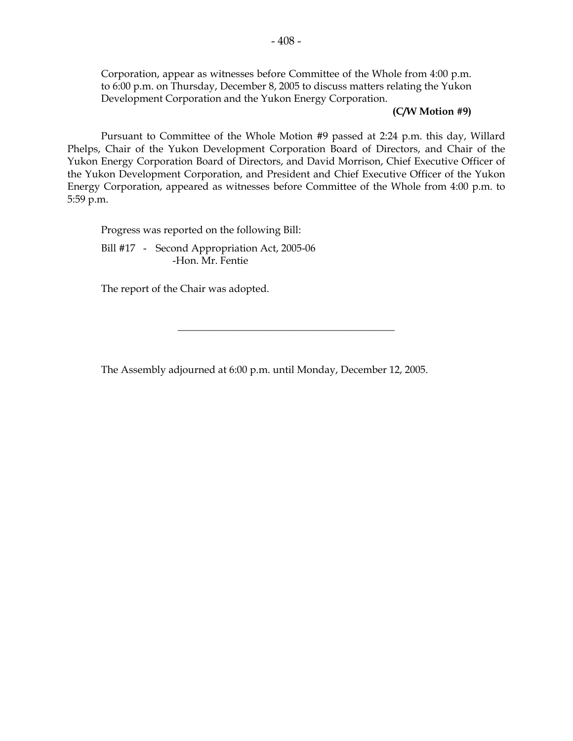Corporation, appear as witnesses before Committee of the Whole from 4:00 p.m. to 6:00 p.m. on Thursday, December 8, 2005 to discuss matters relating the Yukon Development Corporation and the Yukon Energy Corporation.

**(C/W Motion #9)**

Pursuant to Committee of the Whole Motion #9 passed at 2:24 p.m. this day, Willard Phelps, Chair of the Yukon Development Corporation Board of Directors, and Chair of the Yukon Energy Corporation Board of Directors, and David Morrison, Chief Executive Officer of the Yukon Development Corporation, and President and Chief Executive Officer of the Yukon Energy Corporation, appeared as witnesses before Committee of the Whole from 4:00 p.m. to 5:59 p.m.

Progress was reported on the following Bill:

Bill #17 - Second Appropriation Act, 2005-06
-Hon. Mr. Fentie

The report of the Chair was adopted.

---

The Assembly adjourned at 6:00 p.m. until Monday, December 12, 2005.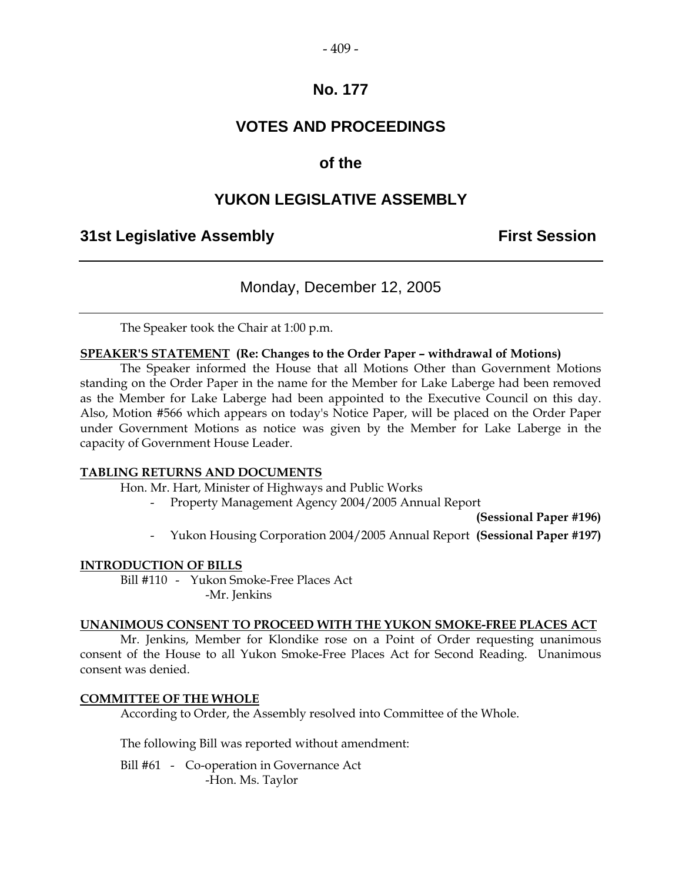# No. 177

# VOTES AND PROCEEDINGS

## of the

# YUKON LEGISLATIVE ASSEMBLY

**31st Legislative Assembly** **First Session**

---

Monday, December 12, 2005

---

The Speaker took the Chair at 1:00 p.m.

**SPEAKER'S STATEMENT** **(Re: Changes to the Order Paper – withdrawal of Motions)**

The Speaker informed the House that all Motions Other than Government Motions standing on the Order Paper in the name for the Member for Lake Laberge had been removed as the Member for Lake Laberge had been appointed to the Executive Council on this day. Also, Motion #566 which appears on today's Notice Paper, will be placed on the Order Paper under Government Motions as notice was given by the Member for Lake Laberge in the capacity of Government House Leader.

**TABLING RETURNS AND DOCUMENTS**

Hon. Mr. Hart, Minister of Highways and Public Works

- Property Management Agency 2004/2005 Annual Report **(Sessional Paper #196)**
- Yukon Housing Corporation 2004/2005 Annual Report **(Sessional Paper #197)**

**INTRODUCTION OF BILLS**

Bill #110 - Yukon Smoke-Free Places Act
-Mr. Jenkins

**UNANIMOUS CONSENT TO PROCEED WITH THE YUKON SMOKE-FREE PLACES ACT**

Mr. Jenkins, Member for Klondike rose on a Point of Order requesting unanimous consent of the House to all Yukon Smoke-Free Places Act for Second Reading. Unanimous consent was denied.

**COMMITTEE OF THE WHOLE**

According to Order, the Assembly resolved into Committee of the Whole.

The following Bill was reported without amendment:

Bill #61 - Co-operation in Governance Act
-Hon. Ms. Taylor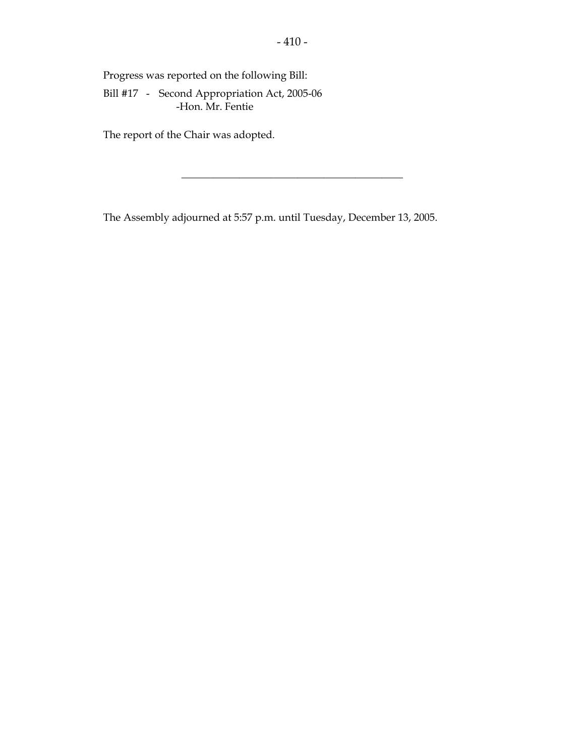Progress was reported on the following Bill:

Bill #17 - Second Appropriation Act, 2005-06
-Hon. Mr. Fentie

The report of the Chair was adopted.

---

The Assembly adjourned at 5:57 p.m. until Tuesday, December 13, 2005.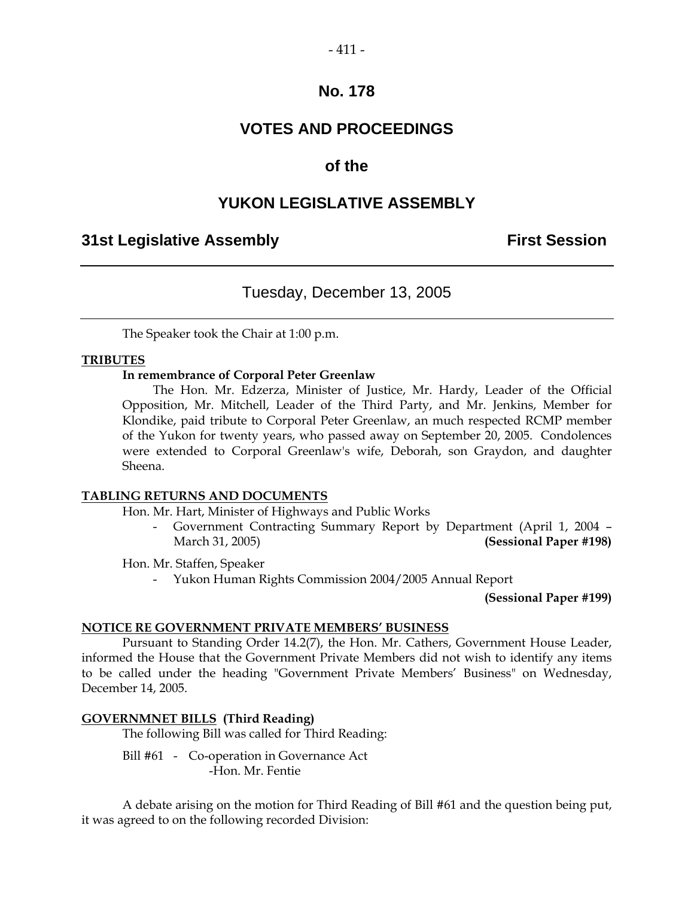# No. 178

# VOTES AND PROCEEDINGS

# of the

# YUKON LEGISLATIVE ASSEMBLY

**31st Legislative Assembly** **First Session**

## Tuesday, December 13, 2005

The Speaker took the Chair at 1:00 p.m.

**TRIBUTES**

**In remembrance of Corporal Peter Greenlaw**

The Hon. Mr. Edzerza, Minister of Justice, Mr. Hardy, Leader of the Official Opposition, Mr. Mitchell, Leader of the Third Party, and Mr. Jenkins, Member for Klondike, paid tribute to Corporal Peter Greenlaw, an much respected RCMP member of the Yukon for twenty years, who passed away on September 20, 2005. Condolences were extended to Corporal Greenlaw's wife, Deborah, son Graydon, and daughter Sheena.

**TABLING RETURNS AND DOCUMENTS**

Hon. Mr. Hart, Minister of Highways and Public Works

- Government Contracting Summary Report by Department (April 1, 2004 – March 31, 2005) **(Sessional Paper #198)**

Hon. Mr. Staffen, Speaker

- Yukon Human Rights Commission 2004/2005 Annual Report **(Sessional Paper #199)**

**NOTICE RE GOVERNMENT PRIVATE MEMBERS' BUSINESS**

Pursuant to Standing Order 14.2(7), the Hon. Mr. Cathers, Government House Leader, informed the House that the Government Private Members did not wish to identify any items to be called under the heading "Government Private Members' Business" on Wednesday, December 14, 2005.

**GOVERNMNET BILLS (Third Reading)**

The following Bill was called for Third Reading:

Bill #61 - Co-operation in Governance Act
-Hon. Mr. Fentie

A debate arising on the motion for Third Reading of Bill #61 and the question being put, it was agreed to on the following recorded Division: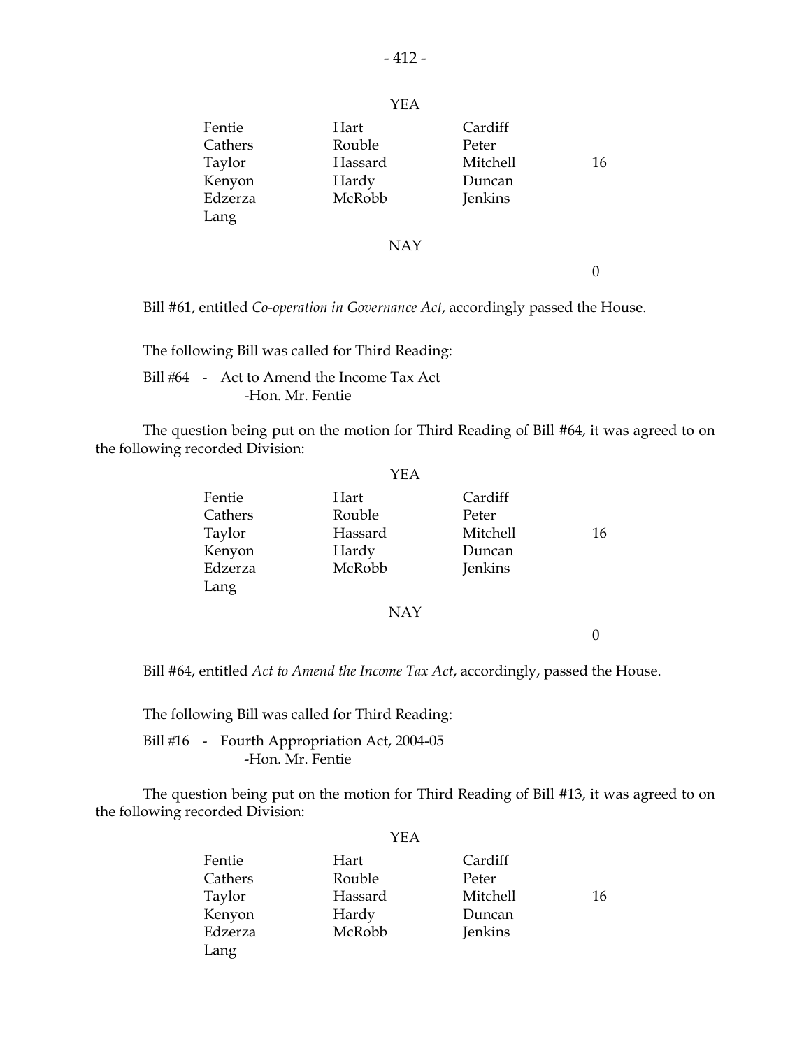YEA

| | | | |
|---|---|---|---|
| Fentie | Hart | Cardiff | |
| Cathers | Rouble | Peter | |
| Taylor | Hassard | Mitchell | 16 |
| Kenyon | Hardy | Duncan | |
| Edzerza | McRobb | Jenkins | |
| Lang | | | |

NAY

0

Bill #61, entitled *Co-operation in Governance Act*, accordingly passed the House.

The following Bill was called for Third Reading:

Bill #64 - Act to Amend the Income Tax Act
-Hon. Mr. Fentie

The question being put on the motion for Third Reading of Bill #64, it was agreed to on the following recorded Division:

YEA

| | | | |
|---|---|---|---|
| Fentie | Hart | Cardiff | |
| Cathers | Rouble | Peter | |
| Taylor | Hassard | Mitchell | 16 |
| Kenyon | Hardy | Duncan | |
| Edzerza | McRobb | Jenkins | |
| Lang | | | |

NAY

0

Bill #64, entitled *Act to Amend the Income Tax Act*, accordingly, passed the House.

The following Bill was called for Third Reading:

Bill #16 - Fourth Appropriation Act, 2004-05
-Hon. Mr. Fentie

The question being put on the motion for Third Reading of Bill #13, it was agreed to on the following recorded Division:

YEA

| | | | |
|---|---|---|---|
| Fentie | Hart | Cardiff | |
| Cathers | Rouble | Peter | |
| Taylor | Hassard | Mitchell | 16 |
| Kenyon | Hardy | Duncan | |
| Edzerza | McRobb | Jenkins | |
| Lang | | | |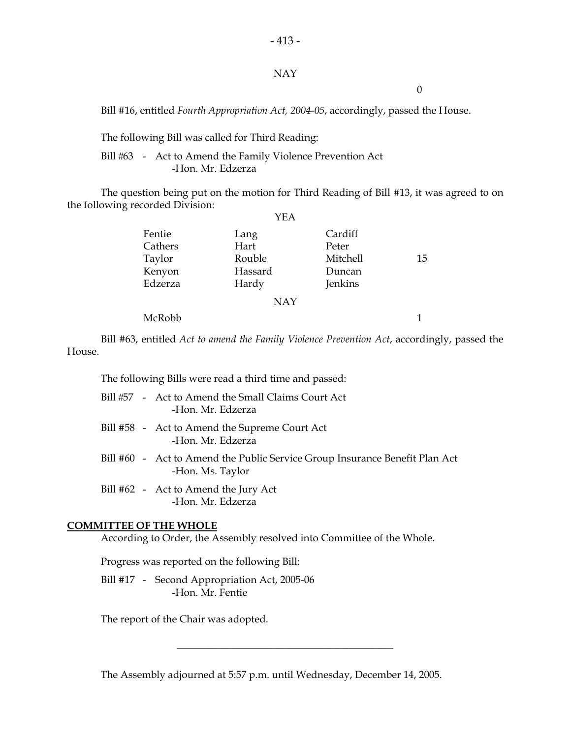NAY

0

Bill #16, entitled *Fourth Appropriation Act, 2004-05*, accordingly, passed the House.

The following Bill was called for Third Reading:

Bill #63 - Act to Amend the Family Violence Prevention Act
-Hon. Mr. Edzerza

The question being put on the motion for Third Reading of Bill #13, it was agreed to on the following recorded Division:

YEA

| | | | |
|---|---|---|---|
| Fentie | Lang | Cardiff | |
| Cathers | Hart | Peter | |
| Taylor | Rouble | Mitchell | 15 |
| Kenyon | Hassard | Duncan | |
| Edzerza | Hardy | Jenkins | |

NAY

McRobb 1

Bill #63, entitled *Act to amend the Family Violence Prevention Act*, accordingly, passed the House.

The following Bills were read a third time and passed:

Bill #57 - Act to Amend the Small Claims Court Act
-Hon. Mr. Edzerza

Bill #58 - Act to Amend the Supreme Court Act
-Hon. Mr. Edzerza

Bill #60 - Act to Amend the Public Service Group Insurance Benefit Plan Act
-Hon. Ms. Taylor

Bill #62 - Act to Amend the Jury Act
-Hon. Mr. Edzerza

**COMMITTEE OF THE WHOLE**

According to Order, the Assembly resolved into Committee of the Whole.

Progress was reported on the following Bill:

Bill #17 - Second Appropriation Act, 2005-06
-Hon. Mr. Fentie

The report of the Chair was adopted.

---

The Assembly adjourned at 5:57 p.m. until Wednesday, December 14, 2005.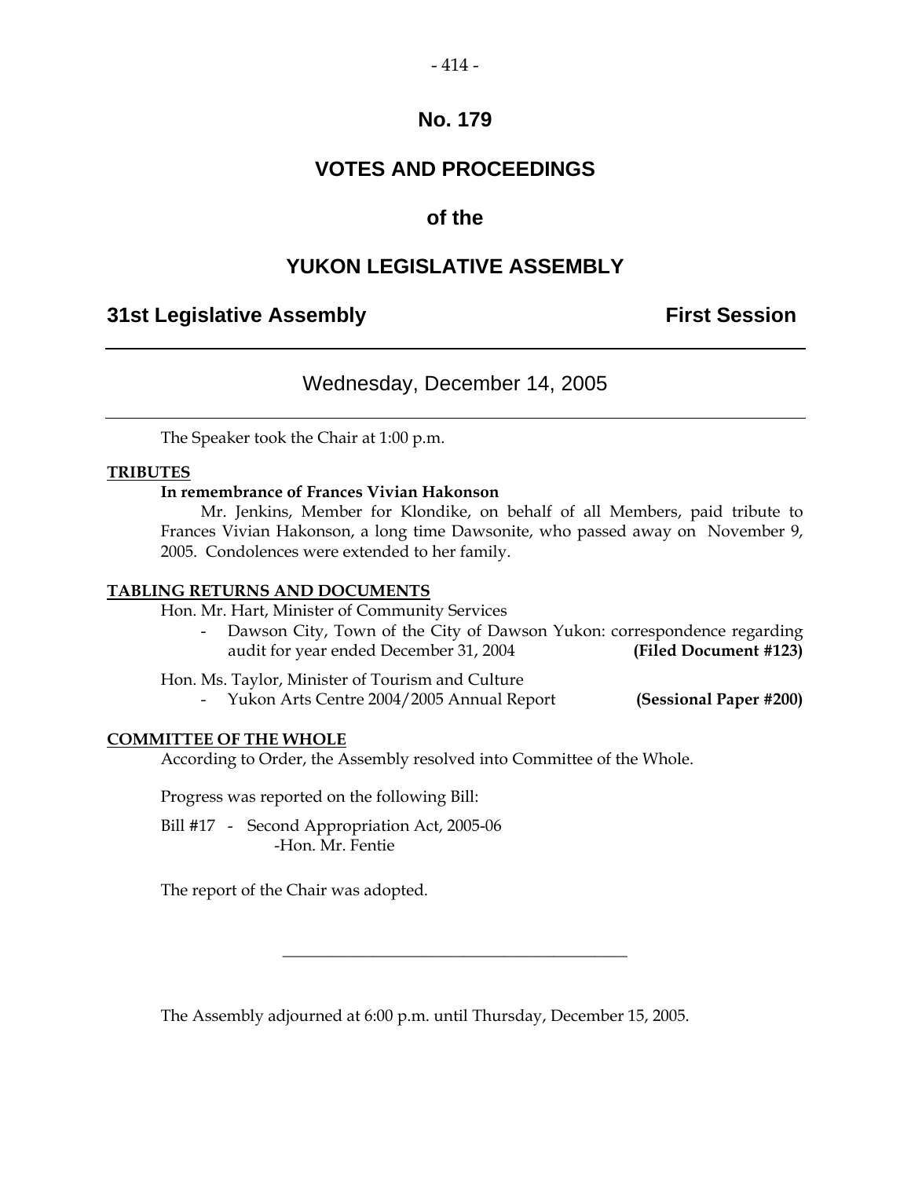# No. 179

## VOTES AND PROCEEDINGS

## of the

## YUKON LEGISLATIVE ASSEMBLY

**31st Legislative Assembly** **First Session**

---

Wednesday, December 14, 2005

---

The Speaker took the Chair at 1:00 p.m.

**TRIBUTES**

**In remembrance of Frances Vivian Hakonson**

Mr. Jenkins, Member for Klondike, on behalf of all Members, paid tribute to Frances Vivian Hakonson, a long time Dawsonite, who passed away on November 9, 2005. Condolences were extended to her family.

**TABLING RETURNS AND DOCUMENTS**

Hon. Mr. Hart, Minister of Community Services

- Dawson City, Town of the City of Dawson Yukon: correspondence regarding audit for year ended December 31, 2004 **(Filed Document #123)**

Hon. Ms. Taylor, Minister of Tourism and Culture

- Yukon Arts Centre 2004/2005 Annual Report **(Sessional Paper #200)**

**COMMITTEE OF THE WHOLE**

According to Order, the Assembly resolved into Committee of the Whole.

Progress was reported on the following Bill:

Bill #17 - Second Appropriation Act, 2005-06
-Hon. Mr. Fentie

The report of the Chair was adopted.

---

The Assembly adjourned at 6:00 p.m. until Thursday, December 15, 2005.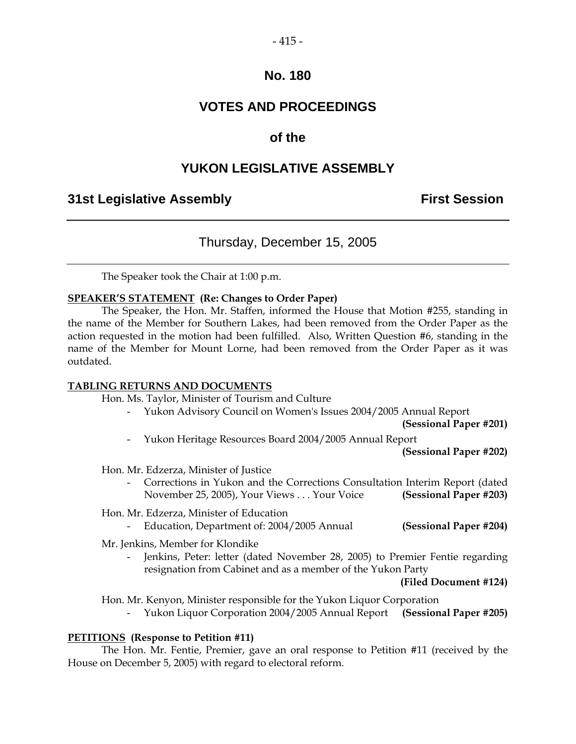# No. 180

# VOTES AND PROCEEDINGS

# of the

# YUKON LEGISLATIVE ASSEMBLY

**31st Legislative Assembly** **First Session**

---

Thursday, December 15, 2005

---

The Speaker took the Chair at 1:00 p.m.

**SPEAKER'S STATEMENT (Re: Changes to Order Paper)**

The Speaker, the Hon. Mr. Staffen, informed the House that Motion #255, standing in the name of the Member for Southern Lakes, had been removed from the Order Paper as the action requested in the motion had been fulfilled. Also, Written Question #6, standing in the name of the Member for Mount Lorne, had been removed from the Order Paper as it was outdated.

**TABLING RETURNS AND DOCUMENTS**

Hon. Ms. Taylor, Minister of Tourism and Culture

- Yukon Advisory Council on Women's Issues 2004/2005 Annual Report **(Sessional Paper #201)**
- Yukon Heritage Resources Board 2004/2005 Annual Report **(Sessional Paper #202)**

Hon. Mr. Edzerza, Minister of Justice

- Corrections in Yukon and the Corrections Consultation Interim Report (dated November 25, 2005), Your Views . . . Your Voice **(Sessional Paper #203)**

Hon. Mr. Edzerza, Minister of Education

- Education, Department of: 2004/2005 Annual **(Sessional Paper #204)**

Mr. Jenkins, Member for Klondike

- Jenkins, Peter: letter (dated November 28, 2005) to Premier Fentie regarding resignation from Cabinet and as a member of the Yukon Party **(Filed Document #124)**

Hon. Mr. Kenyon, Minister responsible for the Yukon Liquor Corporation

- Yukon Liquor Corporation 2004/2005 Annual Report **(Sessional Paper #205)**

**PETITIONS (Response to Petition #11)**

The Hon. Mr. Fentie, Premier, gave an oral response to Petition #11 (received by the House on December 5, 2005) with regard to electoral reform.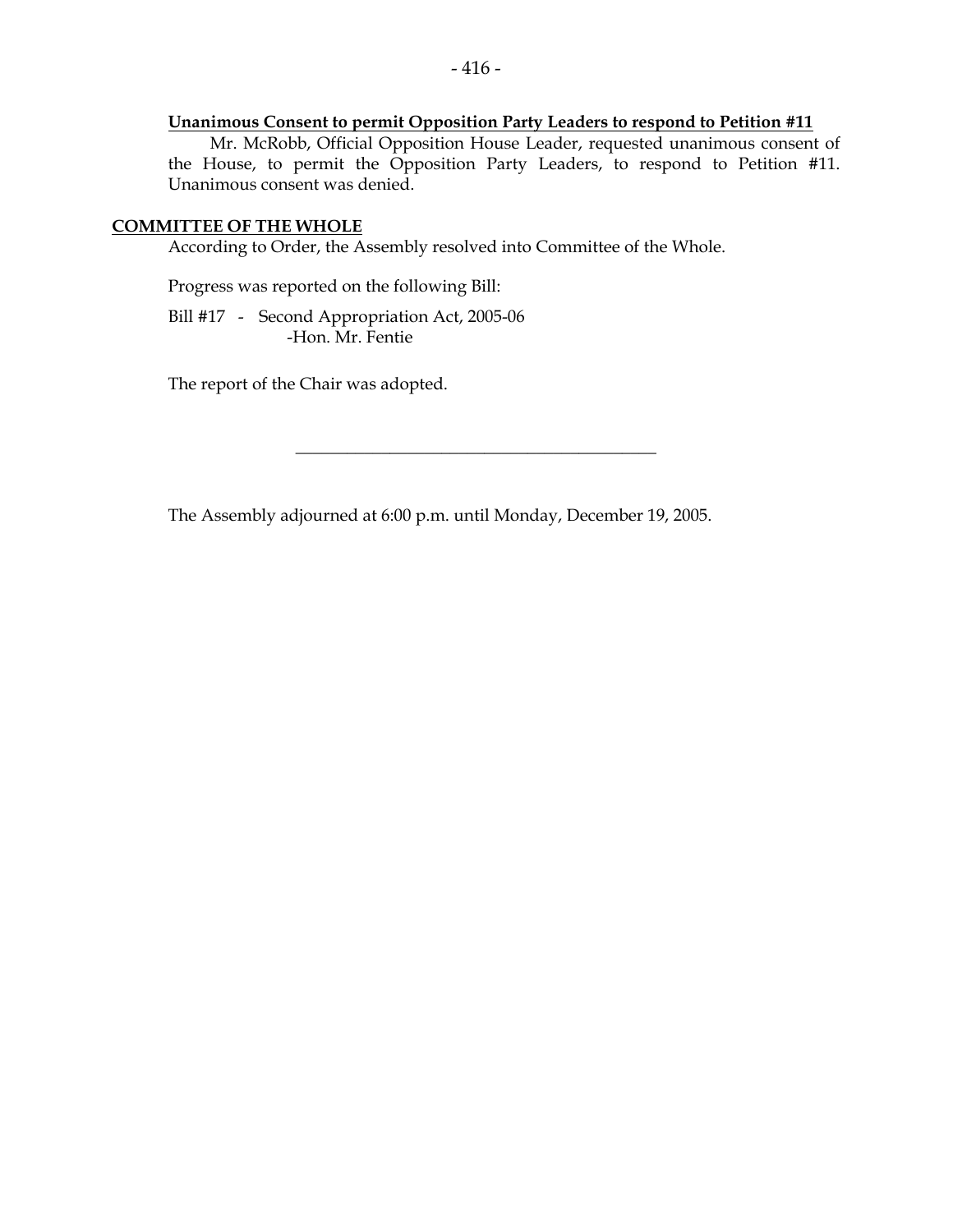**Unanimous Consent to permit Opposition Party Leaders to respond to Petition #11**

Mr. McRobb, Official Opposition House Leader, requested unanimous consent of the House, to permit the Opposition Party Leaders, to respond to Petition #11. Unanimous consent was denied.

## COMMITTEE OF THE WHOLE

According to Order, the Assembly resolved into Committee of the Whole.

Progress was reported on the following Bill:

Bill #17 - Second Appropriation Act, 2005-06
-Hon. Mr. Fentie

The report of the Chair was adopted.

---

The Assembly adjourned at 6:00 p.m. until Monday, December 19, 2005.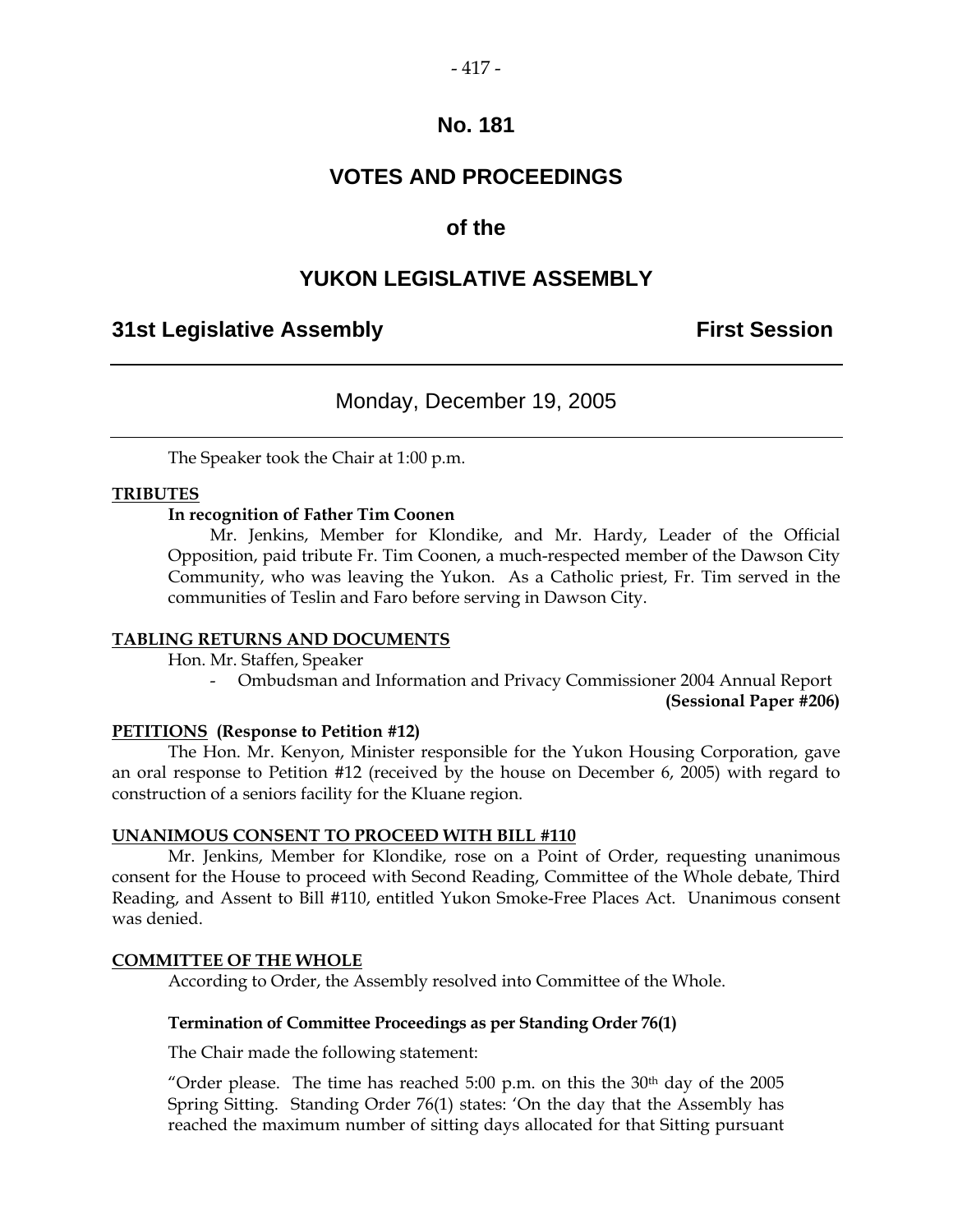# No. 181

# VOTES AND PROCEEDINGS

# of the

# YUKON LEGISLATIVE ASSEMBLY

## 31st Legislative Assembly — First Session

---

### Monday, December 19, 2005

---

The Speaker took the Chair at 1:00 p.m.

**TRIBUTES**

**In recognition of Father Tim Coonen**

Mr. Jenkins, Member for Klondike, and Mr. Hardy, Leader of the Official Opposition, paid tribute Fr. Tim Coonen, a much-respected member of the Dawson City Community, who was leaving the Yukon. As a Catholic priest, Fr. Tim served in the communities of Teslin and Faro before serving in Dawson City.

**TABLING RETURNS AND DOCUMENTS**

Hon. Mr. Staffen, Speaker

- Ombudsman and Information and Privacy Commissioner 2004 Annual Report **(Sessional Paper #206)**

**PETITIONS (Response to Petition #12)**

The Hon. Mr. Kenyon, Minister responsible for the Yukon Housing Corporation, gave an oral response to Petition #12 (received by the house on December 6, 2005) with regard to construction of a seniors facility for the Kluane region.

**UNANIMOUS CONSENT TO PROCEED WITH BILL #110**

Mr. Jenkins, Member for Klondike, rose on a Point of Order, requesting unanimous consent for the House to proceed with Second Reading, Committee of the Whole debate, Third Reading, and Assent to Bill #110, entitled Yukon Smoke-Free Places Act. Unanimous consent was denied.

**COMMITTEE OF THE WHOLE**

According to Order, the Assembly resolved into Committee of the Whole.

**Termination of Committee Proceedings as per Standing Order 76(1)**

The Chair made the following statement:

"Order please. The time has reached 5:00 p.m. on this the 30th day of the 2005 Spring Sitting. Standing Order 76(1) states: 'On the day that the Assembly has reached the maximum number of sitting days allocated for that Sitting pursuant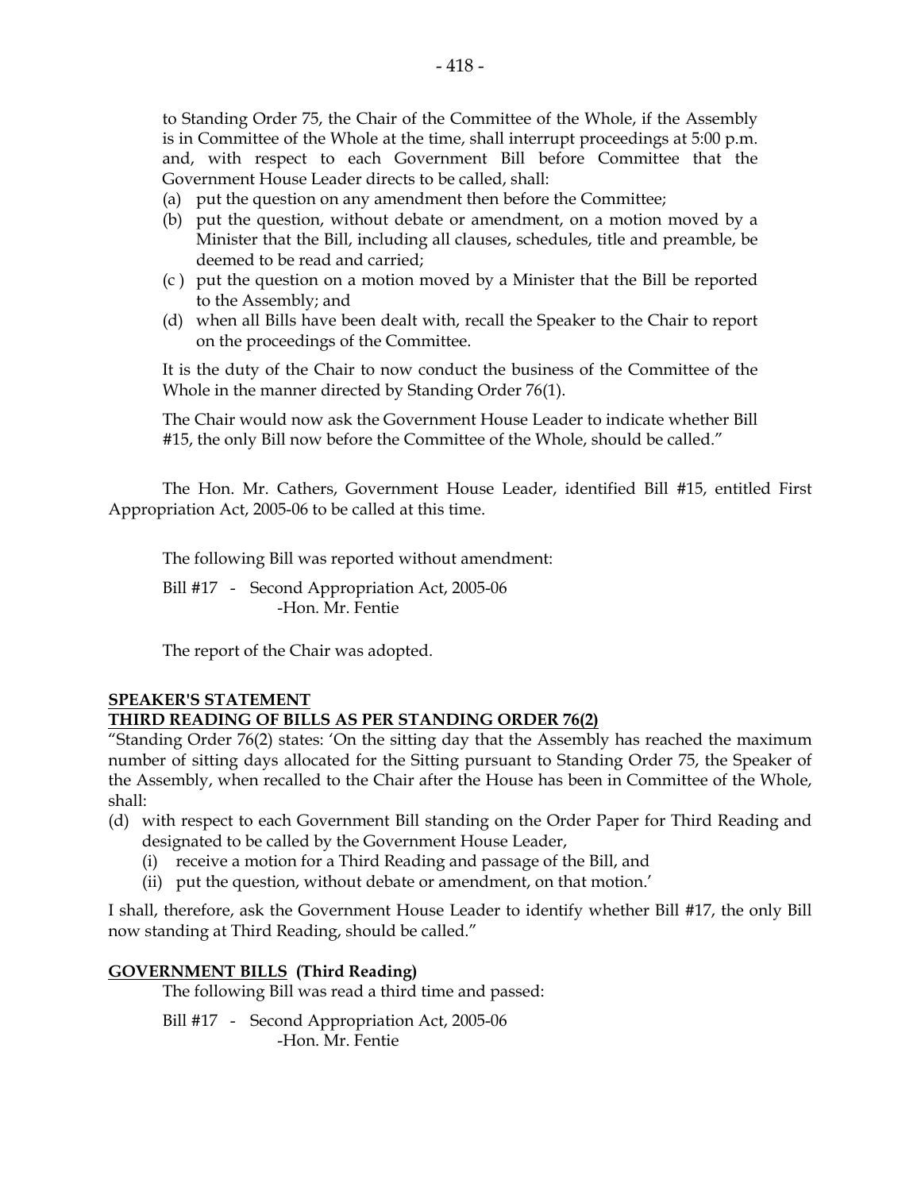to Standing Order 75, the Chair of the Committee of the Whole, if the Assembly is in Committee of the Whole at the time, shall interrupt proceedings at 5:00 p.m. and, with respect to each Government Bill before Committee that the Government House Leader directs to be called, shall:

(a) put the question on any amendment then before the Committee;
(b) put the question, without debate or amendment, on a motion moved by a Minister that the Bill, including all clauses, schedules, title and preamble, be deemed to be read and carried;
(c ) put the question on a motion moved by a Minister that the Bill be reported to the Assembly; and
(d) when all Bills have been dealt with, recall the Speaker to the Chair to report on the proceedings of the Committee.

It is the duty of the Chair to now conduct the business of the Committee of the Whole in the manner directed by Standing Order 76(1).

The Chair would now ask the Government House Leader to indicate whether Bill #15, the only Bill now before the Committee of the Whole, should be called."

The Hon. Mr. Cathers, Government House Leader, identified Bill #15, entitled First Appropriation Act, 2005-06 to be called at this time.

The following Bill was reported without amendment:

Bill #17 - Second Appropriation Act, 2005-06
-Hon. Mr. Fentie

The report of the Chair was adopted.

**SPEAKER'S STATEMENT**
**THIRD READING OF BILLS AS PER STANDING ORDER 76(2)**

"Standing Order 76(2) states: 'On the sitting day that the Assembly has reached the maximum number of sitting days allocated for the Sitting pursuant to Standing Order 75, the Speaker of the Assembly, when recalled to the Chair after the House has been in Committee of the Whole, shall:

(d) with respect to each Government Bill standing on the Order Paper for Third Reading and designated to be called by the Government House Leader,
    (i) receive a motion for a Third Reading and passage of the Bill, and
    (ii) put the question, without debate or amendment, on that motion.'

I shall, therefore, ask the Government House Leader to identify whether Bill #17, the only Bill now standing at Third Reading, should be called."

**GOVERNMENT BILLS (Third Reading)**

The following Bill was read a third time and passed:

Bill #17 - Second Appropriation Act, 2005-06
-Hon. Mr. Fentie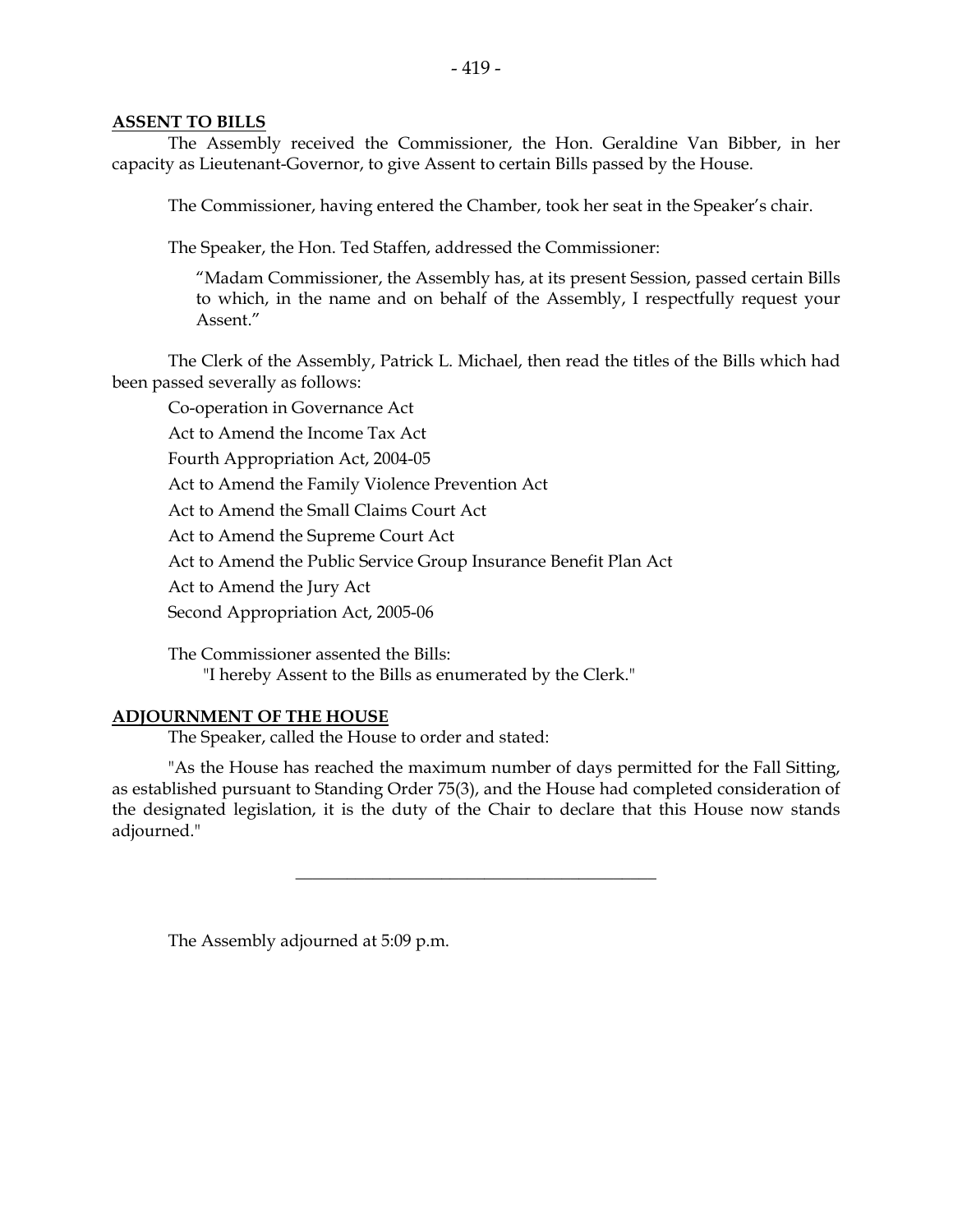**ASSENT TO BILLS**

The Assembly received the Commissioner, the Hon. Geraldine Van Bibber, in her capacity as Lieutenant-Governor, to give Assent to certain Bills passed by the House.

The Commissioner, having entered the Chamber, took her seat in the Speaker's chair.

The Speaker, the Hon. Ted Staffen, addressed the Commissioner:

> "Madam Commissioner, the Assembly has, at its present Session, passed certain Bills to which, in the name and on behalf of the Assembly, I respectfully request your Assent."

The Clerk of the Assembly, Patrick L. Michael, then read the titles of the Bills which had been passed severally as follows:

Co-operation in Governance Act

Act to Amend the Income Tax Act

Fourth Appropriation Act, 2004-05

Act to Amend the Family Violence Prevention Act

Act to Amend the Small Claims Court Act

Act to Amend the Supreme Court Act

Act to Amend the Public Service Group Insurance Benefit Plan Act

Act to Amend the Jury Act

Second Appropriation Act, 2005-06

The Commissioner assented the Bills:

"I hereby Assent to the Bills as enumerated by the Clerk."

**ADJOURNMENT OF THE HOUSE**

The Speaker, called the House to order and stated:

"As the House has reached the maximum number of days permitted for the Fall Sitting, as established pursuant to Standing Order 75(3), and the House had completed consideration of the designated legislation, it is the duty of the Chair to declare that this House now stands adjourned."

---

The Assembly adjourned at 5:09 p.m.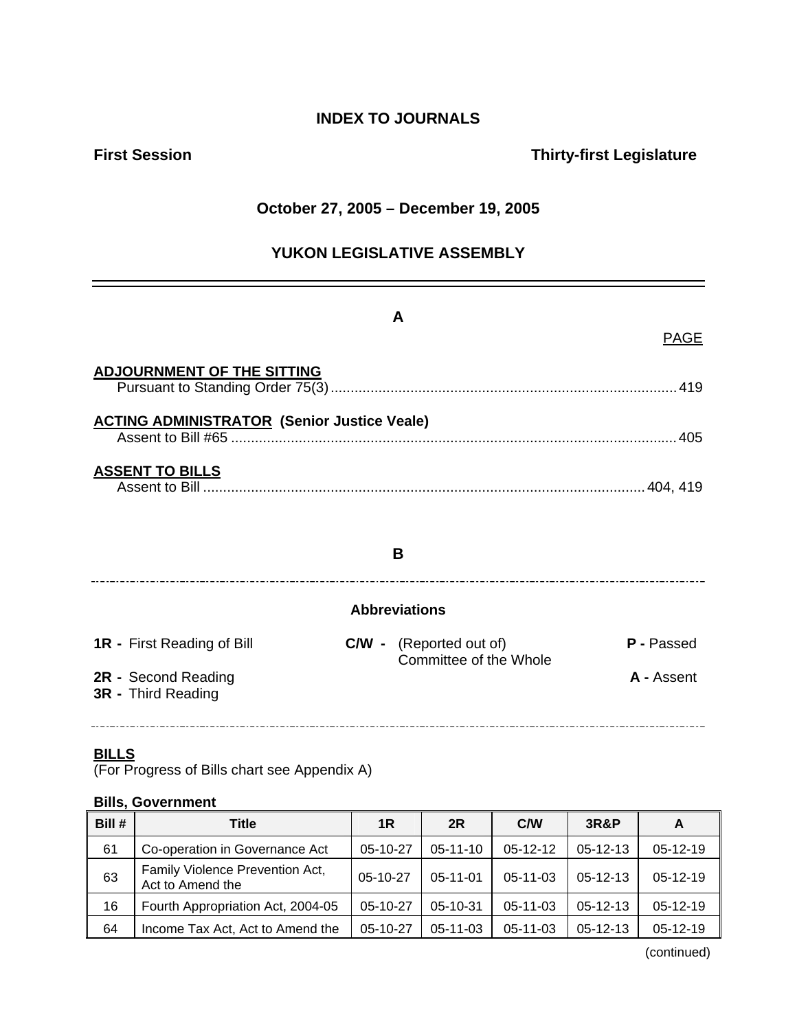# INDEX TO JOURNALS

**First Session** **Thirty-first Legislature**

**October 27, 2005 – December 19, 2005**

**YUKON LEGISLATIVE ASSEMBLY**

## A

PAGE

**ADJOURNMENT OF THE SITTING**

Pursuant to Standing Order 75(3) ........................................ 419

**ACTING ADMINISTRATOR (Senior Justice Veale)**

Assent to Bill #65 ........................................ 405

**ASSENT TO BILLS**

Assent to Bill ........................................ 404, 419

## B

**Abbreviations**

**1R -** First Reading of Bill
**2R -** Second Reading
**3R -** Third Reading
**C/W -** (Reported out of) Committee of the Whole
**P -** Passed
**A -** Assent

**BILLS**

(For Progress of Bills chart see Appendix A)

**Bills, Government**

| Bill # | Title | 1R | 2R | C/W | 3R&P | A |
|---|---|---|---|---|---|---|
| 61 | Co-operation in Governance Act | 05-10-27 | 05-11-10 | 05-12-12 | 05-12-13 | 05-12-19 |
| 63 | Family Violence Prevention Act, Act to Amend the | 05-10-27 | 05-11-01 | 05-11-03 | 05-12-13 | 05-12-19 |
| 16 | Fourth Appropriation Act, 2004-05 | 05-10-27 | 05-10-31 | 05-11-03 | 05-12-13 | 05-12-19 |
| 64 | Income Tax Act, Act to Amend the | 05-10-27 | 05-11-03 | 05-11-03 | 05-12-13 | 05-12-19 |

(continued)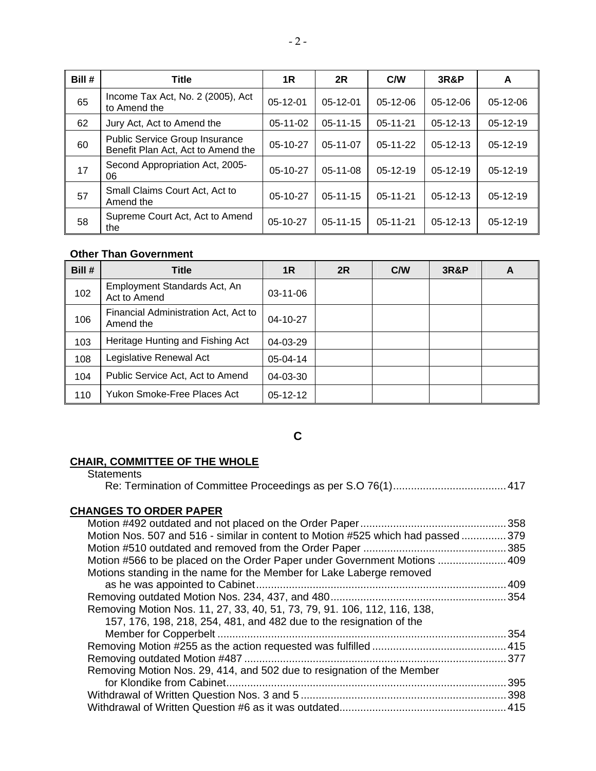| Bill # | Title | 1R | 2R | C/W | 3R&P | A |
|---|---|---|---|---|---|---|
| 65 | Income Tax Act, No. 2 (2005), Act to Amend the | 05-12-01 | 05-12-01 | 05-12-06 | 05-12-06 | 05-12-06 |
| 62 | Jury Act, Act to Amend the | 05-11-02 | 05-11-15 | 05-11-21 | 05-12-13 | 05-12-19 |
| 60 | Public Service Group Insurance Benefit Plan Act, Act to Amend the | 05-10-27 | 05-11-07 | 05-11-22 | 05-12-13 | 05-12-19 |
| 17 | Second Appropriation Act, 2005-06 | 05-10-27 | 05-11-08 | 05-12-19 | 05-12-19 | 05-12-19 |
| 57 | Small Claims Court Act, Act to Amend the | 05-10-27 | 05-11-15 | 05-11-21 | 05-12-13 | 05-12-19 |
| 58 | Supreme Court Act, Act to Amend the | 05-10-27 | 05-11-15 | 05-11-21 | 05-12-13 | 05-12-19 |

**Other Than Government**

| Bill # | Title | 1R | 2R | C/W | 3R&P | A |
|---|---|---|---|---|---|---|
| 102 | Employment Standards Act, An Act to Amend | 03-11-06 | | | | |
| 106 | Financial Administration Act, Act to Amend the | 04-10-27 | | | | |
| 103 | Heritage Hunting and Fishing Act | 04-03-29 | | | | |
| 108 | Legislative Renewal Act | 05-04-14 | | | | |
| 104 | Public Service Act, Act to Amend | 04-03-30 | | | | |
| 110 | Yukon Smoke-Free Places Act | 05-12-12 | | | | |

## C

**CHAIR, COMMITTEE OF THE WHOLE**

Statements
- Re: Termination of Committee Proceedings as per S.O 76(1) ..................................... 417

**CHANGES TO ORDER PAPER**

- Motion #492 outdated and not placed on the Order Paper ..................................... 358
- Motion Nos. 507 and 516 - similar in content to Motion #525 which had passed ............... 379
- Motion #510 outdated and removed from the Order Paper ..................................... 385
- Motion #566 to be placed on the Order Paper under Government Motions ..................... 409
- Motions standing in the name for the Member for Lake Laberge removed as he was appointed to Cabinet ..................................... 409
- Removing outdated Motion Nos. 234, 437, and 480 ..................................... 354
- Removing Motion Nos. 11, 27, 33, 40, 51, 73, 79, 91. 106, 112, 116, 138, 157, 176, 198, 218, 254, 481, and 482 due to the resignation of the Member for Copperbelt ..................................... 354
- Removing Motion #255 as the action requested was fulfilled ..................................... 415
- Removing outdated Motion #487 ..................................... 377
- Removing Motion Nos. 29, 414, and 502 due to resignation of the Member for Klondike from Cabinet ..................................... 395
- Withdrawal of Written Question Nos. 3 and 5 ..................................... 398
- Withdrawal of Written Question #6 as it was outdated ..................................... 415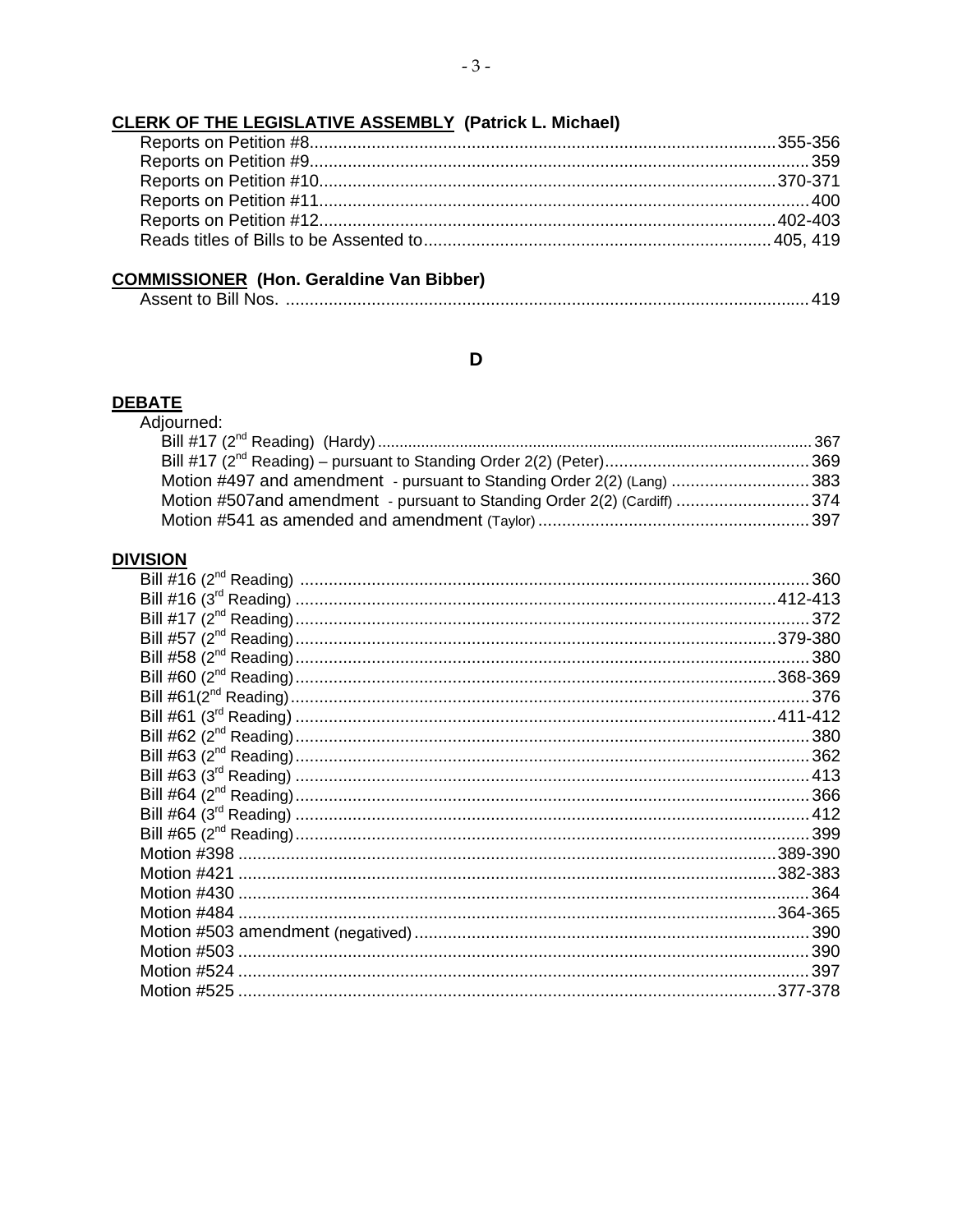**CLERK OF THE LEGISLATIVE ASSEMBLY (Patrick L. Michael)**

Reports on Petition #8 ............ 355-356
Reports on Petition #9 ............ 359
Reports on Petition #10 ............ 370-371
Reports on Petition #11 ............ 400
Reports on Petition #12 ............ 402-403
Reads titles of Bills to be Assented to ............ 405, 419

**COMMISSIONER (Hon. Geraldine Van Bibber)**

Assent to Bill Nos. ............ 419

## D

**DEBATE**

Adjourned:

Bill #17 (2nd Reading) (Hardy) ............ 367
Bill #17 (2nd Reading) – pursuant to Standing Order 2(2) (Peter) ............ 369
Motion #497 and amendment - pursuant to Standing Order 2(2) (Lang) ............ 383
Motion #507and amendment - pursuant to Standing Order 2(2) (Cardiff) ............ 374
Motion #541 as amended and amendment (Taylor) ............ 397

**DIVISION**

Bill #16 (2nd Reading) ............ 360
Bill #16 (3rd Reading) ............ 412-413
Bill #17 (2nd Reading) ............ 372
Bill #57 (2nd Reading) ............ 379-380
Bill #58 (2nd Reading) ............ 380
Bill #60 (2nd Reading) ............ 368-369
Bill #61(2nd Reading) ............ 376
Bill #61 (3rd Reading) ............ 411-412
Bill #62 (2nd Reading) ............ 380
Bill #63 (2nd Reading) ............ 362
Bill #63 (3rd Reading) ............ 413
Bill #64 (2nd Reading) ............ 366
Bill #64 (3rd Reading) ............ 412
Bill #65 (2nd Reading) ............ 399
Motion #398 ............ 389-390
Motion #421 ............ 382-383
Motion #430 ............ 364
Motion #484 ............ 364-365
Motion #503 amendment (negatived) ............ 390
Motion #503 ............ 390
Motion #524 ............ 397
Motion #525 ............ 377-378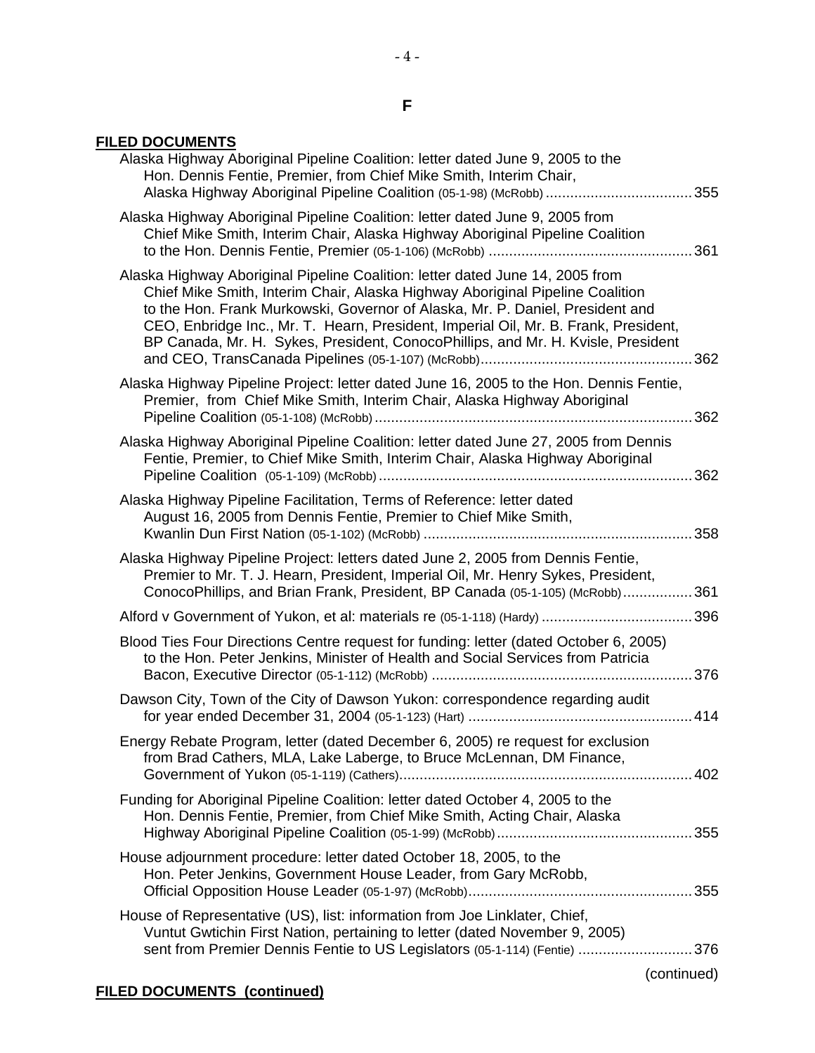## F

**FILED DOCUMENTS**

Alassistant Highway Aboriginal Pipeline Coalition: letter dated June 9, 2005 to the Hon. Dennis Fentie, Premier, from Chief Mike Smith, Interim Chair, Alaska Highway Aboriginal Pipeline Coalition (05-1-98) (McRobb) .................................... 355

Alaska Highway Aboriginal Pipeline Coalition: letter dated June 9, 2005 from Chief Mike Smith, Interim Chair, Alaska Highway Aboriginal Pipeline Coalition to the Hon. Dennis Fentie, Premier (05-1-106) (McRobb) .................................................. 361

Alaska Highway Aboriginal Pipeline Coalition: letter dated June 14, 2005 from Chief Mike Smith, Interim Chair, Alaska Highway Aboriginal Pipeline Coalition to the Hon. Frank Murkowski, Governor of Alaska, Mr. P. Daniel, President and CEO, Enbridge Inc., Mr. T. Hearn, President, Imperial Oil, Mr. B. Frank, President, BP Canada, Mr. H. Sykes, President, ConocoPhillips, and Mr. H. Kvisle, President and CEO, TransCanada Pipelines (05-1-107) (McRobb).................................................... 362

Alaska Highway Pipeline Project: letter dated June 16, 2005 to the Hon. Dennis Fentie, Premier, from Chief Mike Smith, Interim Chair, Alaska Highway Aboriginal Pipeline Coalition (05-1-108) (McRobb)............................................................................. 362

Alaska Highway Aboriginal Pipeline Coalition: letter dated June 27, 2005 from Dennis Fentie, Premier, to Chief Mike Smith, Interim Chair, Alaska Highway Aboriginal Pipeline Coalition (05-1-109) (McRobb)............................................................................ 362

Alaska Highway Pipeline Facilitation, Terms of Reference: letter dated August 16, 2005 from Dennis Fentie, Premier to Chief Mike Smith, Kwanlin Dun First Nation (05-1-102) (McRobb) ................................................................. 358

Alaska Highway Pipeline Project: letters dated June 2, 2005 from Dennis Fentie, Premier to Mr. T. J. Hearn, President, Imperial Oil, Mr. Henry Sykes, President, ConocoPhillips, and Brian Frank, President, BP Canada (05-1-105) (McRobb)................. 361

Alford v Government of Yukon, et al: materials re (05-1-118) (Hardy) ..................................... 396

Blood Ties Four Directions Centre request for funding: letter (dated October 6, 2005) to the Hon. Peter Jenkins, Minister of Health and Social Services from Patricia Bacon, Executive Director (05-1-112) (McRobb) ............................................................... 376

Dawson City, Town of the City of Dawson Yukon: correspondence regarding audit for year ended December 31, 2004 (05-1-123) (Hart) ....................................................... 414

Energy Rebate Program, letter (dated December 6, 2005) re request for exclusion from Brad Cathers, MLA, Lake Laberge, to Bruce McLennan, DM Finance, Government of Yukon (05-1-119) (Cathers)....................................................................... 402

Funding for Aboriginal Pipeline Coalition: letter dated October 4, 2005 to the Hon. Dennis Fentie, Premier, from Chief Mike Smith, Acting Chair, Alaska Highway Aboriginal Pipeline Coalition (05-1-99) (McRobb)................................................ 355

House adjournment procedure: letter dated October 18, 2005, to the Hon. Peter Jenkins, Government House Leader, from Gary McRobb, Official Opposition House Leader (05-1-97) (McRobb)....................................................... 355

House of Representative (US), list: information from Joe Linklater, Chief, Vuntut Gwitchin First Nation, pertaining to letter (dated November 9, 2005) sent from Premier Dennis Fentie to US Legislators (05-1-114) (Fentie) ............................ 376

(continued)

**FILED DOCUMENTS (continued)**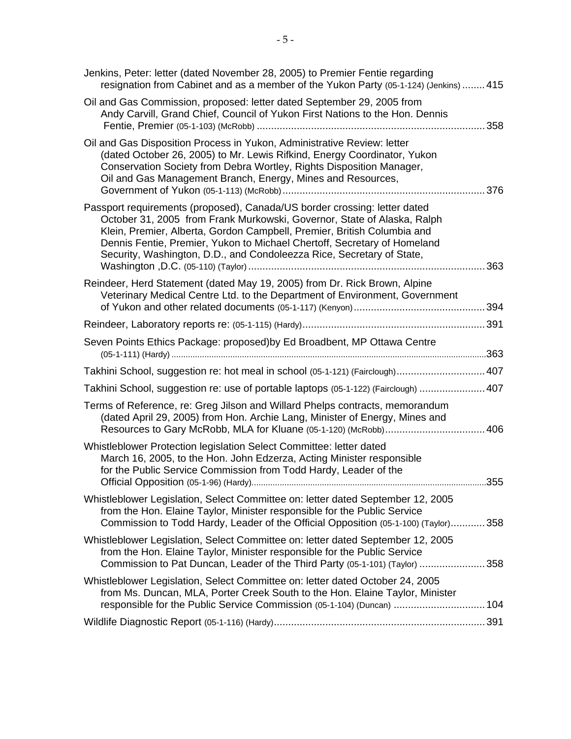Jenkins, Peter: letter (dated November 28, 2005) to Premier Fentie regarding resignation from Cabinet and as a member of the Yukon Party (05-1-124) (Jenkins) ........ 415

Oil and Gas Commission, proposed: letter dated September 29, 2005 from Andy Carvill, Grand Chief, Council of Yukon First Nations to the Hon. Dennis Fentie, Premier (05-1-103) (McRobb) ................................................................................ 358

Oil and Gas Disposition Process in Yukon, Administrative Review: letter (dated October 26, 2005) to Mr. Lewis Rifkind, Energy Coordinator, Yukon Conservation Society from Debra Wortley, Rights Disposition Manager, Oil and Gas Management Branch, Energy, Mines and Resources, Government of Yukon (05-1-113) (McRobb)....................................................................... 376

Passport requirements (proposed), Canada/US border crossing: letter dated October 31, 2005 from Frank Murkowski, Governor, State of Alaska, Ralph Klein, Premier, Alberta, Gordon Campbell, Premier, British Columbia and Dennis Fentie, Premier, Yukon to Michael Chertoff, Secretary of Homeland Security, Washington, D.D., and Condoleezza Rice, Secretary of State, Washington ,D.C. (05-110) (Taylor)................................................................................... 363

Reindeer, Herd Statement (dated May 19, 2005) from Dr. Rick Brown, Alpine Veterinary Medical Centre Ltd. to the Department of Environment, Government of Yukon and other related documents (05-1-117) (Kenyon).............................................. 394

Reindeer, Laboratory reports re: (05-1-115) (Hardy)................................................................ 391

Seven Points Ethics Package: proposed)by Ed Broadbent, MP Ottawa Centre (05-1-111) (Hardy) .....................................................................................................................363

Takhini School, suggestion re: hot meal in school (05-1-121) (Fairclough)............................... 407

Takhini School, suggestion re: use of portable laptops (05-1-122) (Fairclough) ....................... 407

Terms of Reference, re: Greg Jilson and Willard Phelps contracts, memorandum (dated April 29, 2005) from Hon. Archie Lang, Minister of Energy, Mines and Resources to Gary McRobb, MLA for Kluane (05-1-120) (McRobb)................................... 406

Whistleblower Protection legislation Select Committee: letter dated March 16, 2005, to the Hon. John Edzerza, Acting Minister responsible for the Public Service Commission from Todd Hardy, Leader of the Official Opposition (05-1-96) (Hardy)..................................................................................................355

Whistleblower Legislation, Select Committee on: letter dated September 12, 2005 from the Hon. Elaine Taylor, Minister responsible for the Public Service Commission to Todd Hardy, Leader of the Official Opposition (05-1-100) (Taylor)............ 358

Whistleblower Legislation, Select Committee on: letter dated September 12, 2005 from the Hon. Elaine Taylor, Minister responsible for the Public Service Commission to Pat Duncan, Leader of the Third Party (05-1-101) (Taylor) ....................... 358

Whistleblower Legislation, Select Committee on: letter dated October 24, 2005 from Ms. Duncan, MLA, Porter Creek South to the Hon. Elaine Taylor, Minister responsible for the Public Service Commission (05-1-104) (Duncan) ................................ 104

Wildlife Diagnostic Report (05-1-116) (Hardy).......................................................................... 391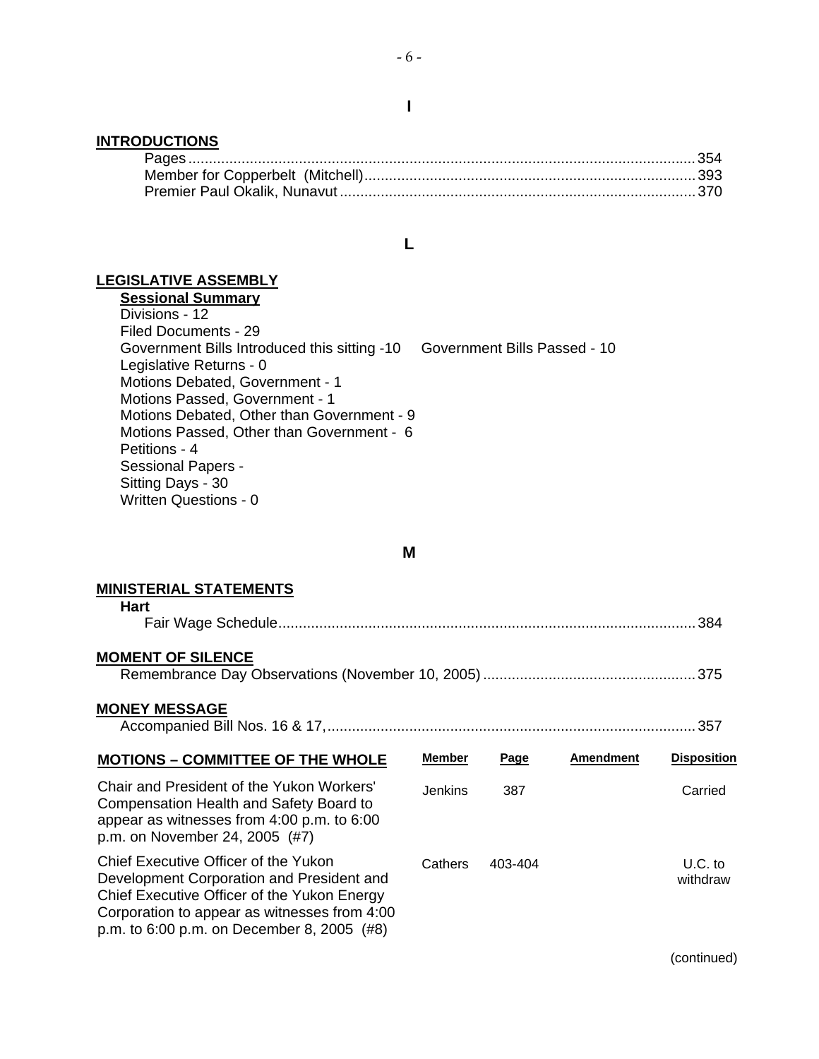## I

**INTRODUCTIONS**

Pages ........................................................................................................ 354
Member for Copperbelt (Mitchell) ............................................................................. 393
Premier Paul Okalik, Nunavut ....................................................................................... 370

## L

**LEGISLATIVE ASSEMBLY**

**Sessional Summary**

Divisions - 12
Filed Documents - 29
Government Bills Introduced this sitting -10     Government Bills Passed - 10
Legislative Returns - 0
Motions Debated, Government - 1
Motions Passed, Government - 1
Motions Debated, Other than Government - 9
Motions Passed, Other than Government - 6
Petitions - 4
Sessional Papers -
Sitting Days - 30
Written Questions - 0

## M

**MINISTERIAL STATEMENTS**

**Hart**

Fair Wage Schedule ..................................................................................................... 384

**MOMENT OF SILENCE**

Remembrance Day Observations (November 10, 2005) .................................................... 375

**MONEY MESSAGE**

Accompanied Bill Nos. 16 & 17, .......................................................................................... 357

| MOTIONS – COMMITTEE OF THE WHOLE | Member | Page | Amendment | Disposition |
|---|---|---|---|---|
| Chair and President of the Yukon Workers' Compensation Health and Safety Board to appear as witnesses from 4:00 p.m. to 6:00 p.m. on November 24, 2005 (#7) | Jenkins | 387 | | Carried |
| Chief Executive Officer of the Yukon Development Corporation and President and Chief Executive Officer of the Yukon Energy Corporation to appear as witnesses from 4:00 p.m. to 6:00 p.m. on December 8, 2005 (#8) | Cathers | 403-404 | | U.C. to withdraw |

(continued)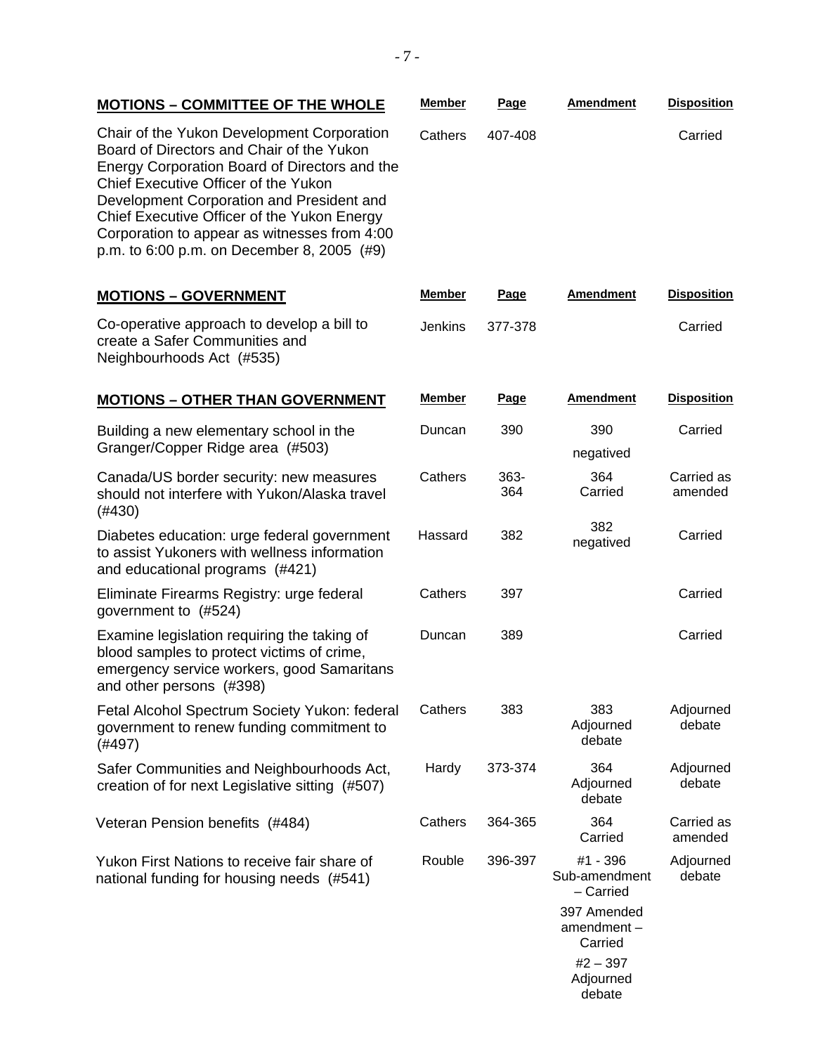| **MOTIONS – COMMITTEE OF THE WHOLE** | **Member** | **Page** | **Amendment** | **Disposition** |
|---|---|---|---|---|
| Chair of the Yukon Development Corporation Board of Directors and Chair of the Yukon Energy Corporation Board of Directors and the Chief Executive Officer of the Yukon Development Corporation and President and Chief Executive Officer of the Yukon Energy Corporation to appear as witnesses from 4:00 p.m. to 6:00 p.m. on December 8, 2005 (#9) | Cathers | 407-408 | | Carried |

| **MOTIONS – GOVERNMENT** | **Member** | **Page** | **Amendment** | **Disposition** |
|---|---|---|---|---|
| Co-operative approach to develop a bill to create a Safer Communities and Neighbourhoods Act (#535) | Jenkins | 377-378 | | Carried |

| **MOTIONS – OTHER THAN GOVERNMENT** | **Member** | **Page** | **Amendment** | **Disposition** |
|---|---|---|---|---|
| Building a new elementary school in the Granger/Copper Ridge area (#503) | Duncan | 390 | 390 negatived | Carried |
| Canada/US border security: new measures should not interfere with Yukon/Alaska travel (#430) | Cathers | 363-364 | 364 Carried | Carried as amended |
| Diabetes education: urge federal government to assist Yukoners with wellness information and educational programs (#421) | Hassard | 382 | 382 negatived | Carried |
| Eliminate Firearms Registry: urge federal government to (#524) | Cathers | 397 | | Carried |
| Examine legislation requiring the taking of blood samples to protect victims of crime, emergency service workers, good Samaritans and other persons (#398) | Duncan | 389 | | Carried |
| Fetal Alcohol Spectrum Society Yukon: federal government to renew funding commitment to (#497) | Cathers | 383 | 383 Adjourned debate | Adjourned debate |
| Safer Communities and Neighbourhoods Act, creation of for next Legislative sitting (#507) | Hardy | 373-374 | 364 Adjourned debate | Adjourned debate |
| Veteran Pension benefits (#484) | Cathers | 364-365 | 364 Carried | Carried as amended |
| Yukon First Nations to receive fair share of national funding for housing needs (#541) | Rouble | 396-397 | #1 - 396 Sub-amendment – Carried; 397 Amended amendment – Carried; #2 – 397 Adjourned debate | Adjourned debate |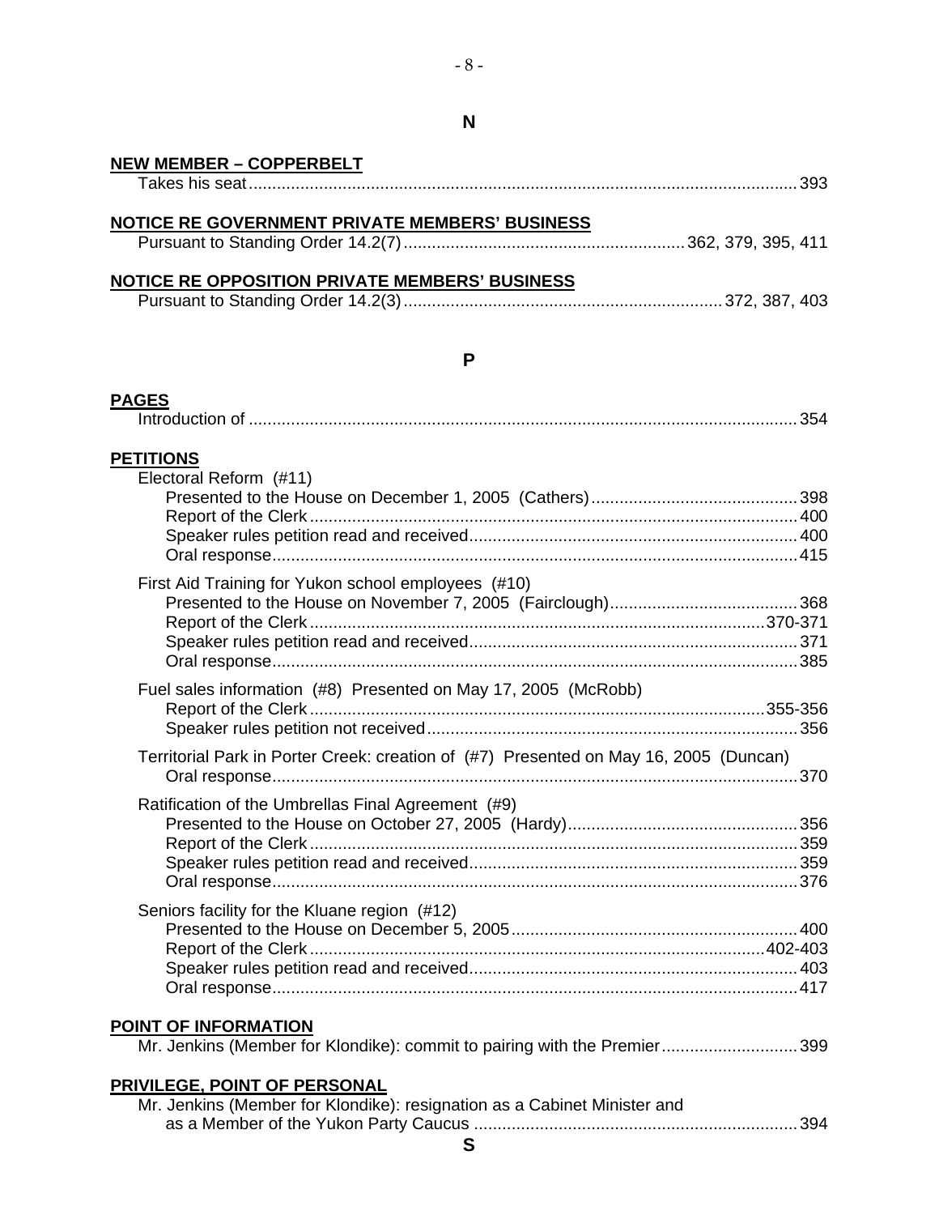## N

**NEW MEMBER – COPPERBELT**

Takes his seat....................................................................................................................393

**NOTICE RE GOVERNMENT PRIVATE MEMBERS' BUSINESS**

Pursuant to Standing Order 14.2(7)..........................................................362, 379, 395, 411

**NOTICE RE OPPOSITION PRIVATE MEMBERS' BUSINESS**

Pursuant to Standing Order 14.2(3)....................................................................372, 387, 403

## P

**PAGES**

Introduction of ....................................................................................................................354

**PETITIONS**

Electoral Reform (#11)
- Presented to the House on December 1, 2005 (Cathers)............................................398
- Report of the Clerk........................................................................................................400
- Speaker rules petition read and received......................................................................400
- Oral response................................................................................................................415

First Aid Training for Yukon school employees (#10)
- Presented to the House on November 7, 2005 (Fairclough)........................................368
- Report of the Clerk..................................................................................................370-371
- Speaker rules petition read and received......................................................................371
- Oral response................................................................................................................385

Fuel sales information (#8) Presented on May 17, 2005 (McRobb)
- Report of the Clerk..................................................................................................355-356
- Speaker rules petition not received...............................................................................356

Territorial Park in Porter Creek: creation of (#7) Presented on May 16, 2005 (Duncan)
- Oral response................................................................................................................370

Ratification of the Umbrellas Final Agreement (#9)
- Presented to the House on October 27, 2005 (Hardy).................................................356
- Report of the Clerk........................................................................................................359
- Speaker rules petition read and received......................................................................359
- Oral response................................................................................................................376

Seniors facility for the Kluane region (#12)
- Presented to the House on December 5, 2005.............................................................400
- Report of the Clerk..................................................................................................402-403
- Speaker rules petition read and received......................................................................403
- Oral response................................................................................................................417

**POINT OF INFORMATION**

Mr. Jenkins (Member for Klondike): commit to pairing with the Premier.............................399

**PRIVILEGE, POINT OF PERSONAL**

Mr. Jenkins (Member for Klondike): resignation as a Cabinet Minister and as a Member of the Yukon Party Caucus .....................................................................394

## S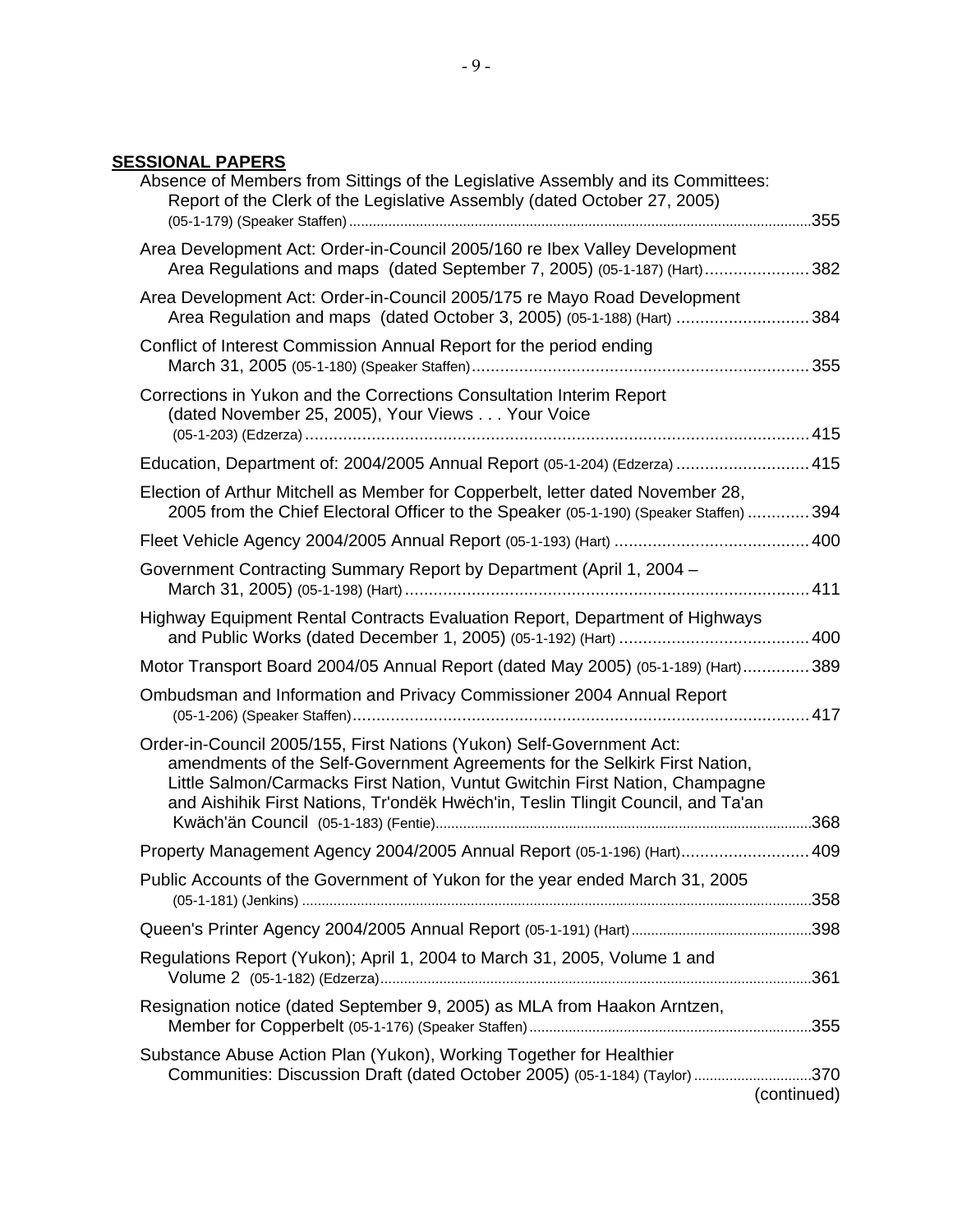## SESSIONAL PAPERS

Absence of Members from Sittings of the Legislative Assembly and its Committees: Report of the Clerk of the Legislative Assembly (dated October 27, 2005) (05-1-179) (Speaker Staffen) ....... 355

Area Development Act: Order-in-Council 2005/160 re Ibex Valley Development Area Regulations and maps (dated September 7, 2005) (05-1-187) (Hart) ....... 382

Area Development Act: Order-in-Council 2005/175 re Mayo Road Development Area Regulation and maps (dated October 3, 2005) (05-1-188) (Hart) ....... 384

Conflict of Interest Commission Annual Report for the period ending March 31, 2005 (05-1-180) (Speaker Staffen) ....... 355

Corrections in Yukon and the Corrections Consultation Interim Report (dated November 25, 2005), Your Views . . . Your Voice (05-1-203) (Edzerza) ....... 415

Education, Department of: 2004/2005 Annual Report (05-1-204) (Edzerza) ....... 415

Election of Arthur Mitchell as Member for Copperbelt, letter dated November 28, 2005 from the Chief Electoral Officer to the Speaker (05-1-190) (Speaker Staffen) ....... 394

Fleet Vehicle Agency 2004/2005 Annual Report (05-1-193) (Hart) ....... 400

Government Contracting Summary Report by Department (April 1, 2004 – March 31, 2005) (05-1-198) (Hart) ....... 411

Highway Equipment Rental Contracts Evaluation Report, Department of Highways and Public Works (dated December 1, 2005) (05-1-192) (Hart) ....... 400

Motor Transport Board 2004/05 Annual Report (dated May 2005) (05-1-189) (Hart) ....... 389

Ombudsman and Information and Privacy Commissioner 2004 Annual Report (05-1-206) (Speaker Staffen) ....... 417

Order-in-Council 2005/155, First Nations (Yukon) Self-Government Act: amendments of the Self-Government Agreements for the Selkirk First Nation, Little Salmon/Carmacks First Nation, Vuntut Gwitchin First Nation, Champagne and Aishihik First Nations, Tr'ondëk Hwëch'in, Teslin Tlingit Council, and Ta'an Kwäch'än Council (05-1-183) (Fentie) ....... 368

Property Management Agency 2004/2005 Annual Report (05-1-196) (Hart) ....... 409

Public Accounts of the Government of Yukon for the year ended March 31, 2005 (05-1-181) (Jenkins) ....... 358

Queen's Printer Agency 2004/2005 Annual Report (05-1-191) (Hart) ....... 398

Regulations Report (Yukon); April 1, 2004 to March 31, 2005, Volume 1 and Volume 2 (05-1-182) (Edzerza) ....... 361

Resignation notice (dated September 9, 2005) as MLA from Haakon Arntzen, Member for Copperbelt (05-1-176) (Speaker Staffen) ....... 355

Substance Abuse Action Plan (Yukon), Working Together for Healthier Communities: Discussion Draft (dated October 2005) (05-1-184) (Taylor) ....... 370

(continued)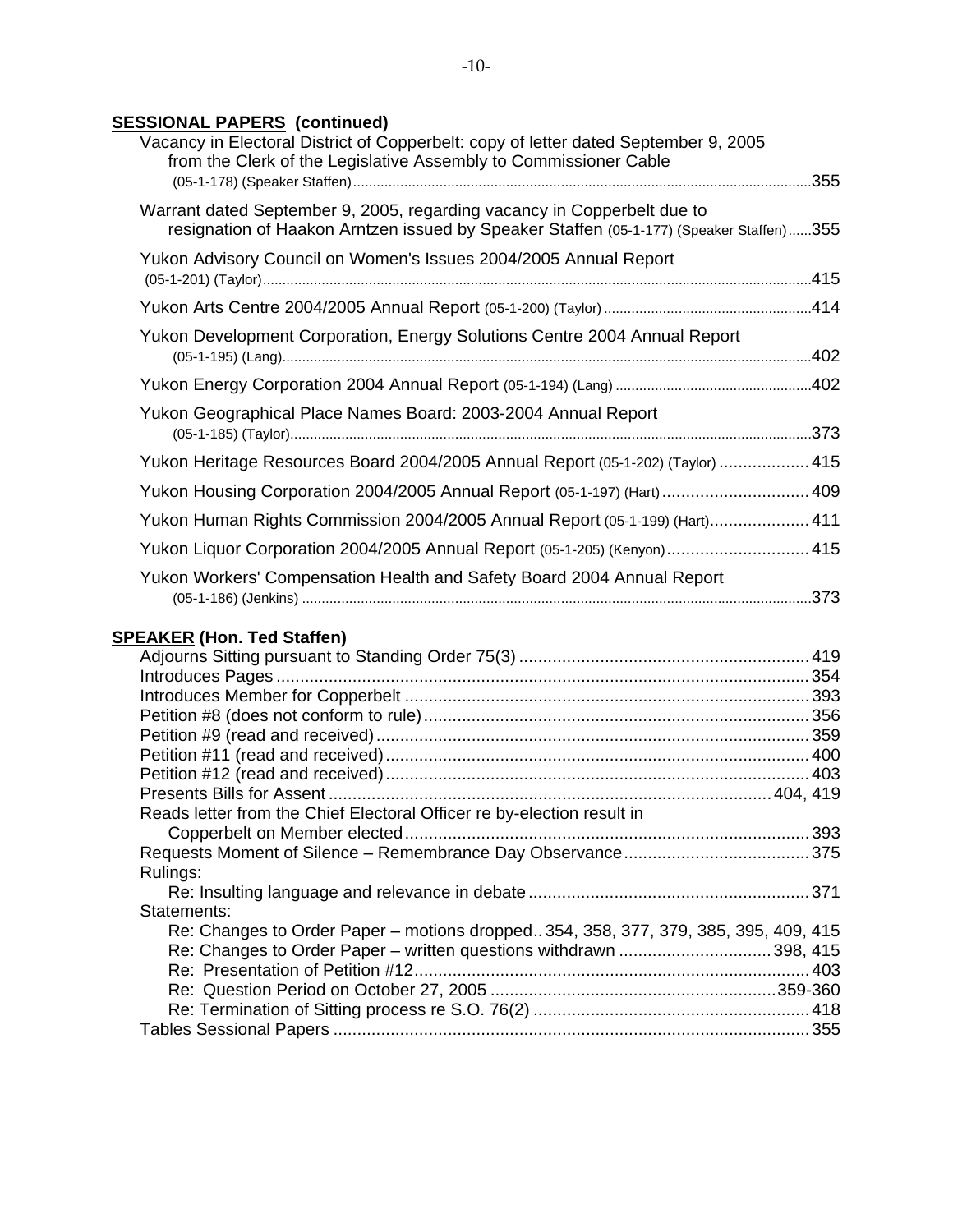**SESSIONAL PAPERS (continued)**

Vacancy in Electoral District of Copperbelt: copy of letter dated September 9, 2005 from the Clerk of the Legislative Assembly to Commissioner Cable (05-1-178) (Speaker Staffen) ..... 355

Warrant dated September 9, 2005, regarding vacancy in Copperbelt due to resignation of Haakon Arntzen issued by Speaker Staffen (05-1-177) (Speaker Staffen) ..... 355

Yukon Advisory Council on Women's Issues 2004/2005 Annual Report (05-1-201) (Taylor) ..... 415

Yukon Arts Centre 2004/2005 Annual Report (05-1-200) (Taylor) ..... 414

Yukon Development Corporation, Energy Solutions Centre 2004 Annual Report (05-1-195) (Lang) ..... 402

Yukon Energy Corporation 2004 Annual Report (05-1-194) (Lang) ..... 402

Yukon Geographical Place Names Board: 2003-2004 Annual Report (05-1-185) (Taylor) ..... 373

Yukon Heritage Resources Board 2004/2005 Annual Report (05-1-202) (Taylor) ..... 415

Yukon Housing Corporation 2004/2005 Annual Report (05-1-197) (Hart) ..... 409

Yukon Human Rights Commission 2004/2005 Annual Report (05-1-199) (Hart) ..... 411

Yukon Liquor Corporation 2004/2005 Annual Report (05-1-205) (Kenyon) ..... 415

Yukon Workers' Compensation Health and Safety Board 2004 Annual Report (05-1-186) (Jenkins) ..... 373

**SPEAKER (Hon. Ted Staffen)**

- Adjourns Sitting pursuant to Standing Order 75(3) ..... 419
- Introduces Pages ..... 354
- Introduces Member for Copperbelt ..... 393
- Petition #8 (does not conform to rule) ..... 356
- Petition #9 (read and received) ..... 359
- Petition #11 (read and received) ..... 400
- Petition #12 (read and received) ..... 403
- Presents Bills for Assent ..... 404, 419
- Reads letter from the Chief Electoral Officer re by-election result in Copperbelt on Member elected ..... 393
- Requests Moment of Silence – Remembrance Day Observance ..... 375
- Rulings:
  - Re: Insulting language and relevance in debate ..... 371
- Statements:
  - Re: Changes to Order Paper – motions dropped .. 354, 358, 377, 379, 385, 395, 409, 415
  - Re: Changes to Order Paper – written questions withdrawn ..... 398, 415
  - Re: Presentation of Petition #12 ..... 403
  - Re: Question Period on October 27, 2005 ..... 359-360
  - Re: Termination of Sitting process re S.O. 76(2) ..... 418
- Tables Sessional Papers ..... 355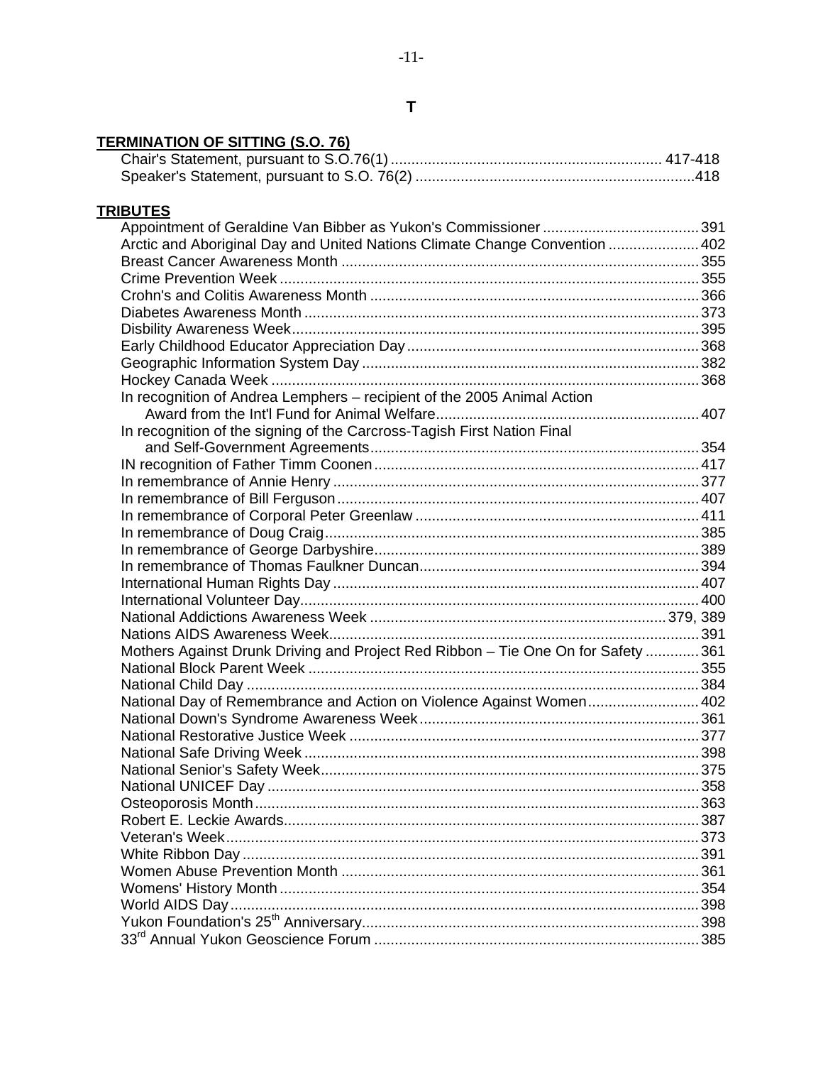# T

**TERMINATION OF SITTING (S.O. 76)**

Chair's Statement, pursuant to S.O.76(1) .................................................................. 417-418
Speaker's Statement, pursuant to S.O. 76(2) ...................................................................418

**TRIBUTES**

Appointment of Geraldine Van Bibber as Yukon's Commissioner ...................................... 391
Arctic and Aboriginal Day and United Nations Climate Change Convention ...................... 402
Breast Cancer Awareness Month ....................................................................................... 355
Crime Prevention Week ..................................................................................................... 355
Crohn's and Colitis Awareness Month ............................................................................... 366
Diabetes Awareness Month ................................................................................................ 373
Disbility Awareness Week.................................................................................................. 395
Early Childhood Educator Appreciation Day ...................................................................... 368
Geographic Information System Day .................................................................................. 382
Hockey Canada Week ........................................................................................................ 368
In recognition of Andrea Lemphers – recipient of the 2005 Animal Action
Award from the Int'l Fund for Animal Welfare ............................................................... 407
In recognition of the signing of the Carcross-Tagish First Nation Final
and Self-Government Agreements ................................................................................ 354
IN recognition of Father Timm Coonen .............................................................................. 417
In remembrance of Annie Henry ......................................................................................... 377
In remembrance of Bill Ferguson ....................................................................................... 407
In remembrance of Corporal Peter Greenlaw ..................................................................... 411
In remembrance of Doug Craig........................................................................................... 385
In remembrance of George Darbyshire............................................................................... 389
In remembrance of Thomas Faulkner Duncan.................................................................... 394
International Human Rights Day ........................................................................................ 407
International Volunteer Day................................................................................................ 400
National Addictions Awareness Week ...................................................................... 379, 389
Nations AIDS Awareness Week.......................................................................................... 391
Mothers Against Drunk Driving and Project Red Ribbon – Tie One On for Safety ............. 361
National Block Parent Week ............................................................................................... 355
National Child Day ............................................................................................................. 384
National Day of Remembrance and Action on Violence Against Women........................... 402
National Down's Syndrome Awareness Week.................................................................... 361
National Restorative Justice Week ..................................................................................... 377
National Safe Driving Week ............................................................................................... 398
National Senior's Safety Week........................................................................................... 375
National UNICEF Day ........................................................................................................ 358
Osteoporosis Month........................................................................................................... 363
Robert E. Leckie Awards.................................................................................................... 387
Veteran's Week.................................................................................................................. 373
White Ribbon Day .............................................................................................................. 391
Women Abuse Prevention Month ....................................................................................... 361
Womens' History Month ..................................................................................................... 354
World AIDS Day................................................................................................................. 398
Yukon Foundation's 25th Anniversary................................................................................. 398
33rd Annual Yukon Geoscience Forum ............................................................................... 385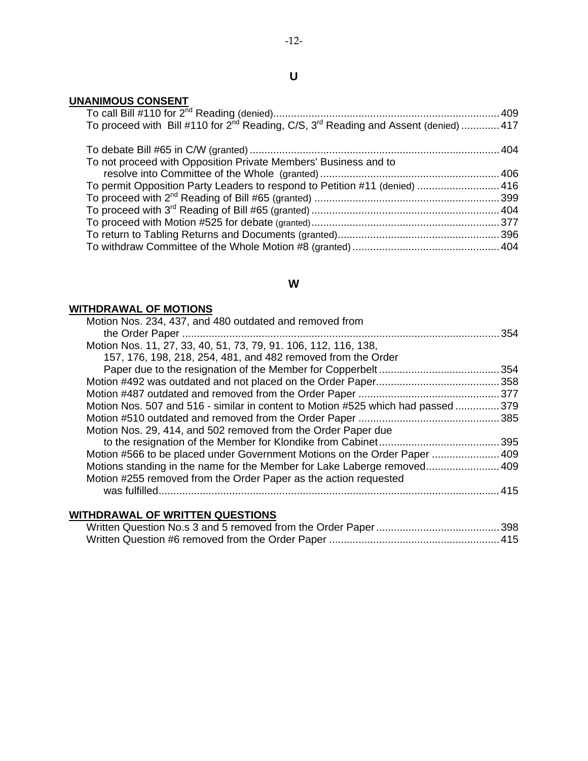## U

### UNANIMOUS CONSENT

To call Bill #110 for 2nd Reading (denied) ..... 409
To proceed with Bill #110 for 2nd Reading, C/S, 3rd Reading and Assent (denied) ..... 417

To debate Bill #65 in C/W (granted) ..... 404
To not proceed with Opposition Private Members' Business and to resolve into Committee of the Whole (granted) ..... 406
To permit Opposition Party Leaders to respond to Petition #11 (denied) ..... 416
To proceed with 2nd Reading of Bill #65 (granted) ..... 399
To proceed with 3rd Reading of Bill #65 (granted) ..... 404
To proceed with Motion #525 for debate (granted) ..... 377
To return to Tabling Returns and Documents (granted) ..... 396
To withdraw Committee of the Whole Motion #8 (granted) ..... 404

## W

### WITHDRAWAL OF MOTIONS

Motion Nos. 234, 437, and 480 outdated and removed from the Order Paper ..... 354
Motion Nos. 11, 27, 33, 40, 51, 73, 79, 91. 106, 112, 116, 138, 157, 176, 198, 218, 254, 481, and 482 removed from the Order Paper due to the resignation of the Member for Copperbelt ..... 354
Motion #492 was outdated and not placed on the Order Paper ..... 358
Motion #487 outdated and removed from the Order Paper ..... 377
Motion Nos. 507 and 516 - similar in content to Motion #525 which had passed ..... 379
Motion #510 outdated and removed from the Order Paper ..... 385
Motion Nos. 29, 414, and 502 removed from the Order Paper due to the resignation of the Member for Klondike from Cabinet ..... 395
Motion #566 to be placed under Government Motions on the Order Paper ..... 409
Motions standing in the name for the Member for Lake Laberge removed ..... 409
Motion #255 removed from the Order Paper as the action requested was fulfilled ..... 415

### WITHDRAWAL OF WRITTEN QUESTIONS

Written Question No.s 3 and 5 removed from the Order Paper ..... 398
Written Question #6 removed from the Order Paper ..... 415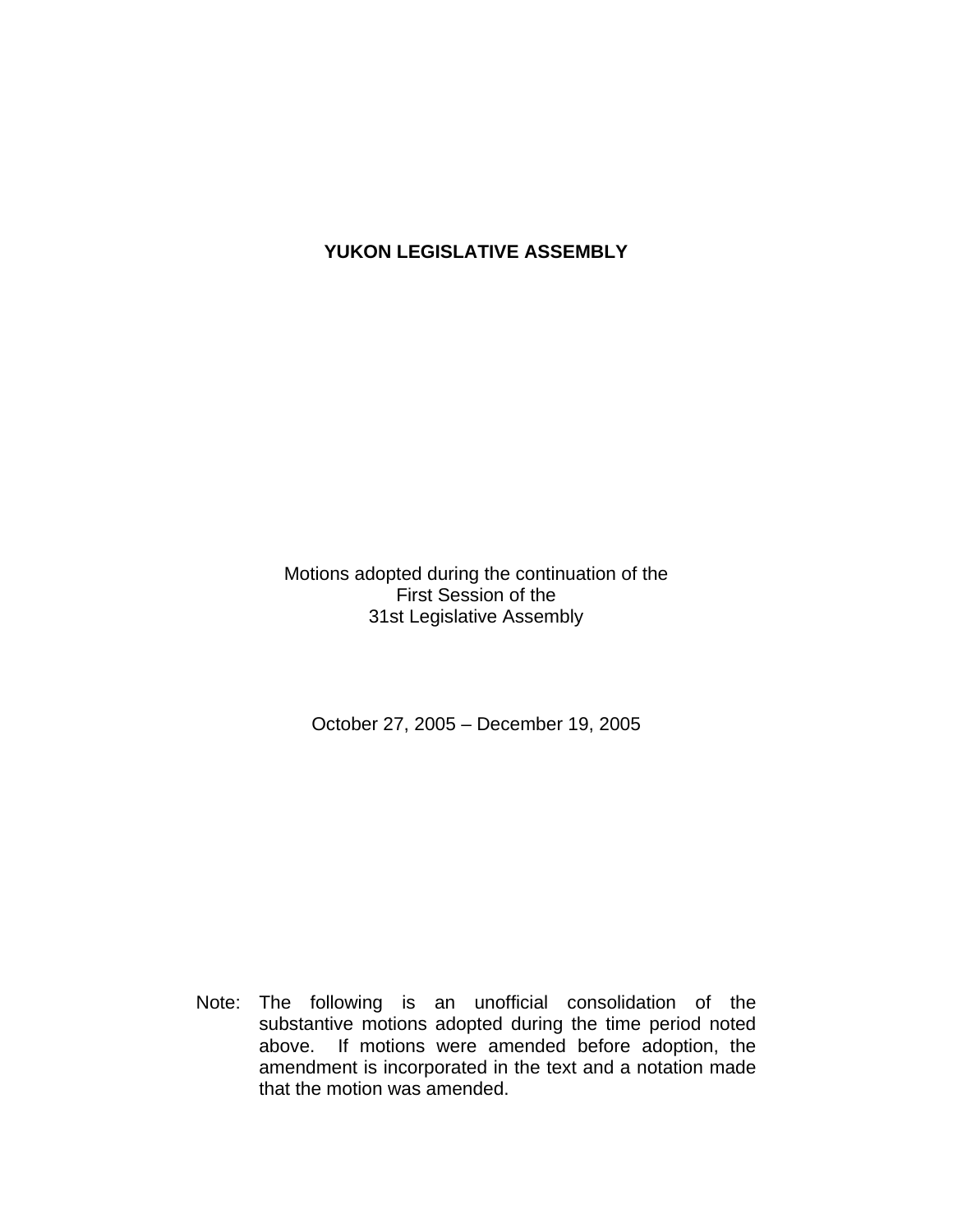# YUKON LEGISLATIVE ASSEMBLY

Motions adopted during the continuation of the
First Session of the
31st Legislative Assembly

October 27, 2005 – December 19, 2005

Note: The following is an unofficial consolidation of the substantive motions adopted during the time period noted above. If motions were amended before adoption, the amendment is incorporated in the text and a notation made that the motion was amended.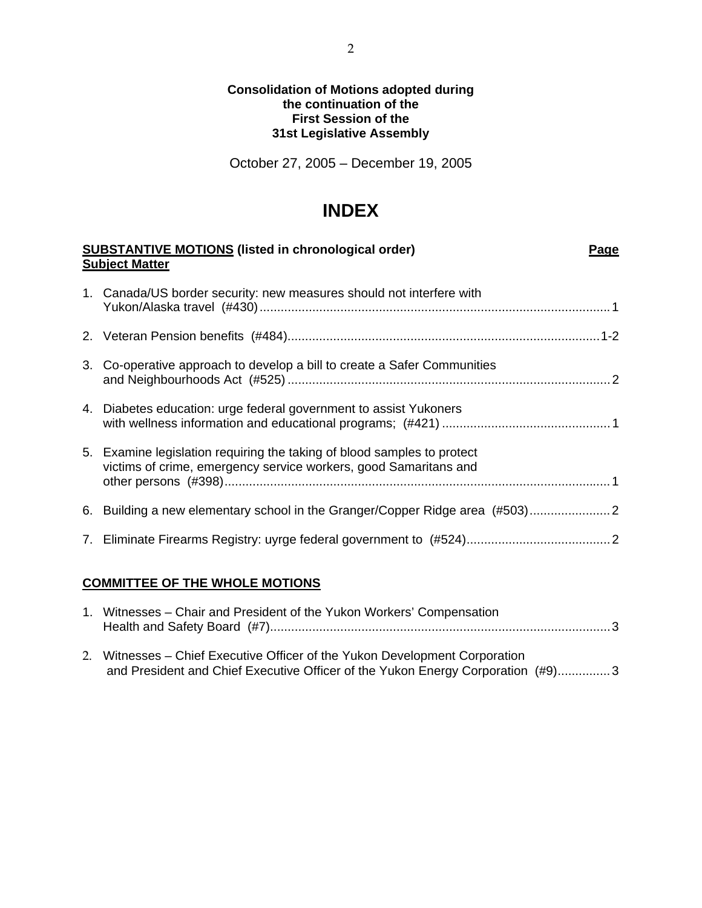**Consolidation of Motions adopted during the continuation of the First Session of the 31st Legislative Assembly**

October 27, 2005 – December 19, 2005

# INDEX

**<u>SUBSTANTIVE MOTIONS</u> (listed in chronological order)** **<u>Page</u>**
**<u>Subject Matter</u>**

1. Canada/US border security: new measures should not interfere with Yukon/Alaska travel (#430) .................... 1
2. Veteran Pension benefits (#484) .................... 1-2
3. Co-operative approach to develop a bill to create a Safer Communities and Neighbourhoods Act (#525) .................... 2
4. Diabetes education: urge federal government to assist Yukoners with wellness information and educational programs; (#421) .................... 1
5. Examine legislation requiring the taking of blood samples to protect victims of crime, emergency service workers, good Samaritans and other persons (#398) .................... 1
6. Building a new elementary school in the Granger/Copper Ridge area (#503) .................... 2
7. Eliminate Firearms Registry: uyrge federal government to (#524) .................... 2

**<u>COMMITTEE OF THE WHOLE MOTIONS</u>**

1. Witnesses – Chair and President of the Yukon Workers' Compensation Health and Safety Board (#7) .................... 3
2. Witnesses – Chief Executive Officer of the Yukon Development Corporation and President and Chief Executive Officer of the Yukon Energy Corporation (#9) .................... 3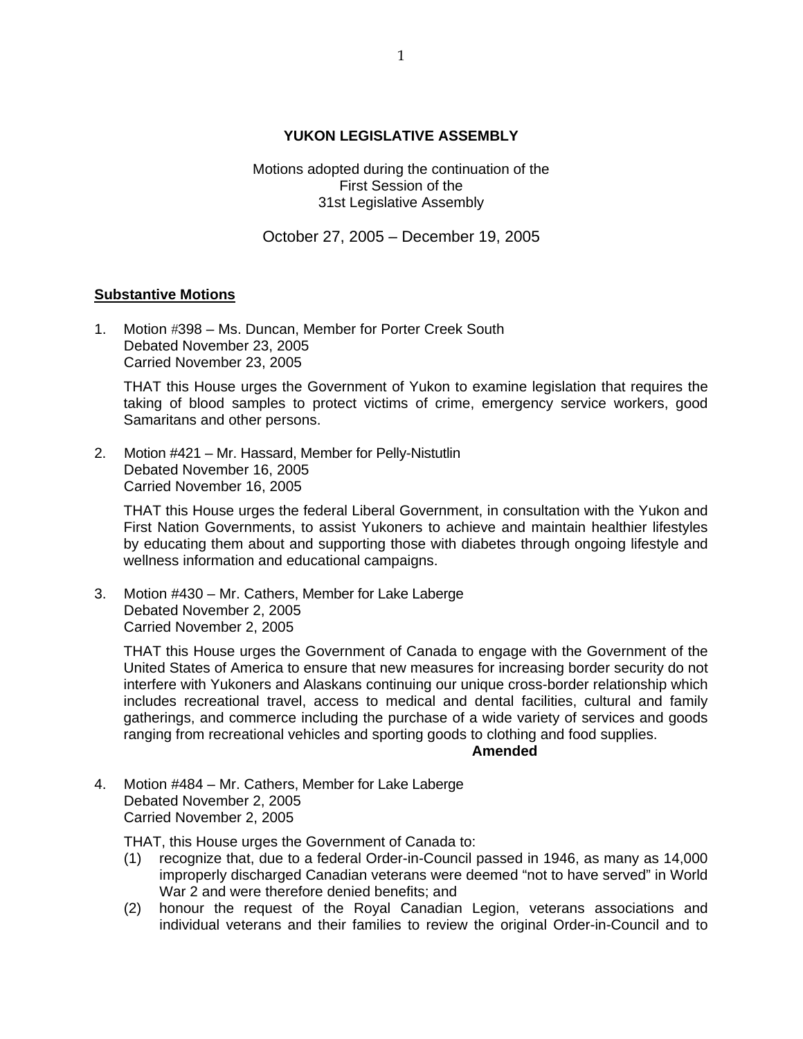**YUKON LEGISLATIVE ASSEMBLY**

Motions adopted during the continuation of the
First Session of the
31st Legislative Assembly

October 27, 2005 – December 19, 2005

**Substantive Motions**

1. Motion #398 – Ms. Duncan, Member for Porter Creek South
   Debated November 23, 2005
   Carried November 23, 2005

   THAT this House urges the Government of Yukon to examine legislation that requires the taking of blood samples to protect victims of crime, emergency service workers, good Samaritans and other persons.

2. Motion #421 – Mr. Hassard, Member for Pelly-Nistutlin
   Debated November 16, 2005
   Carried November 16, 2005

   THAT this House urges the federal Liberal Government, in consultation with the Yukon and First Nation Governments, to assist Yukoners to achieve and maintain healthier lifestyles by educating them about and supporting those with diabetes through ongoing lifestyle and wellness information and educational campaigns.

3. Motion #430 – Mr. Cathers, Member for Lake Laberge
   Debated November 2, 2005
   Carried November 2, 2005

   THAT this House urges the Government of Canada to engage with the Government of the United States of America to ensure that new measures for increasing border security do not interfere with Yukoners and Alaskans continuing our unique cross-border relationship which includes recreational travel, access to medical and dental facilities, cultural and family gatherings, and commerce including the purchase of a wide variety of services and goods ranging from recreational vehicles and sporting goods to clothing and food supplies.

   **Amended**

4. Motion #484 – Mr. Cathers, Member for Lake Laberge
   Debated November 2, 2005
   Carried November 2, 2005

   THAT, this House urges the Government of Canada to:
   (1) recognize that, due to a federal Order-in-Council passed in 1946, as many as 14,000 improperly discharged Canadian veterans were deemed "not to have served" in World War 2 and were therefore denied benefits; and
   (2) honour the request of the Royal Canadian Legion, veterans associations and individual veterans and their families to review the original Order-in-Council and to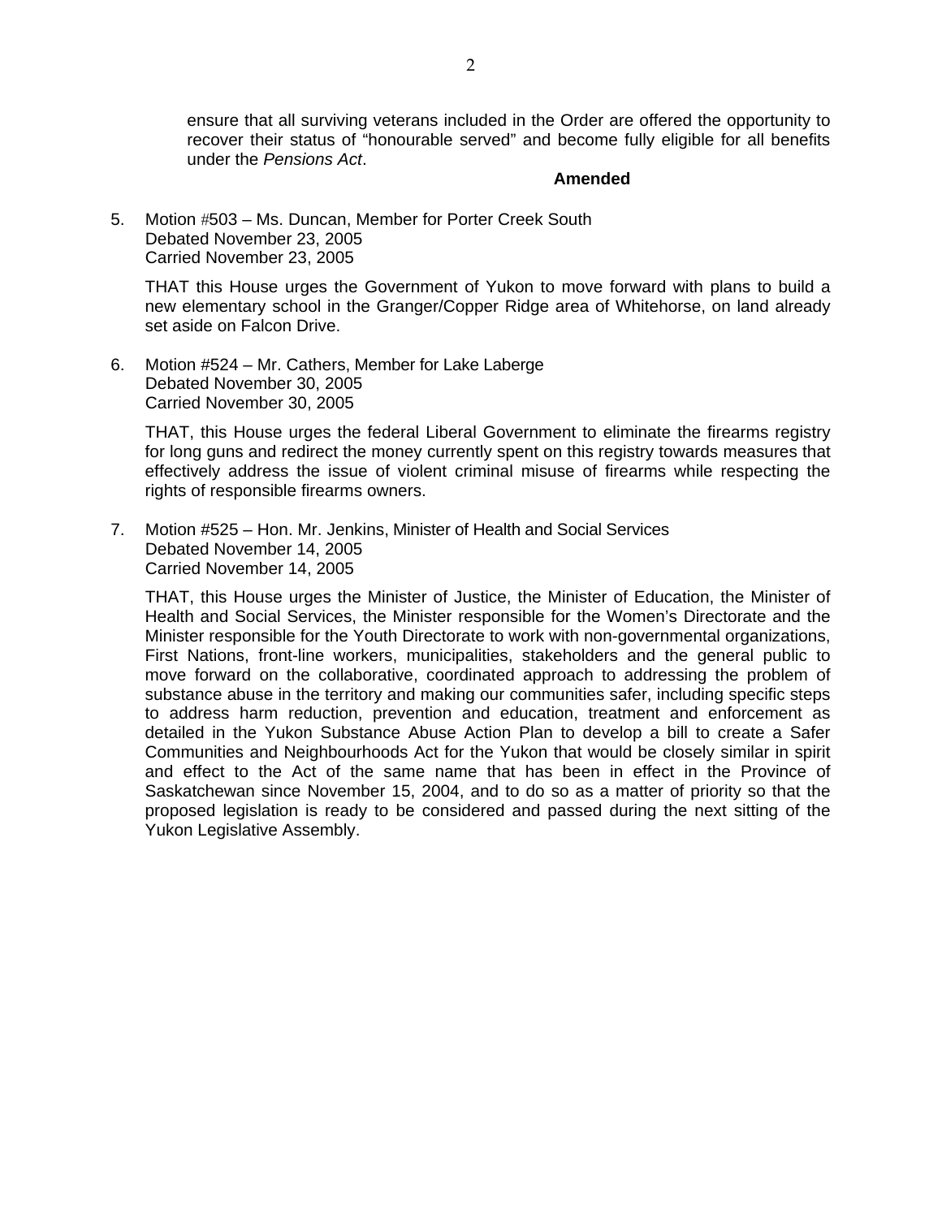ensure that all surviving veterans included in the Order are offered the opportunity to recover their status of "honourable served" and become fully eligible for all benefits under the *Pensions Act*.

**Amended**

5. Motion #503 – Ms. Duncan, Member for Porter Creek South
   Debated November 23, 2005
   Carried November 23, 2005

   THAT this House urges the Government of Yukon to move forward with plans to build a new elementary school in the Granger/Copper Ridge area of Whitehorse, on land already set aside on Falcon Drive.

6. Motion #524 – Mr. Cathers, Member for Lake Laberge
   Debated November 30, 2005
   Carried November 30, 2005

   THAT, this House urges the federal Liberal Government to eliminate the firearms registry for long guns and redirect the money currently spent on this registry towards measures that effectively address the issue of violent criminal misuse of firearms while respecting the rights of responsible firearms owners.

7. Motion #525 – Hon. Mr. Jenkins, Minister of Health and Social Services
   Debated November 14, 2005
   Carried November 14, 2005

   THAT, this House urges the Minister of Justice, the Minister of Education, the Minister of Health and Social Services, the Minister responsible for the Women's Directorate and the Minister responsible for the Youth Directorate to work with non-governmental organizations, First Nations, front-line workers, municipalities, stakeholders and the general public to move forward on the collaborative, coordinated approach to addressing the problem of substance abuse in the territory and making our communities safer, including specific steps to address harm reduction, prevention and education, treatment and enforcement as detailed in the Yukon Substance Abuse Action Plan to develop a bill to create a Safer Communities and Neighbourhoods Act for the Yukon that would be closely similar in spirit and effect to the Act of the same name that has been in effect in the Province of Saskatchewan since November 15, 2004, and to do so as a matter of priority so that the proposed legislation is ready to be considered and passed during the next sitting of the Yukon Legislative Assembly.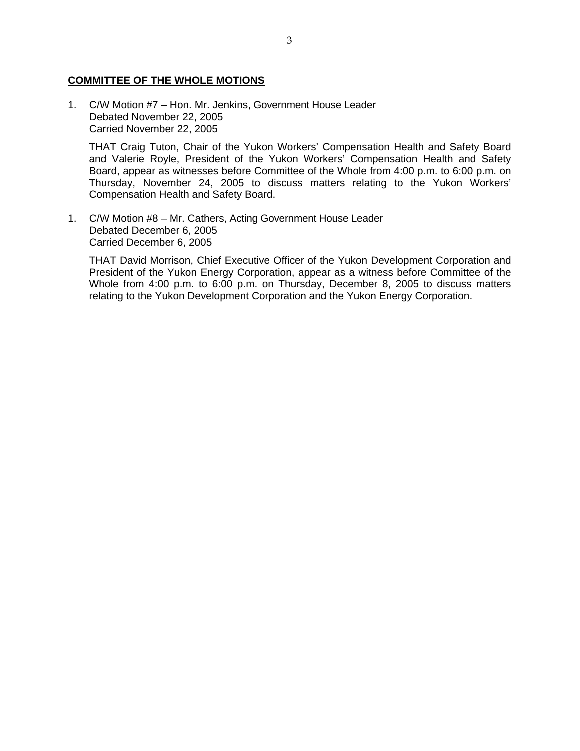**COMMITTEE OF THE WHOLE MOTIONS**

1. C/W Motion #7 – Hon. Mr. Jenkins, Government House Leader
   Debated November 22, 2005
   Carried November 22, 2005

   THAT Craig Tuton, Chair of the Yukon Workers' Compensation Health and Safety Board and Valerie Royle, President of the Yukon Workers' Compensation Health and Safety Board, appear as witnesses before Committee of the Whole from 4:00 p.m. to 6:00 p.m. on Thursday, November 24, 2005 to discuss matters relating to the Yukon Workers' Compensation Health and Safety Board.

1. C/W Motion #8 – Mr. Cathers, Acting Government House Leader
   Debated December 6, 2005
   Carried December 6, 2005

   THAT David Morrison, Chief Executive Officer of the Yukon Development Corporation and President of the Yukon Energy Corporation, appear as a witness before Committee of the Whole from 4:00 p.m. to 6:00 p.m. on Thursday, December 8, 2005 to discuss matters relating to the Yukon Development Corporation and the Yukon Energy Corporation.